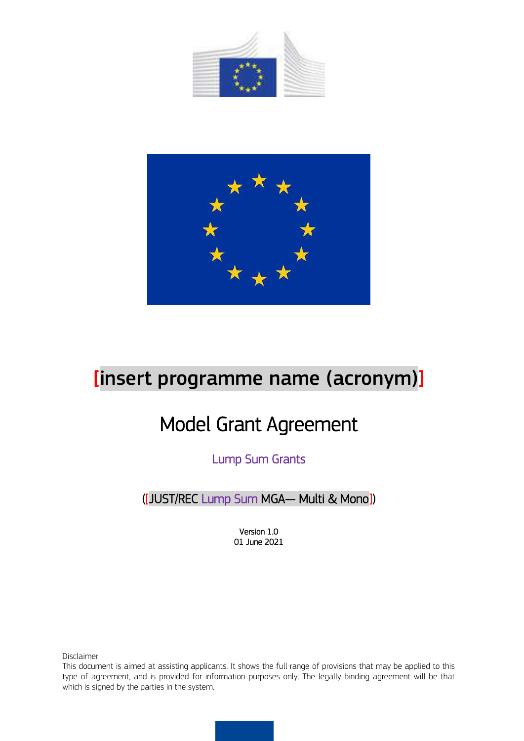# [insert programme name (acronym)]

# Model Grant Agreement

Lump Sum Grants

([JUST/REC Lump Sum MGA— Multi & Mono])

Version 1.0
01 June 2021

Disclaimer
This document is aimed at assisting applicants. It shows the full range of provisions that may be applied to this type of agreement, and is provided for information purposes only. The legally binding agreement will be that which is signed by the parties in the system.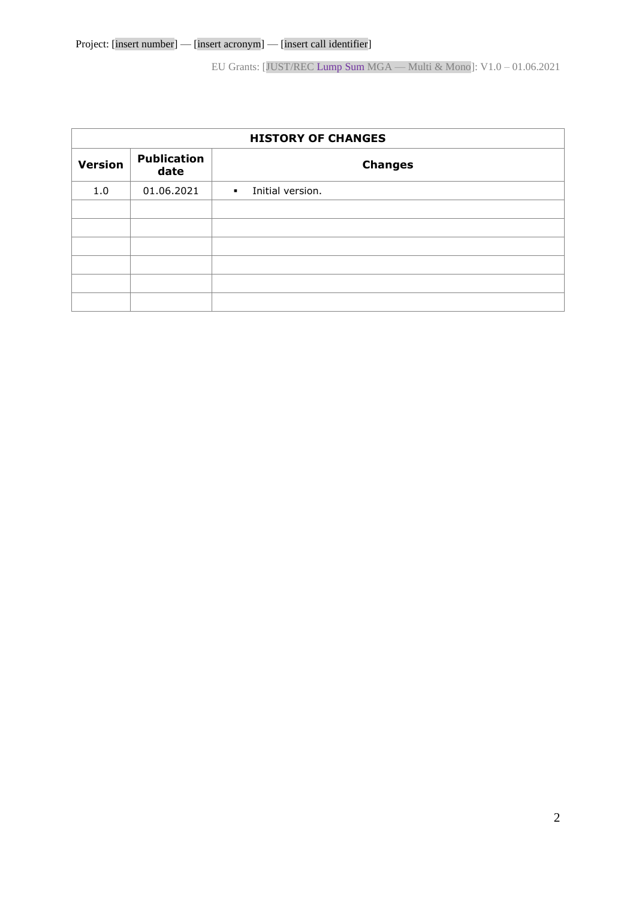| HISTORY OF CHANGES | | |
|---|---|---|
| **Version** | **Publication date** | **Changes** |
| 1.0 | 01.06.2021 | ▪ Initial version. |
| | | |
| | | |
| | | |
| | | |
| | | |
| | | |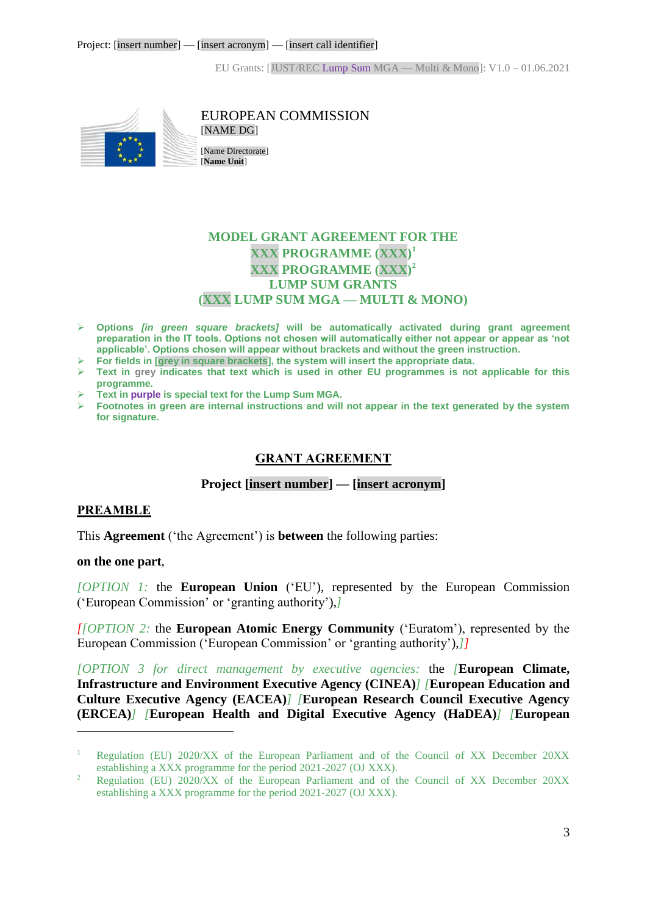EUROPEAN COMMISSION
[NAME DG]

[Name Directorate]
[**Name Unit**]

# MODEL GRANT AGREEMENT FOR THE XXX PROGRAMME (XXX)[1] XXX PROGRAMME (XXX)[2] LUMP SUM GRANTS (XXX LUMP SUM MGA — MULTI & MONO)

- **Options *[in green square brackets]* will be automatically activated during grant agreement preparation in the IT tools. Options not chosen will automatically either not appear or appear as 'not applicable'. Options chosen will appear without brackets and without the green instruction.**
- **For fields in [grey in square brackets], the system will insert the appropriate data.**
- **Text in grey indicates that text which is used in other EU programmes is not applicable for this programme.**
- **Text in purple is special text for the Lump Sum MGA.**
- **Footnotes in green are internal instructions and will not appear in the text generated by the system for signature.**

## GRANT AGREEMENT

**Project [insert number] — [insert acronym]**

## PREAMBLE

This **Agreement** ('the Agreement') is **between** the following parties:

**on the one part**,

*[OPTION 1:* the **European Union** ('EU'), represented by the European Commission ('European Commission' or 'granting authority'),*]*

*[[OPTION 2:* the **European Atomic Energy Community** ('Euratom'), represented by the European Commission ('European Commission' or 'granting authority'),*]]*

*[OPTION 3 for direct management by executive agencies:* the *[***European Climate, Infrastructure and Environment Executive Agency (CINEA)***] [***European Education and Culture Executive Agency (EACEA)***] [***European Research Council Executive Agency (ERCEA)***] [***European Health and Digital Executive Agency (HaDEA)***] [***European**

---

[1] Regulation (EU) 2020/XX of the European Parliament and of the Council of XX December 20XX establishing a XXX programme for the period 2021-2027 (OJ XXX).

[2] Regulation (EU) 2020/XX of the European Parliament and of the Council of XX December 20XX establishing a XXX programme for the period 2021-2027 (OJ XXX).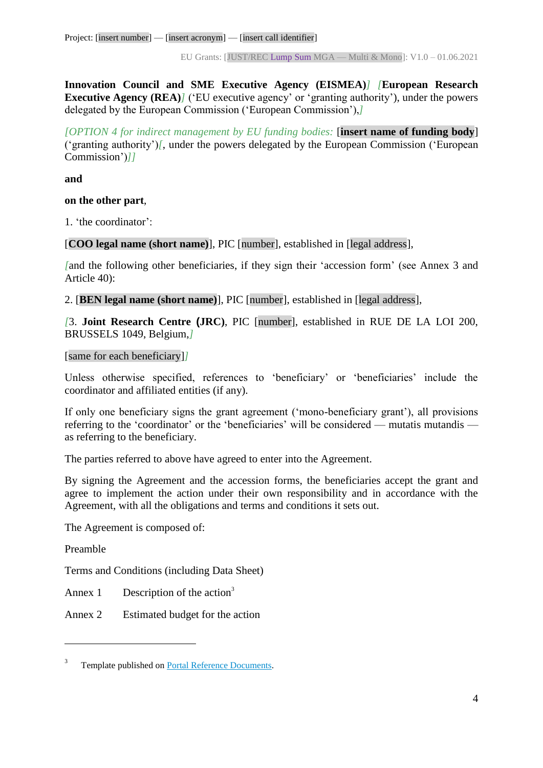**Innovation Council and SME Executive Agency (EISMEA)**] [**European Research Executive Agency (REA)**] ('EU executive agency' or 'granting authority'), under the powers delegated by the European Commission ('European Commission'),]

*[OPTION 4 for indirect management by EU funding bodies:* [**insert name of funding body**] ('granting authority')[, under the powers delegated by the European Commission ('European Commission')]]

**and**

**on the other part**,

1. 'the coordinator':

[**COO legal name (short name)**], PIC [number], established in [legal address],

[and the following other beneficiaries, if they sign their 'accession form' (see Annex 3 and Article 40):

2. [**BEN legal name (short name)**], PIC [number], established in [legal address],

[3. **Joint Research Centre (JRC)**, PIC [number], established in RUE DE LA LOI 200, BRUSSELS 1049, Belgium,]

[same for each beneficiary]]

Unless otherwise specified, references to 'beneficiary' or 'beneficiaries' include the coordinator and affiliated entities (if any).

If only one beneficiary signs the grant agreement ('mono-beneficiary grant'), all provisions referring to the 'coordinator' or the 'beneficiaries' will be considered — mutatis mutandis — as referring to the beneficiary.

The parties referred to above have agreed to enter into the Agreement.

By signing the Agreement and the accession forms, the beneficiaries accept the grant and agree to implement the action under their own responsibility and in accordance with the Agreement, with all the obligations and terms and conditions it sets out.

The Agreement is composed of:

Preamble

Terms and Conditions (including Data Sheet)

Annex 1 Description of the action[3]

Annex 2 Estimated budget for the action

---

[3] Template published on Portal Reference Documents.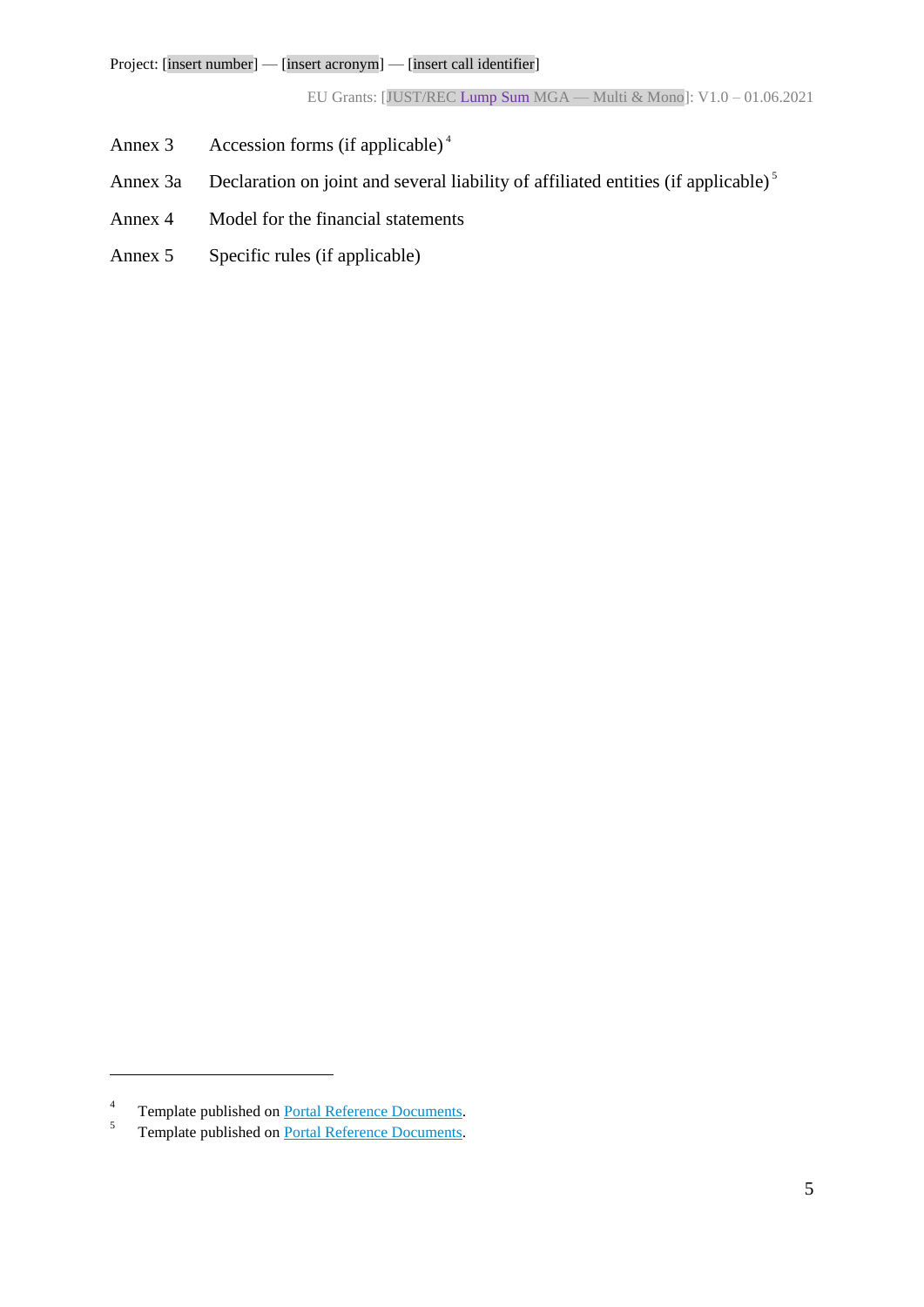Annex 3 Accession forms (if applicable) [4]

Annex 3a Declaration on joint and several liability of affiliated entities (if applicable) [5]

Annex 4 Model for the financial statements

Annex 5 Specific rules (if applicable)

---

[4] Template published on [Portal Reference Documents](Portal Reference Documents).

[5] Template published on [Portal Reference Documents](Portal Reference Documents).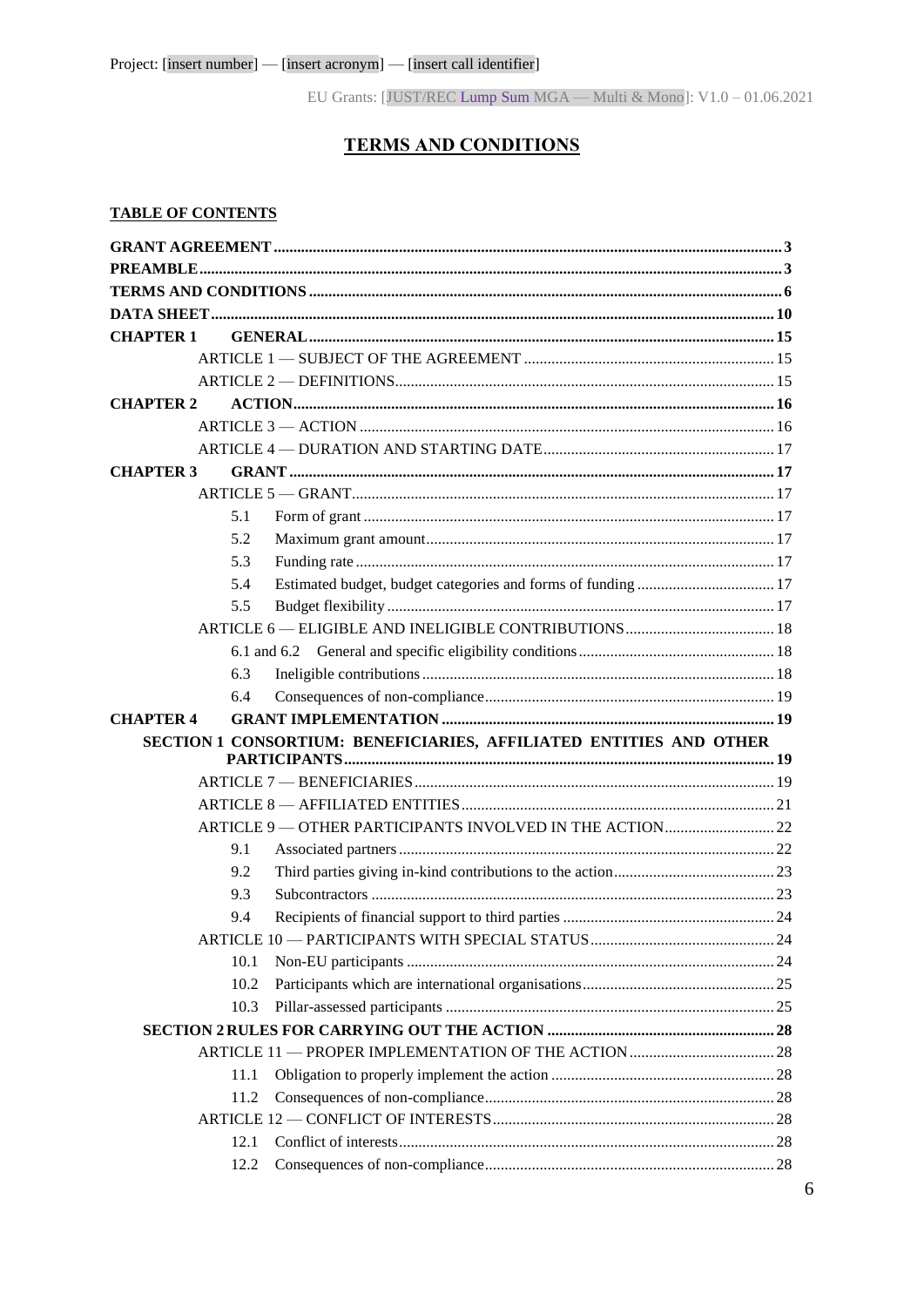# TERMS AND CONDITIONS

**TABLE OF CONTENTS**

**GRANT AGREEMENT** ..... 3

**PREAMBLE** ..... 3

**TERMS AND CONDITIONS** ..... 6

**DATA SHEET** ..... 10

**CHAPTER 1 GENERAL** ..... 15

- ARTICLE 1 — SUBJECT OF THE AGREEMENT ..... 15
- ARTICLE 2 — DEFINITIONS ..... 15

**CHAPTER 2 ACTION** ..... 16

- ARTICLE 3 — ACTION ..... 16
- ARTICLE 4 — DURATION AND STARTING DATE ..... 17

**CHAPTER 3 GRANT** ..... 17

- ARTICLE 5 — GRANT ..... 17
  - 5.1 Form of grant ..... 17
  - 5.2 Maximum grant amount ..... 17
  - 5.3 Funding rate ..... 17
  - 5.4 Estimated budget, budget categories and forms of funding ..... 17
  - 5.5 Budget flexibility ..... 17
- ARTICLE 6 — ELIGIBLE AND INELIGIBLE CONTRIBUTIONS ..... 18
  - 6.1 and 6.2 General and specific eligibility conditions ..... 18
  - 6.3 Ineligible contributions ..... 18
  - 6.4 Consequences of non-compliance ..... 19

**CHAPTER 4 GRANT IMPLEMENTATION** ..... 19

**SECTION 1 CONSORTIUM: BENEFICIARIES, AFFILIATED ENTITIES AND OTHER PARTICIPANTS** ..... 19

- ARTICLE 7 — BENEFICIARIES ..... 19
- ARTICLE 8 — AFFILIATED ENTITIES ..... 21
- ARTICLE 9 — OTHER PARTICIPANTS INVOLVED IN THE ACTION ..... 22
  - 9.1 Associated partners ..... 22
  - 9.2 Third parties giving in-kind contributions to the action ..... 23
  - 9.3 Subcontractors ..... 23
  - 9.4 Recipients of financial support to third parties ..... 24
- ARTICLE 10 — PARTICIPANTS WITH SPECIAL STATUS ..... 24
  - 10.1 Non-EU participants ..... 24
  - 10.2 Participants which are international organisations ..... 25
  - 10.3 Pillar-assessed participants ..... 25

**SECTION 2 RULES FOR CARRYING OUT THE ACTION** ..... 28

- ARTICLE 11 — PROPER IMPLEMENTATION OF THE ACTION ..... 28
  - 11.1 Obligation to properly implement the action ..... 28
  - 11.2 Consequences of non-compliance ..... 28
- ARTICLE 12 — CONFLICT OF INTERESTS ..... 28
  - 12.1 Conflict of interests ..... 28
  - 12.2 Consequences of non-compliance ..... 28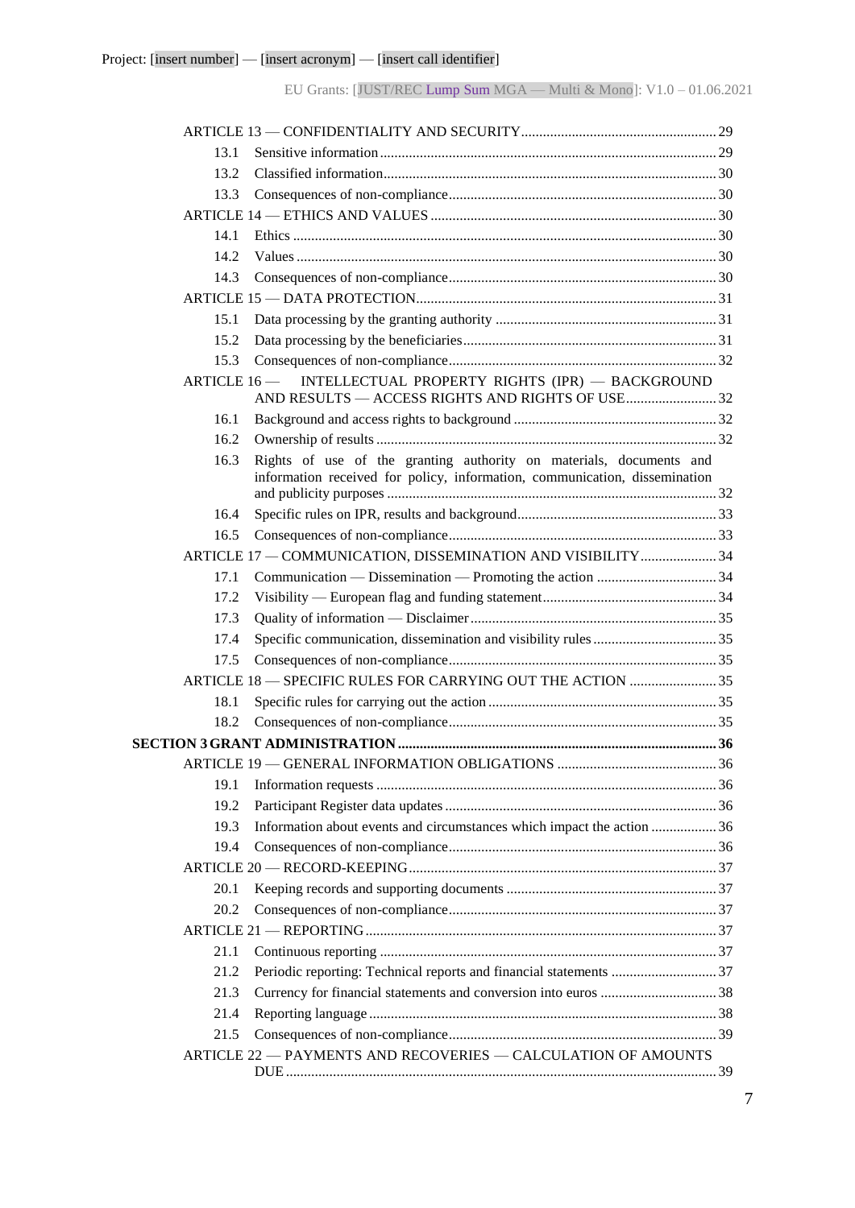ARTICLE 13 — CONFIDENTIALITY AND SECURITY ..... 29

13.1 Sensitive information ..... 29

13.2 Classified information ..... 30

13.3 Consequences of non-compliance ..... 30

ARTICLE 14 — ETHICS AND VALUES ..... 30

14.1 Ethics ..... 30

14.2 Values ..... 30

14.3 Consequences of non-compliance ..... 30

ARTICLE 15 — DATA PROTECTION ..... 31

15.1 Data processing by the granting authority ..... 31

15.2 Data processing by the beneficiaries ..... 31

15.3 Consequences of non-compliance ..... 32

ARTICLE 16 — INTELLECTUAL PROPERTY RIGHTS (IPR) — BACKGROUND AND RESULTS — ACCESS RIGHTS AND RIGHTS OF USE ..... 32

16.1 Background and access rights to background ..... 32

16.2 Ownership of results ..... 32

16.3 Rights of use of the granting authority on materials, documents and information received for policy, information, communication, dissemination and publicity purposes ..... 32

16.4 Specific rules on IPR, results and background ..... 33

16.5 Consequences of non-compliance ..... 33

ARTICLE 17 — COMMUNICATION, DISSEMINATION AND VISIBILITY ..... 34

17.1 Communication — Dissemination — Promoting the action ..... 34

17.2 Visibility — European flag and funding statement ..... 34

17.3 Quality of information — Disclaimer ..... 35

17.4 Specific communication, dissemination and visibility rules ..... 35

17.5 Consequences of non-compliance ..... 35

ARTICLE 18 — SPECIFIC RULES FOR CARRYING OUT THE ACTION ..... 35

18.1 Specific rules for carrying out the action ..... 35

18.2 Consequences of non-compliance ..... 35

**SECTION 3 GRANT ADMINISTRATION ..... 36**

ARTICLE 19 — GENERAL INFORMATION OBLIGATIONS ..... 36

19.1 Information requests ..... 36

19.2 Participant Register data updates ..... 36

19.3 Information about events and circumstances which impact the action ..... 36

19.4 Consequences of non-compliance ..... 36

ARTICLE 20 — RECORD-KEEPING ..... 37

20.1 Keeping records and supporting documents ..... 37

20.2 Consequences of non-compliance ..... 37

ARTICLE 21 — REPORTING ..... 37

21.1 Continuous reporting ..... 37

21.2 Periodic reporting: Technical reports and financial statements ..... 37

21.3 Currency for financial statements and conversion into euros ..... 38

21.4 Reporting language ..... 38

21.5 Consequences of non-compliance ..... 39

ARTICLE 22 — PAYMENTS AND RECOVERIES — CALCULATION OF AMOUNTS DUE ..... 39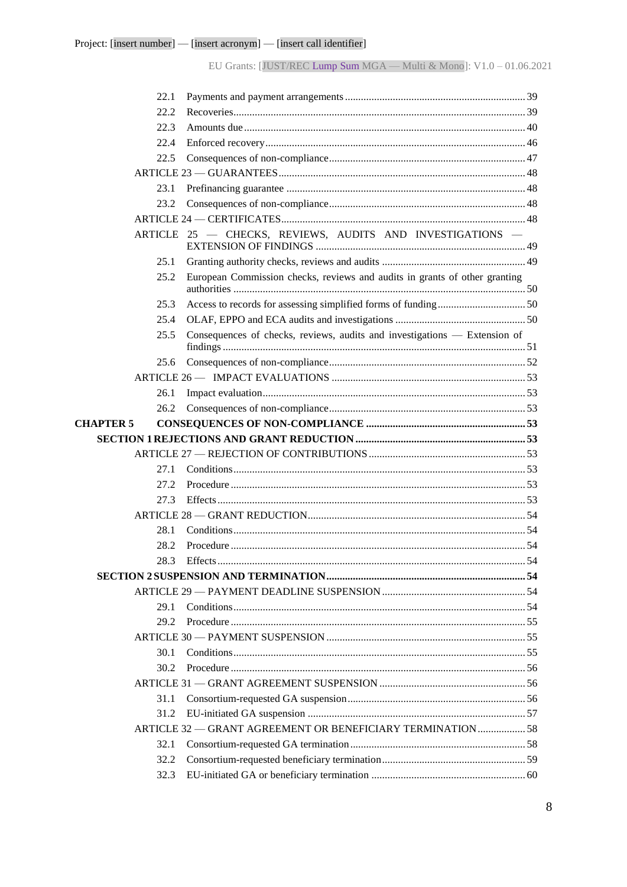| | | |
|---|---|---|
| 22.1 | Payments and payment arrangements | 39 |
| 22.2 | Recoveries | 39 |
| 22.3 | Amounts due | 40 |
| 22.4 | Enforced recovery | 46 |
| 22.5 | Consequences of non-compliance | 47 |
| | ARTICLE 23 — GUARANTEES | 48 |
| 23.1 | Prefinancing guarantee | 48 |
| 23.2 | Consequences of non-compliance | 48 |
| | ARTICLE 24 — CERTIFICATES | 48 |
| | ARTICLE 25 — CHECKS, REVIEWS, AUDITS AND INVESTIGATIONS — EXTENSION OF FINDINGS | 49 |
| 25.1 | Granting authority checks, reviews and audits | 49 |
| 25.2 | European Commission checks, reviews and audits in grants of other granting authorities | 50 |
| 25.3 | Access to records for assessing simplified forms of funding | 50 |
| 25.4 | OLAF, EPPO and ECA audits and investigations | 50 |
| 25.5 | Consequences of checks, reviews, audits and investigations — Extension of findings | 51 |
| 25.6 | Consequences of non-compliance | 52 |
| | ARTICLE 26 — IMPACT EVALUATIONS | 53 |
| 26.1 | Impact evaluation | 53 |
| 26.2 | Consequences of non-compliance | 53 |
| **CHAPTER 5** | **CONSEQUENCES OF NON-COMPLIANCE** | **53** |
| | **SECTION 1 REJECTIONS AND GRANT REDUCTION** | **53** |
| | ARTICLE 27 — REJECTION OF CONTRIBUTIONS | 53 |
| 27.1 | Conditions | 53 |
| 27.2 | Procedure | 53 |
| 27.3 | Effects | 53 |
| | ARTICLE 28 — GRANT REDUCTION | 54 |
| 28.1 | Conditions | 54 |
| 28.2 | Procedure | 54 |
| 28.3 | Effects | 54 |
| | **SECTION 2 SUSPENSION AND TERMINATION** | **54** |
| | ARTICLE 29 — PAYMENT DEADLINE SUSPENSION | 54 |
| 29.1 | Conditions | 54 |
| 29.2 | Procedure | 55 |
| | ARTICLE 30 — PAYMENT SUSPENSION | 55 |
| 30.1 | Conditions | 55 |
| 30.2 | Procedure | 56 |
| | ARTICLE 31 — GRANT AGREEMENT SUSPENSION | 56 |
| 31.1 | Consortium-requested GA suspension | 56 |
| 31.2 | EU-initiated GA suspension | 57 |
| | ARTICLE 32 — GRANT AGREEMENT OR BENEFICIARY TERMINATION | 58 |
| 32.1 | Consortium-requested GA termination | 58 |
| 32.2 | Consortium-requested beneficiary termination | 59 |
| 32.3 | EU-initiated GA or beneficiary termination | 60 |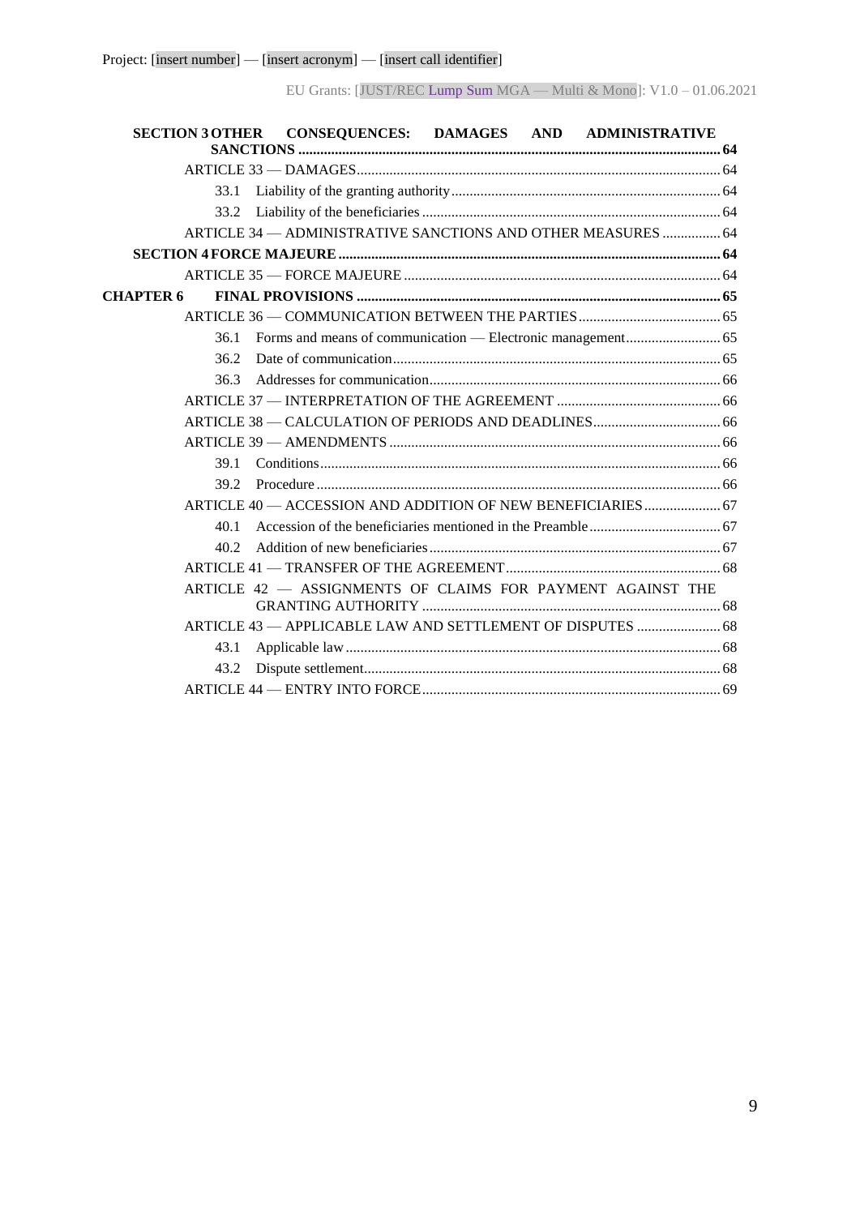**SECTION 3 OTHER CONSEQUENCES: DAMAGES AND ADMINISTRATIVE SANCTIONS** ........ 64

ARTICLE 33 — DAMAGES ........ 64

33.1 Liability of the granting authority ........ 64

33.2 Liability of the beneficiaries ........ 64

ARTICLE 34 — ADMINISTRATIVE SANCTIONS AND OTHER MEASURES ........ 64

**SECTION 4 FORCE MAJEURE** ........ 64

ARTICLE 35 — FORCE MAJEURE ........ 64

**CHAPTER 6 FINAL PROVISIONS** ........ 65

ARTICLE 36 — COMMUNICATION BETWEEN THE PARTIES ........ 65

36.1 Forms and means of communication — Electronic management ........ 65

36.2 Date of communication ........ 65

36.3 Addresses for communication ........ 66

ARTICLE 37 — INTERPRETATION OF THE AGREEMENT ........ 66

ARTICLE 38 — CALCULATION OF PERIODS AND DEADLINES ........ 66

ARTICLE 39 — AMENDMENTS ........ 66

39.1 Conditions ........ 66

39.2 Procedure ........ 66

ARTICLE 40 — ACCESSION AND ADDITION OF NEW BENEFICIARIES ........ 67

40.1 Accession of the beneficiaries mentioned in the Preamble ........ 67

40.2 Addition of new beneficiaries ........ 67

ARTICLE 41 — TRANSFER OF THE AGREEMENT ........ 68

ARTICLE 42 — ASSIGNMENTS OF CLAIMS FOR PAYMENT AGAINST THE GRANTING AUTHORITY ........ 68

ARTICLE 43 — APPLICABLE LAW AND SETTLEMENT OF DISPUTES ........ 68

43.1 Applicable law ........ 68

43.2 Dispute settlement ........ 68

ARTICLE 44 — ENTRY INTO FORCE ........ 69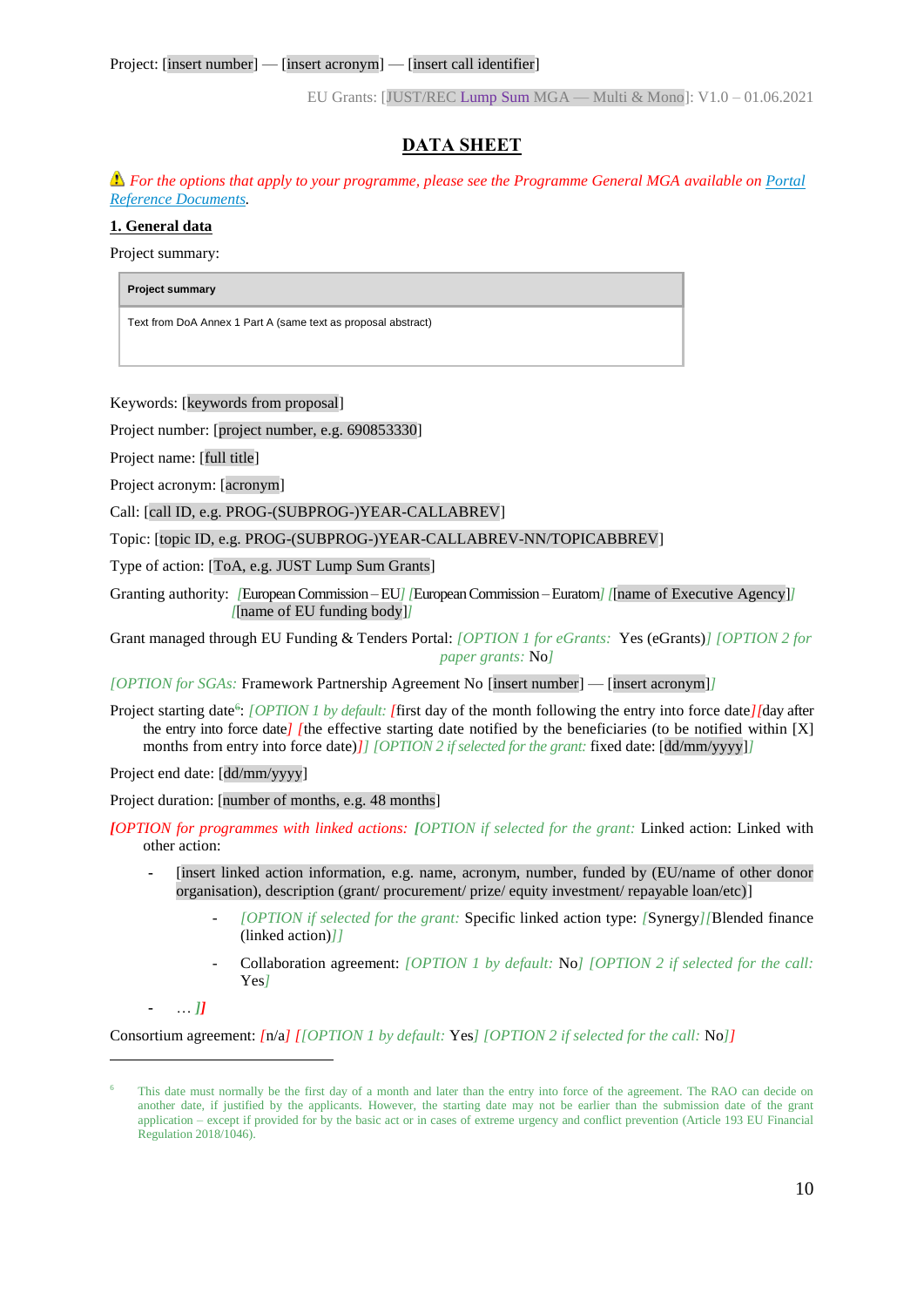Project: [insert number] — [insert acronym] — [insert call identifier]

EU Grants: [JUST/REC Lump Sum MGA — Multi & Mono]: V1.0 – 01.06.2021

# DATA SHEET

⚠ *For the options that apply to your programme, please see the Programme General MGA available on [Portal Reference Documents](Portal Reference Documents).*

## 1. General data

Project summary:

| Project summary |
|---|
| Text from DoA Annex 1 Part A (same text as proposal abstract) |

Keywords: [keywords from proposal]

Project number: [project number, e.g. 690853330]

Project name: [full title]

Project acronym: [acronym]

Call: [call ID, e.g. PROG-(SUBPROG-)YEAR-CALLABREV]

Topic: [topic ID, e.g. PROG-(SUBPROG-)YEAR-CALLABREV-NN/TOPICABBREV]

Type of action: [ToA, e.g. JUST Lump Sum Grants]

Granting authority: [European Commission – EU] [European Commission – Euratom] [[name of Executive Agency]] [[name of EU funding body]]

Grant managed through EU Funding & Tenders Portal: *[OPTION 1 for eGrants:* Yes (eGrants)*] [OPTION 2 for paper grants:* No*]*

*[OPTION for SGAs:* Framework Partnership Agreement No [insert number] — [insert acronym]*]*

Project starting date[6]: *[OPTION 1 by default: [*first day of the month following the entry into force date*][*day after the entry into force date*] [*the effective starting date notified by the beneficiaries (to be notified within [X] months from entry into force date)*]] [OPTION 2 if selected for the grant:* fixed date: [dd/mm/yyyy]*]*

Project end date: [dd/mm/yyyy]

Project duration: [number of months, e.g. 48 months]

*[OPTION for programmes with linked actions: [OPTION if selected for the grant:* Linked action: Linked with other action:

- [insert linked action information, e.g. name, acronym, number, funded by (EU/name of other donor organisation), description (grant/ procurement/ prize/ equity investment/ repayable loan/etc)]
  - *[OPTION if selected for the grant:* Specific linked action type: *[*Synergy*][*Blended finance (linked action)*]]*
  - Collaboration agreement: *[OPTION 1 by default:* No*] [OPTION 2 if selected for the call:* Yes*]*
- … *]]*

Consortium agreement: *[*n/a*] [[OPTION 1 by default:* Yes*] [OPTION 2 if selected for the call:* No*]]*

---

[6] This date must normally be the first day of a month and later than the entry into force of the agreement. The RAO can decide on another date, if justified by the applicants. However, the starting date may not be earlier than the submission date of the grant application – except if provided for by the basic act or in cases of extreme urgency and conflict prevention (Article 193 EU Financial Regulation 2018/1046).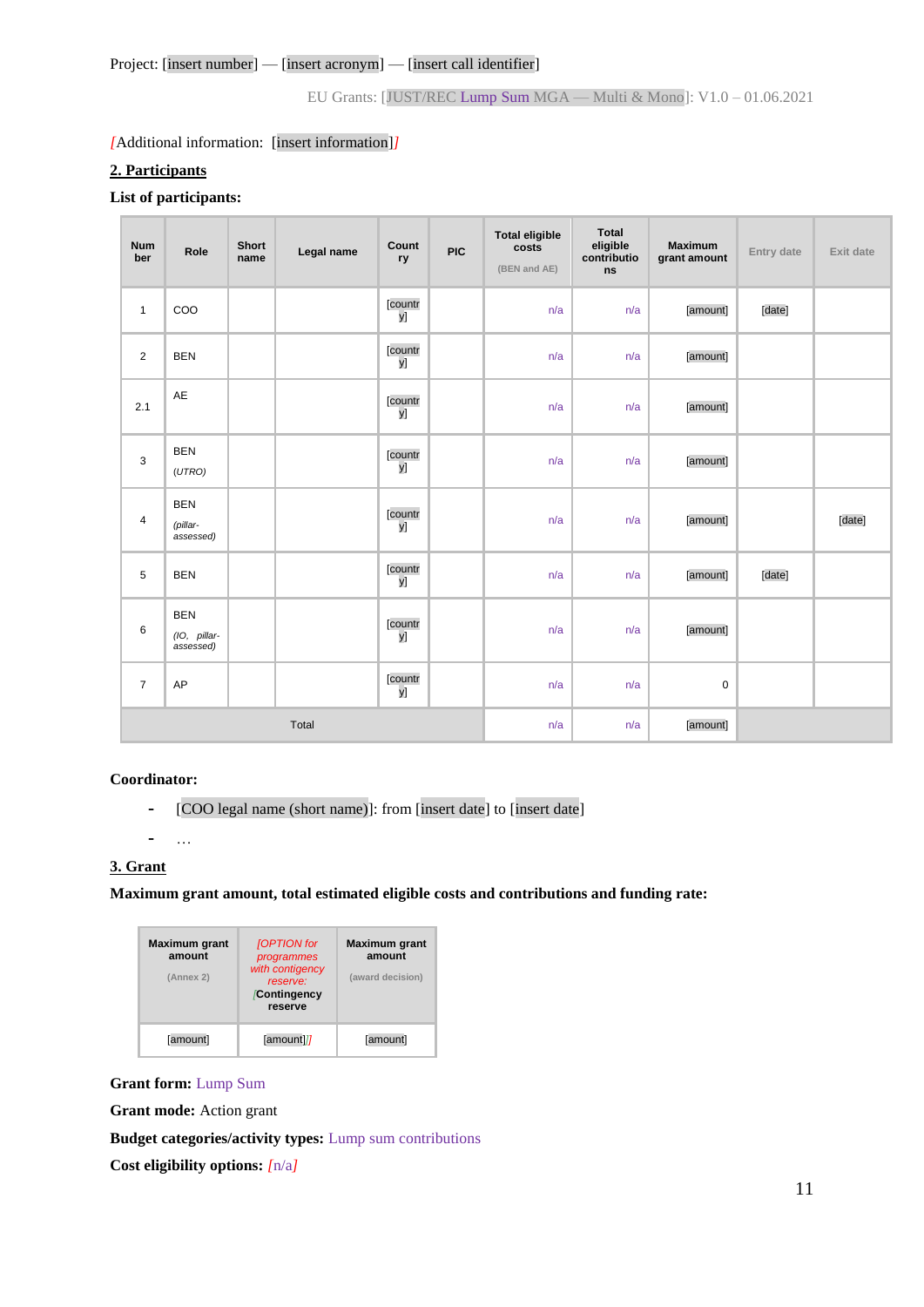Project: [insert number] — [insert acronym] — [insert call identifier]

EU Grants: [JUST/REC Lump Sum MGA — Multi & Mono]: V1.0 – 01.06.2021

*[*Additional information: [insert information]*]*

## 2. Participants

**List of participants:**

| Number | Role | Short name | Legal name | Country | PIC | Total eligible costs (BEN and AE) | Total eligible contributions | Maximum grant amount | Entry date | Exit date |
|---|---|---|---|---|---|---|---|---|---|---|
| 1 | COO | | | [country] | | n/a | n/a | [amount] | [date] | |
| 2 | BEN | | | [country] | | n/a | n/a | [amount] | | |
| 2.1 | AE | | | [country] | | n/a | n/a | [amount] | | |
| 3 | BEN *(UTRO)* | | | [country] | | n/a | n/a | [amount] | | |
| 4 | BEN *(pillar-assessed)* | | | [country] | | n/a | n/a | [amount] | | [date] |
| 5 | BEN | | | [country] | | n/a | n/a | [amount] | [date] | |
| 6 | BEN *(IO, pillar-assessed)* | | | [country] | | n/a | n/a | [amount] | | |
| 7 | AP | | | [country] | | n/a | n/a | 0 | | |
| Total | | | | | | n/a | n/a | [amount] | | |

**Coordinator:**

- [COO legal name (short name)]: from [insert date] to [insert date]
- …

## 3. Grant

**Maximum grant amount, total estimated eligible costs and contributions and funding rate:**

| Maximum grant amount (Annex 2) | *[OPTION for programmes with contigency reserve:* Contingency reserve | Maximum grant amount (award decision) |
|---|---|---|
| [amount] | [amount]*]* | [amount] |

**Grant form:** Lump Sum

**Grant mode:** Action grant

**Budget categories/activity types:** Lump sum contributions

**Cost eligibility options:** *[*n/a*]*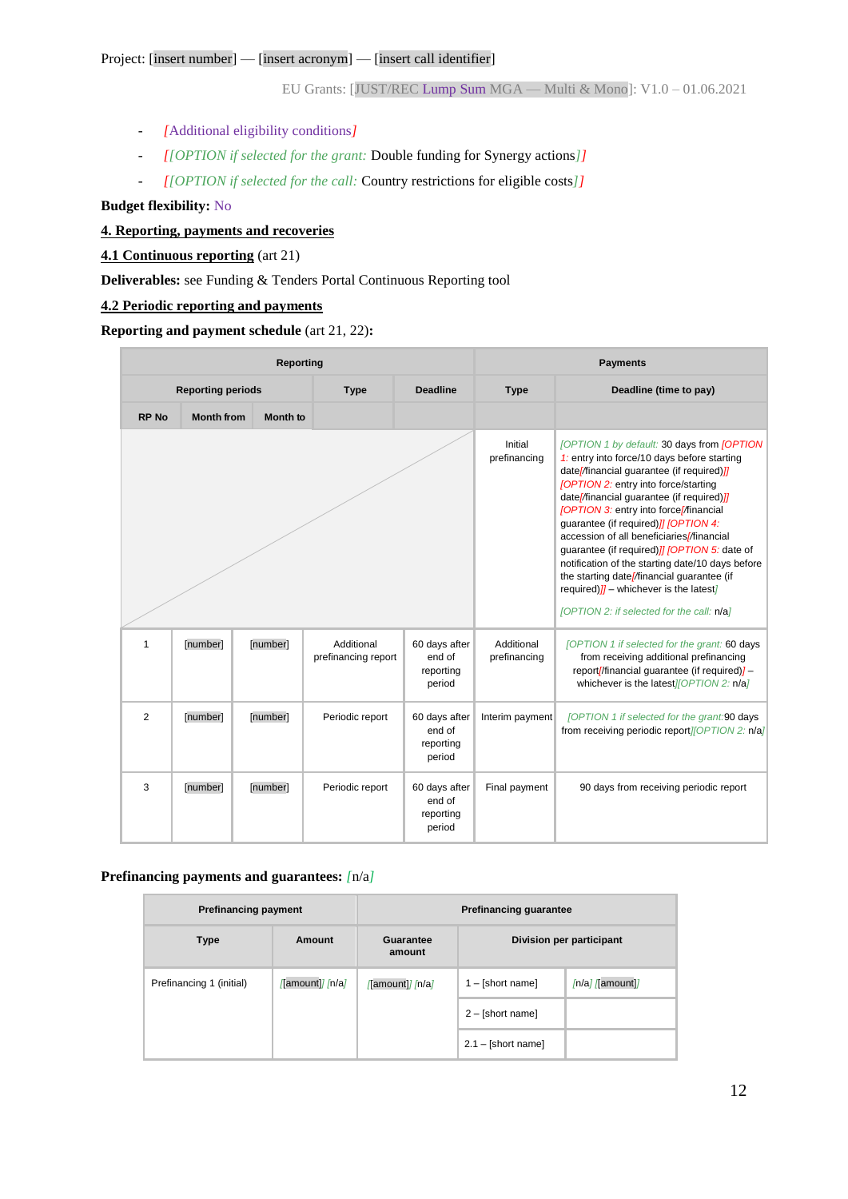- [Additional eligibility conditions]
- [[OPTION if selected for the grant: Double funding for Synergy actions]]
- [[OPTION if selected for the call: Country restrictions for eligible costs]]

**Budget flexibility:** No

**4. Reporting, payments and recoveries**

**4.1 Continuous reporting** (art 21)

**Deliverables:** see Funding & Tenders Portal Continuous Reporting tool

**4.2 Periodic reporting and payments**

**Reporting and payment schedule** (art 21, 22)**:**

| Reporting | | | | | Payments | |
|---|---|---|---|---|---|---|
| Reporting periods | | | Type | Deadline | Type | Deadline (time to pay) |
| RP No | Month from | Month to | | | | |
| | | | | | Initial prefinancing | [OPTION 1 by default: 30 days from [OPTION 1: entry into force/10 days before starting date[/financial guarantee (if required)]] [OPTION 2: entry into force/starting date[/financial guarantee (if required)]] [OPTION 3: entry into force[/financial guarantee (if required)]] [OPTION 4: accession of all beneficiaries[/financial guarantee (if required)]] [OPTION 5: date of notification of the starting date/10 days before the starting date[/financial guarantee (if required)]] – whichever is the latest] [OPTION 2: if selected for the call: n/a] |
| 1 | [number] | [number] | Additional prefinancing report | 60 days after end of reporting period | Additional prefinancing | [OPTION 1 if selected for the grant: 60 days from receiving additional prefinancing report[/financial guarantee (if required)] – whichever is the latest][OPTION 2: n/a] |
| 2 | [number] | [number] | Periodic report | 60 days after end of reporting period | Interim payment | [OPTION 1 if selected for the grant:90 days from receiving periodic report][OPTION 2: n/a] |
| 3 | [number] | [number] | Periodic report | 60 days after end of reporting period | Final payment | 90 days from receiving periodic report |

**Prefinancing payments and guarantees:** [n/a]

| Prefinancing payment | | Prefinancing guarantee | | |
|---|---|---|---|---|
| Type | Amount | Guarantee amount | Division per participant | |
| Prefinancing 1 (initial) | [[amount]] [n/a] | [[amount]] [n/a] | 1 – [short name] | [n/a] [[amount]] |
| | | | 2 – [short name] | |
| | | | 2.1 – [short name] | |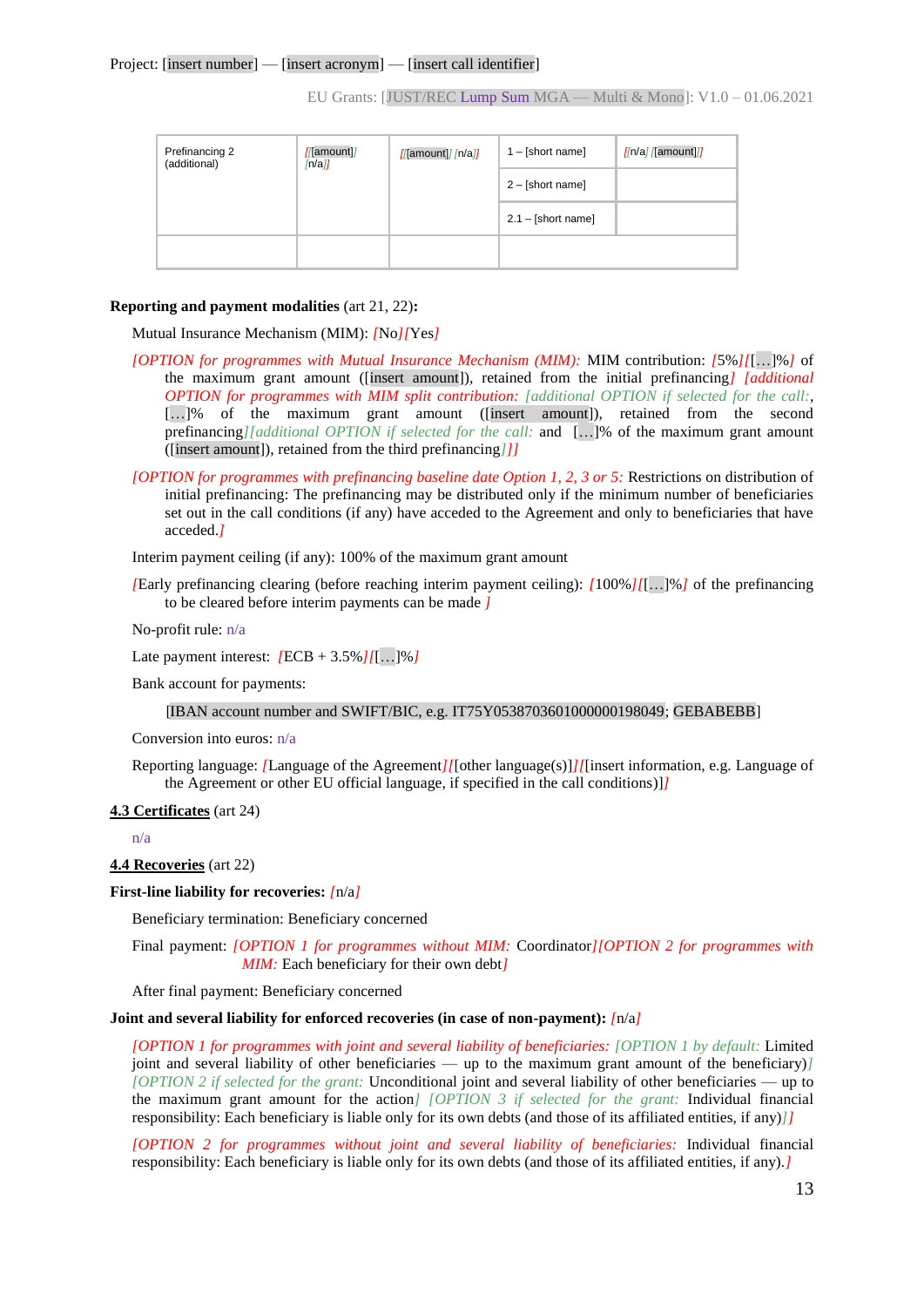| Prefinancing 2 (additional) | [[amount]/ [n/a]] | [[amount]/ [n/a]] | 1 – [short name] | [[n/a] /[amount]] |
| --- | --- | --- | --- | --- |
| | | | 2 – [short name] | |
| | | | 2.1 – [short name] | |
| | | | | |

**Reporting and payment modalities** (art 21, 22)**:**

Mutual Insurance Mechanism (MIM): *[*No*][*Yes*]*

*[OPTION for programmes with Mutual Insurance Mechanism (MIM):* MIM contribution: *[*5%*][*[…]%*]* of the maximum grant amount ([insert amount]), retained from the initial prefinancing*] [additional OPTION for programmes with MIM split contribution: [additional OPTION if selected for the call:*, […]% of the maximum grant amount ([insert amount]), retained from the second prefinancing*][additional OPTION if selected for the call:* and […]% of the maximum grant amount ([insert amount]), retained from the third prefinancing*]]]*

*[OPTION for programmes with prefinancing baseline date Option 1, 2, 3 or 5:* Restrictions on distribution of initial prefinancing: The prefinancing may be distributed only if the minimum number of beneficiaries set out in the call conditions (if any) have acceded to the Agreement and only to beneficiaries that have acceded.*]*

Interim payment ceiling (if any): 100% of the maximum grant amount

*[*Early prefinancing clearing (before reaching interim payment ceiling): *[*100%*][*[…]%*]* of the prefinancing to be cleared before interim payments can be made *]*

No-profit rule: n/a

Late payment interest: *[*ECB + 3.5%*][*[…]%*]*

Bank account for payments:

[IBAN account number and SWIFT/BIC, e.g. IT75Y0538703601000000198049; GEBABEBB]

Conversion into euros: n/a

Reporting language: *[*Language of the Agreement*][*[other language(s)]*][*[insert information, e.g. Language of the Agreement or other EU official language, if specified in the call conditions)]*]*

**4.3 Certificates** (art 24)

n/a

**4.4 Recoveries** (art 22)

**First-line liability for recoveries:** *[*n/a*]*

Beneficiary termination: Beneficiary concerned

Final payment: *[OPTION 1 for programmes without MIM:* Coordinator*][OPTION 2 for programmes with MIM:* Each beneficiary for their own debt*]*

After final payment: Beneficiary concerned

**Joint and several liability for enforced recoveries (in case of non-payment):** *[*n/a*]*

*[OPTION 1 for programmes with joint and several liability of beneficiaries: [OPTION 1 by default:* Limited joint and several liability of other beneficiaries — up to the maximum grant amount of the beneficiary)*] [OPTION 2 if selected for the grant:* Unconditional joint and several liability of other beneficiaries — up to the maximum grant amount for the action*] [OPTION 3 if selected for the grant:* Individual financial responsibility: Each beneficiary is liable only for its own debts (and those of its affiliated entities, if any)*]]*

*[OPTION 2 for programmes without joint and several liability of beneficiaries:* Individual financial responsibility: Each beneficiary is liable only for its own debts (and those of its affiliated entities, if any).*]*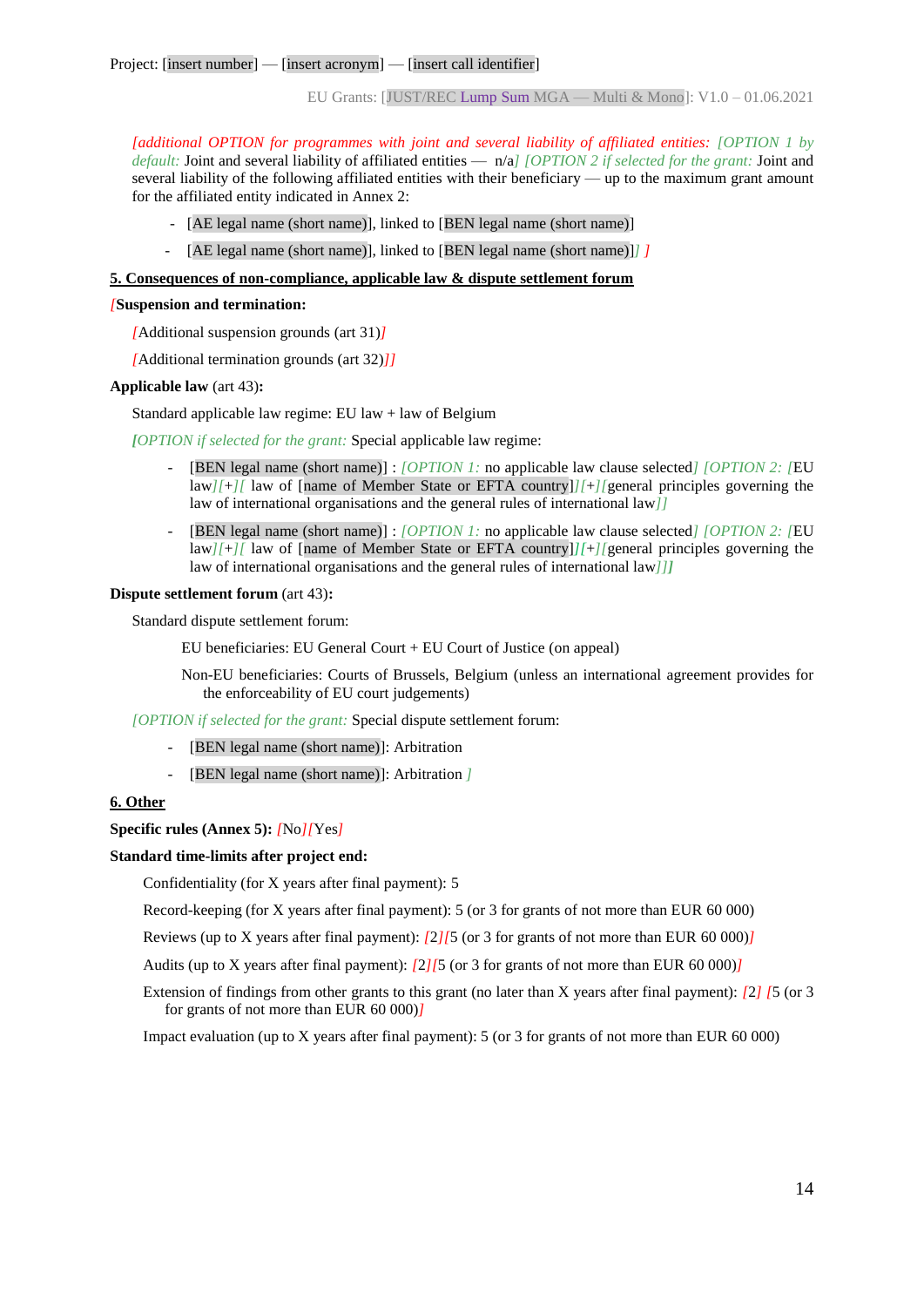[additional OPTION for programmes with joint and several liability of affiliated entities: [OPTION 1 by default: Joint and several liability of affiliated entities — n/a] [OPTION 2 if selected for the grant: Joint and several liability of the following affiliated entities with their beneficiary — up to the maximum grant amount for the affiliated entity indicated in Annex 2:

- [AE legal name (short name)], linked to [BEN legal name (short name)]
- [AE legal name (short name)], linked to [BEN legal name (short name)]] ]

**5. Consequences of non-compliance, applicable law & dispute settlement forum**

[**Suspension and termination:**

[Additional suspension grounds (art 31)]

[Additional termination grounds (art 32)]]

**Applicable law** (art 43)**:**

Standard applicable law regime: EU law + law of Belgium

[OPTION if selected for the grant: Special applicable law regime:

- [BEN legal name (short name)] : [OPTION 1: no applicable law clause selected] [OPTION 2: [EU law][+][ law of [name of Member State or EFTA country]][+][general principles governing the law of international organisations and the general rules of international law]]
- [BEN legal name (short name)] : [OPTION 1: no applicable law clause selected] [OPTION 2: [EU law][+][ law of [name of Member State or EFTA country]][+][general principles governing the law of international organisations and the general rules of international law]]]

**Dispute settlement forum** (art 43)**:**

Standard dispute settlement forum:

EU beneficiaries: EU General Court + EU Court of Justice (on appeal)

Non-EU beneficiaries: Courts of Brussels, Belgium (unless an international agreement provides for the enforceability of EU court judgements)

[OPTION if selected for the grant: Special dispute settlement forum:

- [BEN legal name (short name)]: Arbitration
- [BEN legal name (short name)]: Arbitration ]

**6. Other**

**Specific rules (Annex 5):** [No][Yes]

**Standard time-limits after project end:**

Confidentiality (for X years after final payment): 5

Record-keeping (for X years after final payment): 5 (or 3 for grants of not more than EUR 60 000)

Reviews (up to X years after final payment): [2][5 (or 3 for grants of not more than EUR 60 000)]

Audits (up to X years after final payment): [2][5 (or 3 for grants of not more than EUR 60 000)]

Extension of findings from other grants to this grant (no later than X years after final payment): [2] [5 (or 3 for grants of not more than EUR 60 000)]

Impact evaluation (up to X years after final payment): 5 (or 3 for grants of not more than EUR 60 000)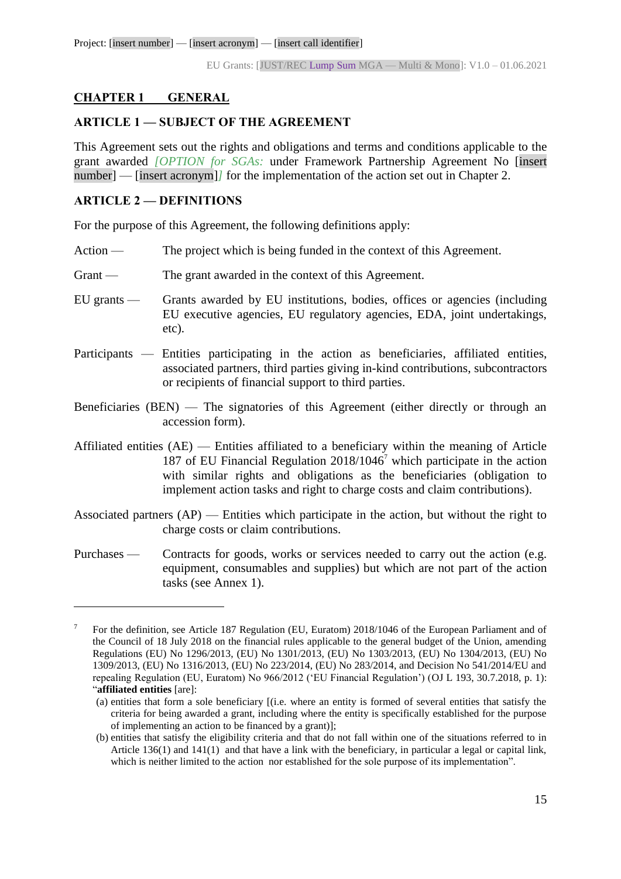## CHAPTER 1 GENERAL

### ARTICLE 1 — SUBJECT OF THE AGREEMENT

This Agreement sets out the rights and obligations and terms and conditions applicable to the grant awarded *[OPTION for SGAs:* under Framework Partnership Agreement No [insert number] — [insert acronym]*]* for the implementation of the action set out in Chapter 2.

### ARTICLE 2 — DEFINITIONS

For the purpose of this Agreement, the following definitions apply:

Action — The project which is being funded in the context of this Agreement.

Grant — The grant awarded in the context of this Agreement.

EU grants — Grants awarded by EU institutions, bodies, offices or agencies (including EU executive agencies, EU regulatory agencies, EDA, joint undertakings, etc).

Participants — Entities participating in the action as beneficiaries, affiliated entities, associated partners, third parties giving in-kind contributions, subcontractors or recipients of financial support to third parties.

Beneficiaries (BEN) — The signatories of this Agreement (either directly or through an accession form).

Affiliated entities (AE) — Entities affiliated to a beneficiary within the meaning of Article 187 of EU Financial Regulation 2018/1046[7] which participate in the action with similar rights and obligations as the beneficiaries (obligation to implement action tasks and right to charge costs and claim contributions).

Associated partners (AP) — Entities which participate in the action, but without the right to charge costs or claim contributions.

Purchases — Contracts for goods, works or services needed to carry out the action (e.g. equipment, consumables and supplies) but which are not part of the action tasks (see Annex 1).

---

[7] For the definition, see Article 187 Regulation (EU, Euratom) 2018/1046 of the European Parliament and of the Council of 18 July 2018 on the financial rules applicable to the general budget of the Union, amending Regulations (EU) No 1296/2013, (EU) No 1301/2013, (EU) No 1303/2013, (EU) No 1304/2013, (EU) No 1309/2013, (EU) No 1316/2013, (EU) No 223/2014, (EU) No 283/2014, and Decision No 541/2014/EU and repealing Regulation (EU, Euratom) No 966/2012 ('EU Financial Regulation') (OJ L 193, 30.7.2018, p. 1): "**affiliated entities** [are]:

(a) entities that form a sole beneficiary [(i.e. where an entity is formed of several entities that satisfy the criteria for being awarded a grant, including where the entity is specifically established for the purpose of implementing an action to be financed by a grant)];

(b) entities that satisfy the eligibility criteria and that do not fall within one of the situations referred to in Article 136(1) and 141(1) and that have a link with the beneficiary, in particular a legal or capital link, which is neither limited to the action nor established for the sole purpose of its implementation".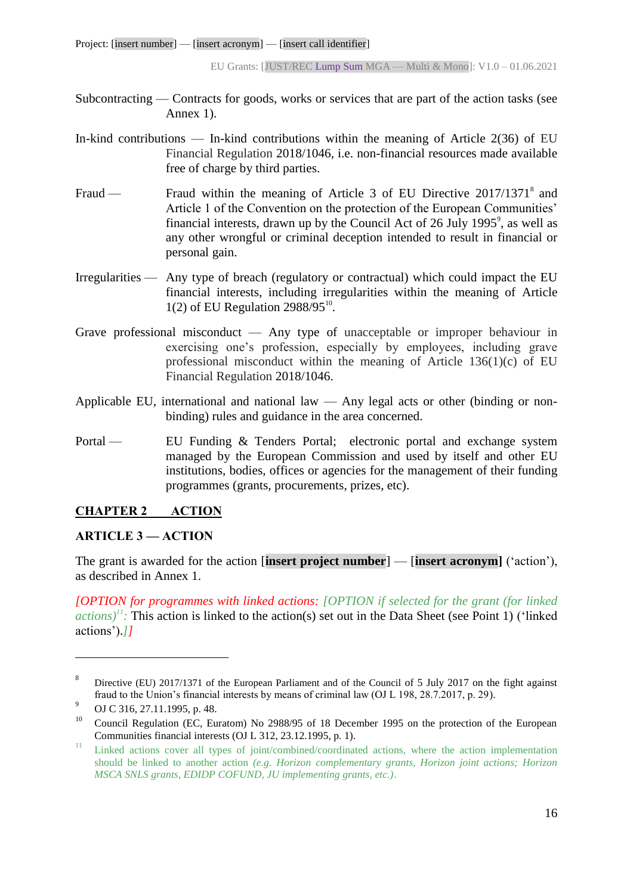Subcontracting — Contracts for goods, works or services that are part of the action tasks (see Annex 1).

In-kind contributions — In-kind contributions within the meaning of Article 2(36) of EU Financial Regulation 2018/1046, i.e. non-financial resources made available free of charge by third parties.

Fraud — Fraud within the meaning of Article 3 of EU Directive 2017/1371[8] and Article 1 of the Convention on the protection of the European Communities' financial interests, drawn up by the Council Act of 26 July 1995[9], as well as any other wrongful or criminal deception intended to result in financial or personal gain.

Irregularities — Any type of breach (regulatory or contractual) which could impact the EU financial interests, including irregularities within the meaning of Article 1(2) of EU Regulation 2988/95[10].

Grave professional misconduct — Any type of unacceptable or improper behaviour in exercising one's profession, especially by employees, including grave professional misconduct within the meaning of Article 136(1)(c) of EU Financial Regulation 2018/1046.

Applicable EU, international and national law — Any legal acts or other (binding or non-binding) rules and guidance in the area concerned.

Portal — EU Funding & Tenders Portal; electronic portal and exchange system managed by the European Commission and used by itself and other EU institutions, bodies, offices or agencies for the management of their funding programmes (grants, procurements, prizes, etc).

## CHAPTER 2 ACTION

### ARTICLE 3 — ACTION

The grant is awarded for the action [**insert project number**] — [**insert acronym]** ('action'), as described in Annex 1.

*[OPTION for programmes with linked actions: [OPTION if selected for the grant (for linked actions)[11]:* This action is linked to the action(s) set out in the Data Sheet (see Point 1) ('linked actions').*]]*

---

[8] Directive (EU) 2017/1371 of the European Parliament and of the Council of 5 July 2017 on the fight against fraud to the Union's financial interests by means of criminal law (OJ L 198, 28.7.2017, p. 29).

[9] OJ C 316, 27.11.1995, p. 48.

[10] Council Regulation (EC, Euratom) No 2988/95 of 18 December 1995 on the protection of the European Communities financial interests (OJ L 312, 23.12.1995, p. 1).

[11] Linked actions cover all types of joint/combined/coordinated actions, where the action implementation should be linked to another action *(e.g. Horizon complementary grants, Horizon joint actions; Horizon MSCA SNLS grants, EDIDP COFUND, JU implementing grants, etc.)*.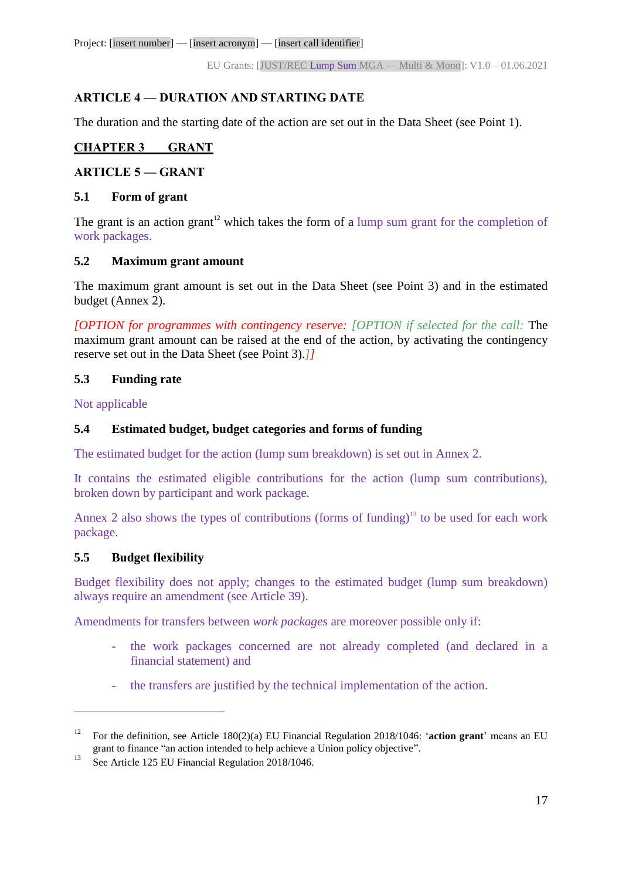## ARTICLE 4 — DURATION AND STARTING DATE

The duration and the starting date of the action are set out in the Data Sheet (see Point 1).

## CHAPTER 3 GRANT

## ARTICLE 5 — GRANT

### 5.1 Form of grant

The grant is an action grant[12] which takes the form of a lump sum grant for the completion of work packages.

### 5.2 Maximum grant amount

The maximum grant amount is set out in the Data Sheet (see Point 3) and in the estimated budget (Annex 2).

*[OPTION for programmes with contingency reserve: [OPTION if selected for the call:* The maximum grant amount can be raised at the end of the action, by activating the contingency reserve set out in the Data Sheet (see Point 3).*]]*

### 5.3 Funding rate

Not applicable

### 5.4 Estimated budget, budget categories and forms of funding

The estimated budget for the action (lump sum breakdown) is set out in Annex 2.

It contains the estimated eligible contributions for the action (lump sum contributions), broken down by participant and work package.

Annex 2 also shows the types of contributions (forms of funding)[13] to be used for each work package.

### 5.5 Budget flexibility

Budget flexibility does not apply; changes to the estimated budget (lump sum breakdown) always require an amendment (see Article 39).

Amendments for transfers between *work packages* are moreover possible only if:

- the work packages concerned are not already completed (and declared in a financial statement) and
- the transfers are justified by the technical implementation of the action.

---

[12] For the definition, see Article 180(2)(a) EU Financial Regulation 2018/1046: '**action grant**' means an EU grant to finance "an action intended to help achieve a Union policy objective".

[13] See Article 125 EU Financial Regulation 2018/1046.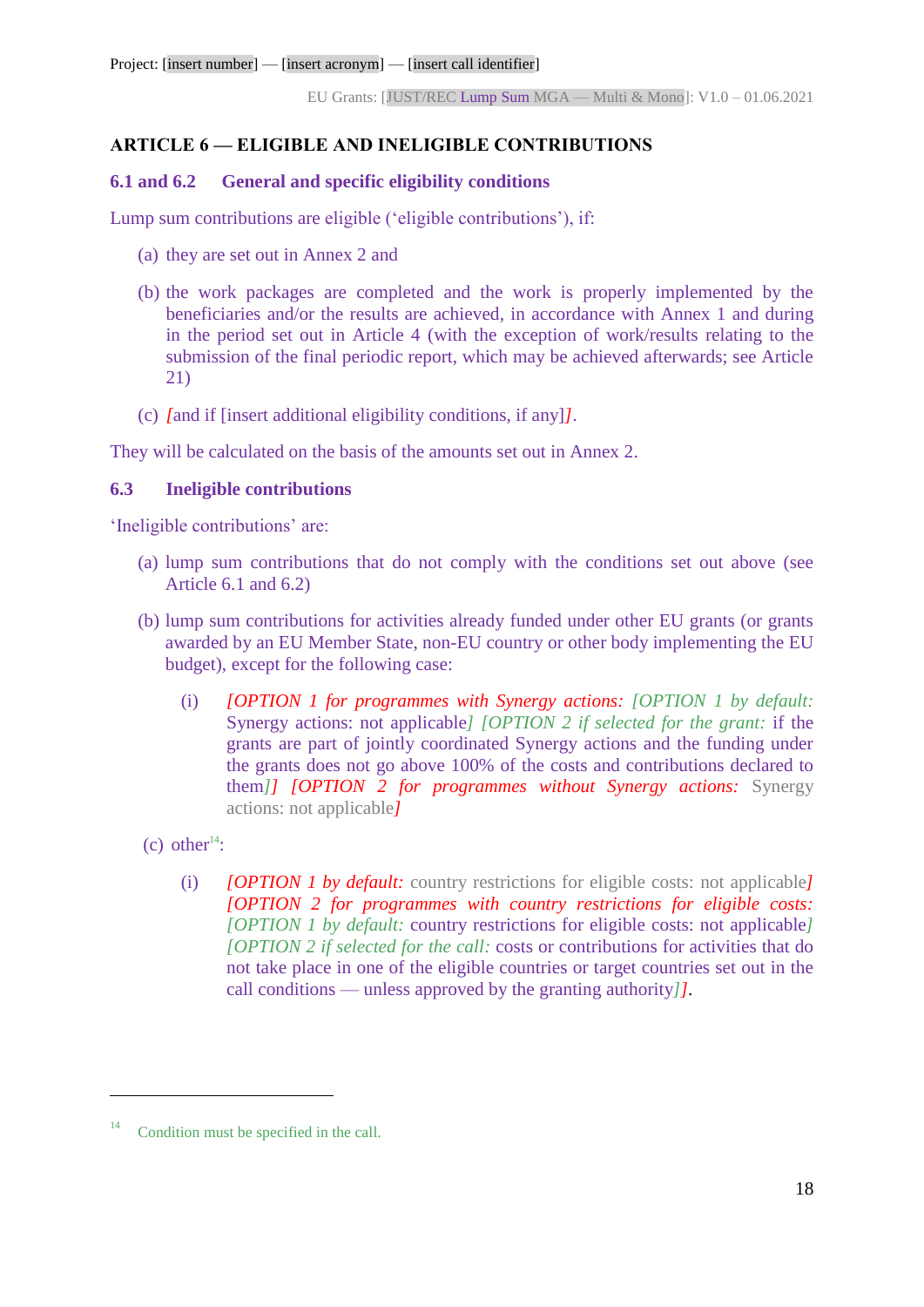## ARTICLE 6 — ELIGIBLE AND INELIGIBLE CONTRIBUTIONS

### 6.1 and 6.2 General and specific eligibility conditions

Lump sum contributions are eligible ('eligible contributions'), if:

(a) they are set out in Annex 2 and

(b) the work packages are completed and the work is properly implemented by the beneficiaries and/or the results are achieved, in accordance with Annex 1 and during in the period set out in Article 4 (with the exception of work/results relating to the submission of the final periodic report, which may be achieved afterwards; see Article 21)

(c) *[*and if [insert additional eligibility conditions, if any]*]*.

They will be calculated on the basis of the amounts set out in Annex 2.

### 6.3 Ineligible contributions

'Ineligible contributions' are:

(a) lump sum contributions that do not comply with the conditions set out above (see Article 6.1 and 6.2)

(b) lump sum contributions for activities already funded under other EU grants (or grants awarded by an EU Member State, non-EU country or other body implementing the EU budget), except for the following case:

   (i) *[OPTION 1 for programmes with Synergy actions: [OPTION 1 by default:* Synergy actions: not applicable*] [OPTION 2 if selected for the grant:* if the grants are part of jointly coordinated Synergy actions and the funding under the grants does not go above 100% of the costs and contributions declared to them*]] [OPTION 2 for programmes without Synergy actions:* Synergy actions: not applicable*]*

(c) other[14]:

   (i) *[OPTION 1 by default:* country restrictions for eligible costs: not applicable*] [OPTION 2 for programmes with country restrictions for eligible costs: [OPTION 1 by default:* country restrictions for eligible costs: not applicable*] [OPTION 2 if selected for the call:* costs or contributions for activities that do not take place in one of the eligible countries or target countries set out in the call conditions — unless approved by the granting authority*]]*.

[14] Condition must be specified in the call.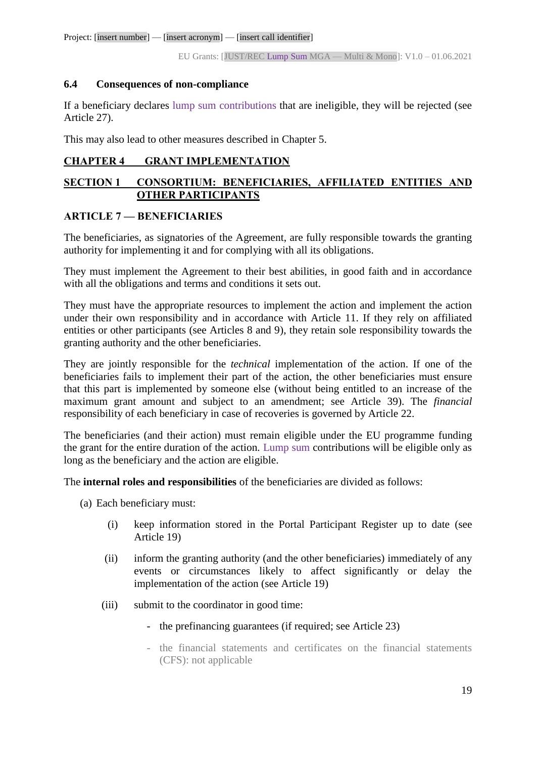### 6.4 Consequences of non-compliance

If a beneficiary declares lump sum contributions that are ineligible, they will be rejected (see Article 27).

This may also lead to other measures described in Chapter 5.

## CHAPTER 4 GRANT IMPLEMENTATION

## SECTION 1 CONSORTIUM: BENEFICIARIES, AFFILIATED ENTITIES AND OTHER PARTICIPANTS

### ARTICLE 7 — BENEFICIARIES

The beneficiaries, as signatories of the Agreement, are fully responsible towards the granting authority for implementing it and for complying with all its obligations.

They must implement the Agreement to their best abilities, in good faith and in accordance with all the obligations and terms and conditions it sets out.

They must have the appropriate resources to implement the action and implement the action under their own responsibility and in accordance with Article 11. If they rely on affiliated entities or other participants (see Articles 8 and 9), they retain sole responsibility towards the granting authority and the other beneficiaries.

They are jointly responsible for the *technical* implementation of the action. If one of the beneficiaries fails to implement their part of the action, the other beneficiaries must ensure that this part is implemented by someone else (without being entitled to an increase of the maximum grant amount and subject to an amendment; see Article 39). The *financial* responsibility of each beneficiary in case of recoveries is governed by Article 22.

The beneficiaries (and their action) must remain eligible under the EU programme funding the grant for the entire duration of the action. Lump sum contributions will be eligible only as long as the beneficiary and the action are eligible.

The **internal roles and responsibilities** of the beneficiaries are divided as follows:

(a) Each beneficiary must:

- (i) keep information stored in the Portal Participant Register up to date (see Article 19)
- (ii) inform the granting authority (and the other beneficiaries) immediately of any events or circumstances likely to affect significantly or delay the implementation of the action (see Article 19)
- (iii) submit to the coordinator in good time:
  - the prefinancing guarantees (if required; see Article 23)
  - the financial statements and certificates on the financial statements (CFS): not applicable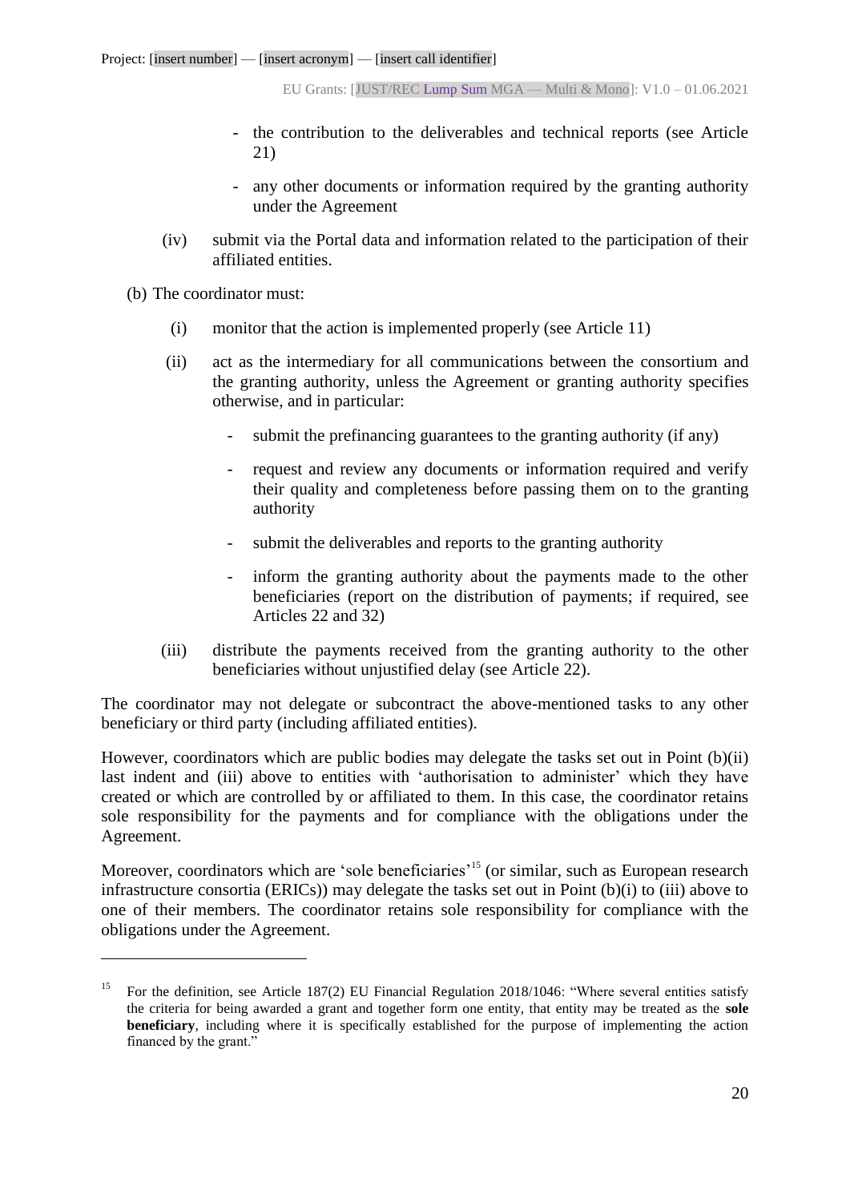- the contribution to the deliverables and technical reports (see Article 21)
- any other documents or information required by the granting authority under the Agreement

(iv) submit via the Portal data and information related to the participation of their affiliated entities.

(b) The coordinator must:

(i) monitor that the action is implemented properly (see Article 11)

(ii) act as the intermediary for all communications between the consortium and the granting authority, unless the Agreement or granting authority specifies otherwise, and in particular:

- submit the prefinancing guarantees to the granting authority (if any)
- request and review any documents or information required and verify their quality and completeness before passing them on to the granting authority
- submit the deliverables and reports to the granting authority
- inform the granting authority about the payments made to the other beneficiaries (report on the distribution of payments; if required, see Articles 22 and 32)

(iii) distribute the payments received from the granting authority to the other beneficiaries without unjustified delay (see Article 22).

The coordinator may not delegate or subcontract the above-mentioned tasks to any other beneficiary or third party (including affiliated entities).

However, coordinators which are public bodies may delegate the tasks set out in Point (b)(ii) last indent and (iii) above to entities with 'authorisation to administer' which they have created or which are controlled by or affiliated to them. In this case, the coordinator retains sole responsibility for the payments and for compliance with the obligations under the Agreement.

Moreover, coordinators which are 'sole beneficiaries'[15] (or similar, such as European research infrastructure consortia (ERICs)) may delegate the tasks set out in Point (b)(i) to (iii) above to one of their members. The coordinator retains sole responsibility for compliance with the obligations under the Agreement.

---

[15] For the definition, see Article 187(2) EU Financial Regulation 2018/1046: "Where several entities satisfy the criteria for being awarded a grant and together form one entity, that entity may be treated as the **sole beneficiary**, including where it is specifically established for the purpose of implementing the action financed by the grant."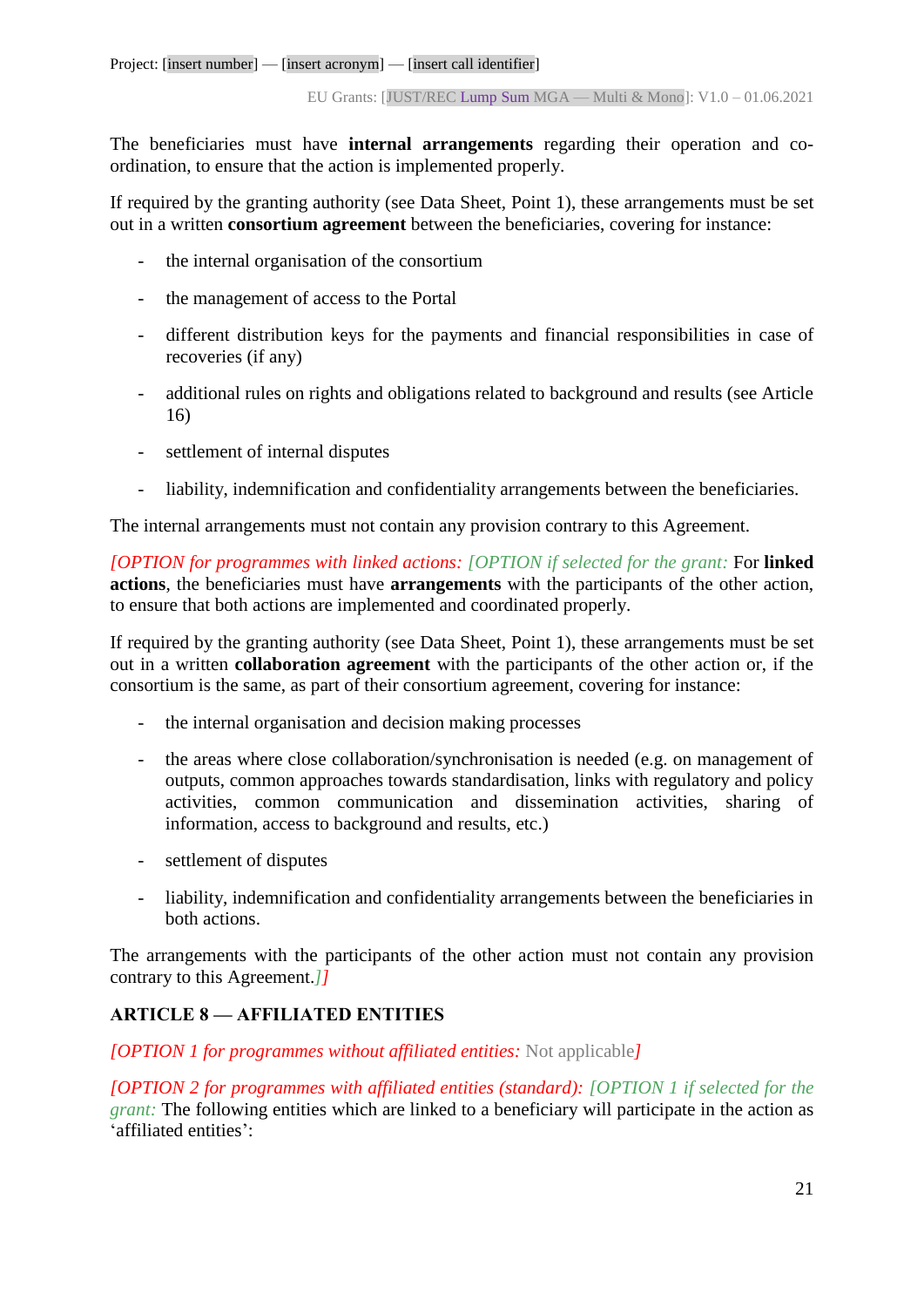The beneficiaries must have **internal arrangements** regarding their operation and co-ordination, to ensure that the action is implemented properly.

If required by the granting authority (see Data Sheet, Point 1), these arrangements must be set out in a written **consortium agreement** between the beneficiaries, covering for instance:

- the internal organisation of the consortium
- the management of access to the Portal
- different distribution keys for the payments and financial responsibilities in case of recoveries (if any)
- additional rules on rights and obligations related to background and results (see Article 16)
- settlement of internal disputes
- liability, indemnification and confidentiality arrangements between the beneficiaries.

The internal arrangements must not contain any provision contrary to this Agreement.

*[OPTION for programmes with linked actions: [OPTION if selected for the grant:* For **linked actions**, the beneficiaries must have **arrangements** with the participants of the other action, to ensure that both actions are implemented and coordinated properly.

If required by the granting authority (see Data Sheet, Point 1), these arrangements must be set out in a written **collaboration agreement** with the participants of the other action or, if the consortium is the same, as part of their consortium agreement, covering for instance:

- the internal organisation and decision making processes
- the areas where close collaboration/synchronisation is needed (e.g. on management of outputs, common approaches towards standardisation, links with regulatory and policy activities, common communication and dissemination activities, sharing of information, access to background and results, etc.)
- settlement of disputes
- liability, indemnification and confidentiality arrangements between the beneficiaries in both actions.

The arrangements with the participants of the other action must not contain any provision contrary to this Agreement.*]]*

### ARTICLE 8 — AFFILIATED ENTITIES

*[OPTION 1 for programmes without affiliated entities:* Not applicable*]*

*[OPTION 2 for programmes with affiliated entities (standard): [OPTION 1 if selected for the grant:* The following entities which are linked to a beneficiary will participate in the action as 'affiliated entities':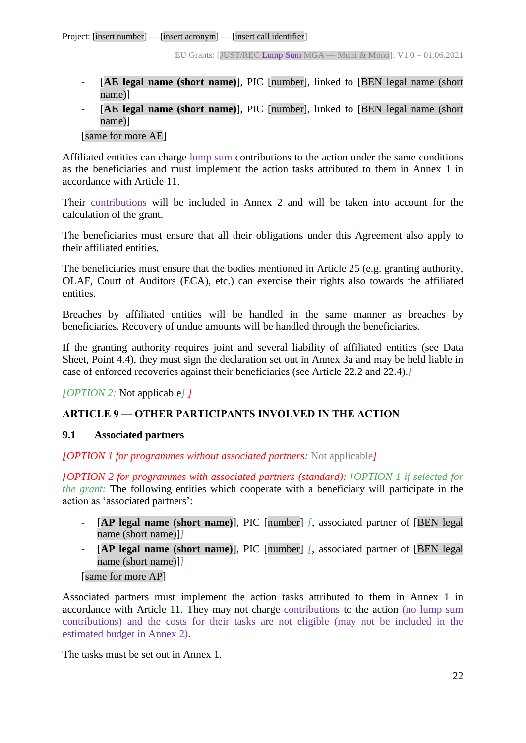- [**AE legal name (short name)**], PIC [number], linked to [BEN legal name (short name)]
- [**AE legal name (short name)**], PIC [number], linked to [BEN legal name (short name)]

[same for more AE]

Affiliated entities can charge lump sum contributions to the action under the same conditions as the beneficiaries and must implement the action tasks attributed to them in Annex 1 in accordance with Article 11.

Their contributions will be included in Annex 2 and will be taken into account for the calculation of the grant.

The beneficiaries must ensure that all their obligations under this Agreement also apply to their affiliated entities.

The beneficiaries must ensure that the bodies mentioned in Article 25 (e.g. granting authority, OLAF, Court of Auditors (ECA), etc.) can exercise their rights also towards the affiliated entities.

Breaches by affiliated entities will be handled in the same manner as breaches by beneficiaries. Recovery of undue amounts will be handled through the beneficiaries.

If the granting authority requires joint and several liability of affiliated entities (see Data Sheet, Point 4.4), they must sign the declaration set out in Annex 3a and may be held liable in case of enforced recoveries against their beneficiaries (see Article 22.2 and 22.4).*]*

*[OPTION 2:* Not applicable*] ]*

## ARTICLE 9 — OTHER PARTICIPANTS INVOLVED IN THE ACTION

### 9.1 Associated partners

*[OPTION 1 for programmes without associated partners:* Not applicable*]*

*[OPTION 2 for programmes with associated partners (standard): [OPTION 1 if selected for the grant:* The following entities which cooperate with a beneficiary will participate in the action as 'associated partners':

- [**AP legal name (short name)**], PIC [number] *[*, associated partner of [BEN legal name (short name)]*]*
- [**AP legal name (short name)**], PIC [number] *[*, associated partner of [BEN legal name (short name)]*]*

[same for more AP]

Associated partners must implement the action tasks attributed to them in Annex 1 in accordance with Article 11. They may not charge contributions to the action (no lump sum contributions) and the costs for their tasks are not eligible (may not be included in the estimated budget in Annex 2).

The tasks must be set out in Annex 1.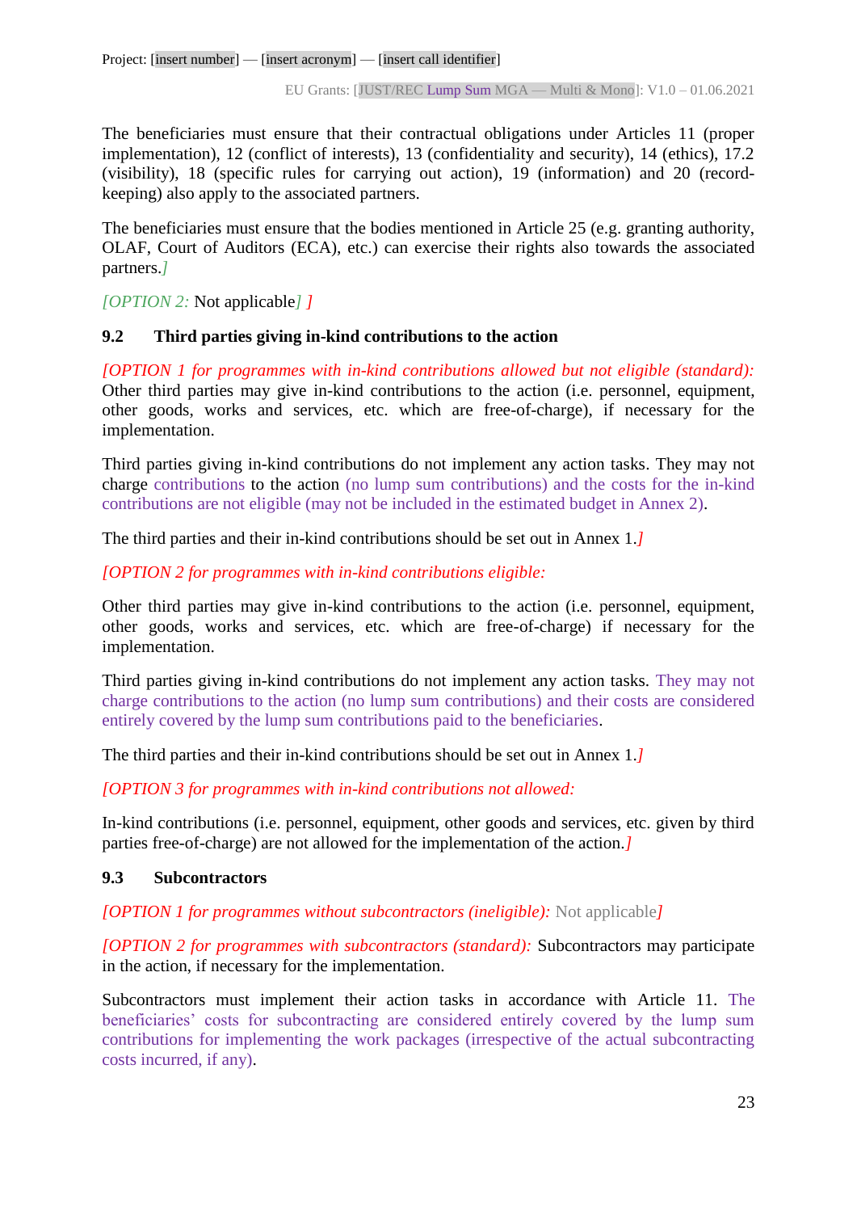The beneficiaries must ensure that their contractual obligations under Articles 11 (proper implementation), 12 (conflict of interests), 13 (confidentiality and security), 14 (ethics), 17.2 (visibility), 18 (specific rules for carrying out action), 19 (information) and 20 (record-keeping) also apply to the associated partners.

The beneficiaries must ensure that the bodies mentioned in Article 25 (e.g. granting authority, OLAF, Court of Auditors (ECA), etc.) can exercise their rights also towards the associated partners.]

[OPTION 2: Not applicable] ]

### 9.2 Third parties giving in-kind contributions to the action

*[OPTION 1 for programmes with in-kind contributions allowed but not eligible (standard):* Other third parties may give in-kind contributions to the action (i.e. personnel, equipment, other goods, works and services, etc. which are free-of-charge), if necessary for the implementation.

Third parties giving in-kind contributions do not implement any action tasks. They may not charge contributions to the action (no lump sum contributions) and the costs for the in-kind contributions are not eligible (may not be included in the estimated budget in Annex 2).

The third parties and their in-kind contributions should be set out in Annex 1.]

*[OPTION 2 for programmes with in-kind contributions eligible:*

Other third parties may give in-kind contributions to the action (i.e. personnel, equipment, other goods, works and services, etc. which are free-of-charge) if necessary for the implementation.

Third parties giving in-kind contributions do not implement any action tasks. They may not charge contributions to the action (no lump sum contributions) and their costs are considered entirely covered by the lump sum contributions paid to the beneficiaries.

The third parties and their in-kind contributions should be set out in Annex 1.]

*[OPTION 3 for programmes with in-kind contributions not allowed:*

In-kind contributions (i.e. personnel, equipment, other goods and services, etc. given by third parties free-of-charge) are not allowed for the implementation of the action.]

### 9.3 Subcontractors

*[OPTION 1 for programmes without subcontractors (ineligible):* Not applicable]

*[OPTION 2 for programmes with subcontractors (standard):* Subcontractors may participate in the action, if necessary for the implementation.

Subcontractors must implement their action tasks in accordance with Article 11. The beneficiaries' costs for subcontracting are considered entirely covered by the lump sum contributions for implementing the work packages (irrespective of the actual subcontracting costs incurred, if any).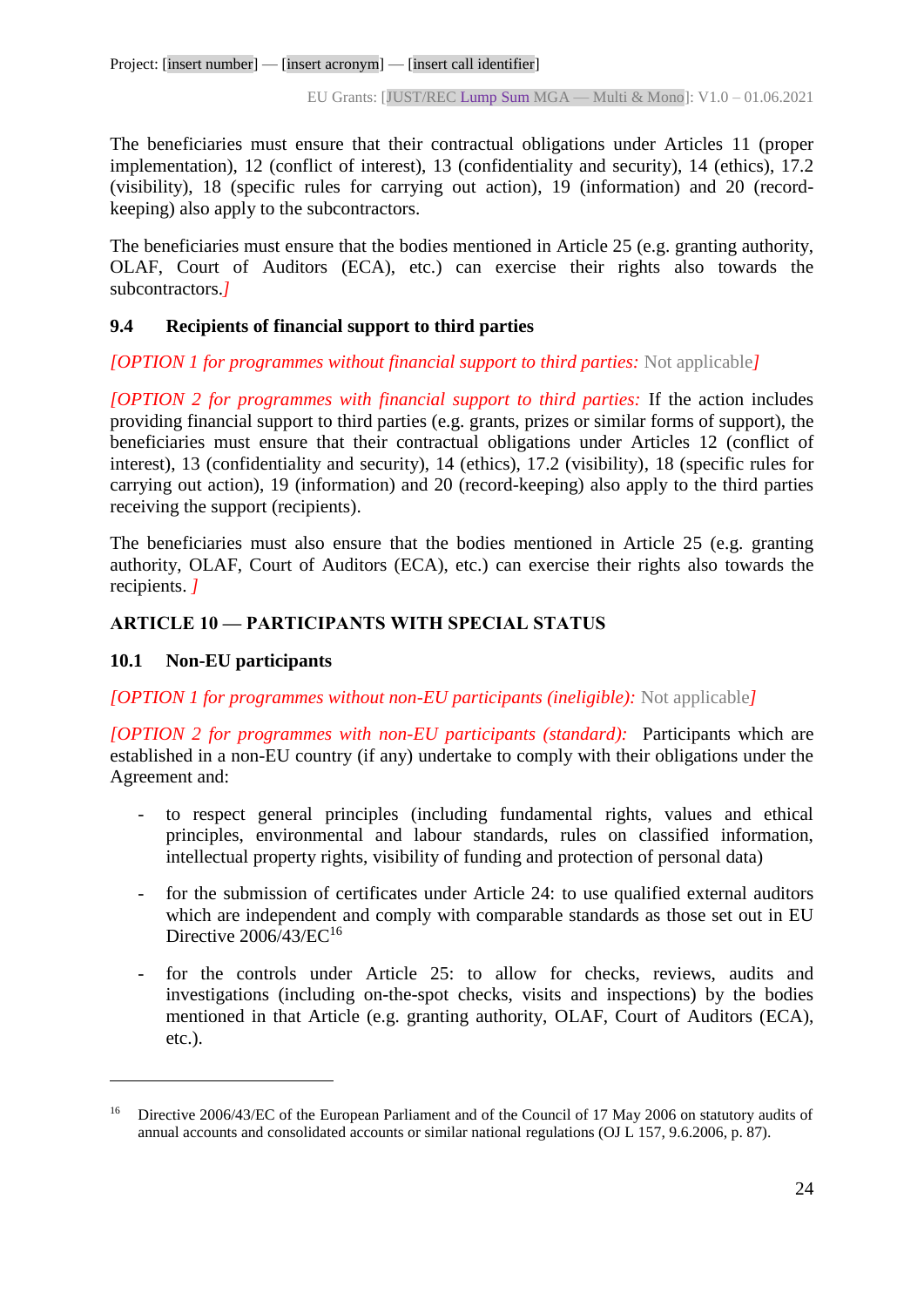The beneficiaries must ensure that their contractual obligations under Articles 11 (proper implementation), 12 (conflict of interest), 13 (confidentiality and security), 14 (ethics), 17.2 (visibility), 18 (specific rules for carrying out action), 19 (information) and 20 (record-keeping) also apply to the subcontractors.

The beneficiaries must ensure that the bodies mentioned in Article 25 (e.g. granting authority, OLAF, Court of Auditors (ECA), etc.) can exercise their rights also towards the subcontractors.*]*

### 9.4 Recipients of financial support to third parties

*[OPTION 1 for programmes without financial support to third parties:* Not applicable*]*

*[OPTION 2 for programmes with financial support to third parties:* If the action includes providing financial support to third parties (e.g. grants, prizes or similar forms of support), the beneficiaries must ensure that their contractual obligations under Articles 12 (conflict of interest), 13 (confidentiality and security), 14 (ethics), 17.2 (visibility), 18 (specific rules for carrying out action), 19 (information) and 20 (record-keeping) also apply to the third parties receiving the support (recipients).

The beneficiaries must also ensure that the bodies mentioned in Article 25 (e.g. granting authority, OLAF, Court of Auditors (ECA), etc.) can exercise their rights also towards the recipients. *]*

## ARTICLE 10 — PARTICIPANTS WITH SPECIAL STATUS

### 10.1 Non-EU participants

*[OPTION 1 for programmes without non-EU participants (ineligible):* Not applicable*]*

*[OPTION 2 for programmes with non-EU participants (standard):* Participants which are established in a non-EU country (if any) undertake to comply with their obligations under the Agreement and:

- to respect general principles (including fundamental rights, values and ethical principles, environmental and labour standards, rules on classified information, intellectual property rights, visibility of funding and protection of personal data)
- for the submission of certificates under Article 24: to use qualified external auditors which are independent and comply with comparable standards as those set out in EU Directive 2006/43/EC[16]
- for the controls under Article 25: to allow for checks, reviews, audits and investigations (including on-the-spot checks, visits and inspections) by the bodies mentioned in that Article (e.g. granting authority, OLAF, Court of Auditors (ECA), etc.).

---

[16] Directive 2006/43/EC of the European Parliament and of the Council of 17 May 2006 on statutory audits of annual accounts and consolidated accounts or similar national regulations (OJ L 157, 9.6.2006, p. 87).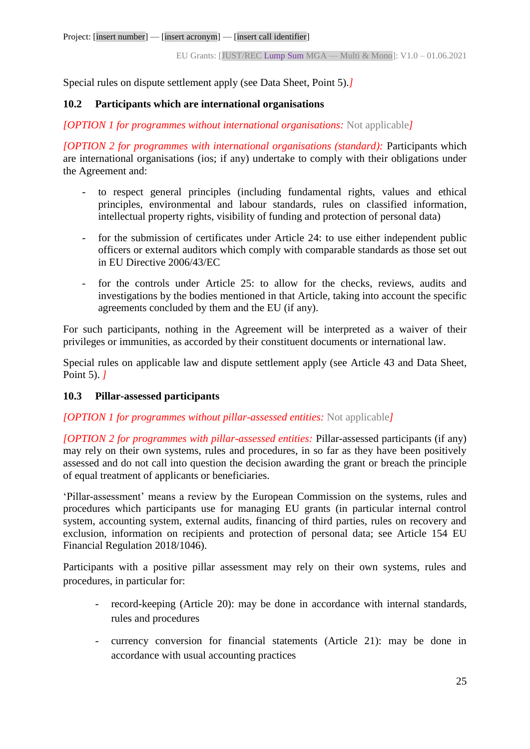Special rules on dispute settlement apply (see Data Sheet, Point 5).*]*

### 10.2 Participants which are international organisations

*[OPTION 1 for programmes without international organisations:* Not applicable*]*

*[OPTION 2 for programmes with international organisations (standard):* Participants which are international organisations (ios; if any) undertake to comply with their obligations under the Agreement and:

- to respect general principles (including fundamental rights, values and ethical principles, environmental and labour standards, rules on classified information, intellectual property rights, visibility of funding and protection of personal data)

- for the submission of certificates under Article 24: to use either independent public officers or external auditors which comply with comparable standards as those set out in EU Directive 2006/43/EC

- for the controls under Article 25: to allow for the checks, reviews, audits and investigations by the bodies mentioned in that Article, taking into account the specific agreements concluded by them and the EU (if any).

For such participants, nothing in the Agreement will be interpreted as a waiver of their privileges or immunities, as accorded by their constituent documents or international law.

Special rules on applicable law and dispute settlement apply (see Article 43 and Data Sheet, Point 5). *]*

### 10.3 Pillar-assessed participants

*[OPTION 1 for programmes without pillar-assessed entities:* Not applicable*]*

*[OPTION 2 for programmes with pillar-assessed entities:* Pillar-assessed participants (if any) may rely on their own systems, rules and procedures, in so far as they have been positively assessed and do not call into question the decision awarding the grant or breach the principle of equal treatment of applicants or beneficiaries.

'Pillar-assessment' means a review by the European Commission on the systems, rules and procedures which participants use for managing EU grants (in particular internal control system, accounting system, external audits, financing of third parties, rules on recovery and exclusion, information on recipients and protection of personal data; see Article 154 EU Financial Regulation 2018/1046).

Participants with a positive pillar assessment may rely on their own systems, rules and procedures, in particular for:

- record-keeping (Article 20): may be done in accordance with internal standards, rules and procedures

- currency conversion for financial statements (Article 21): may be done in accordance with usual accounting practices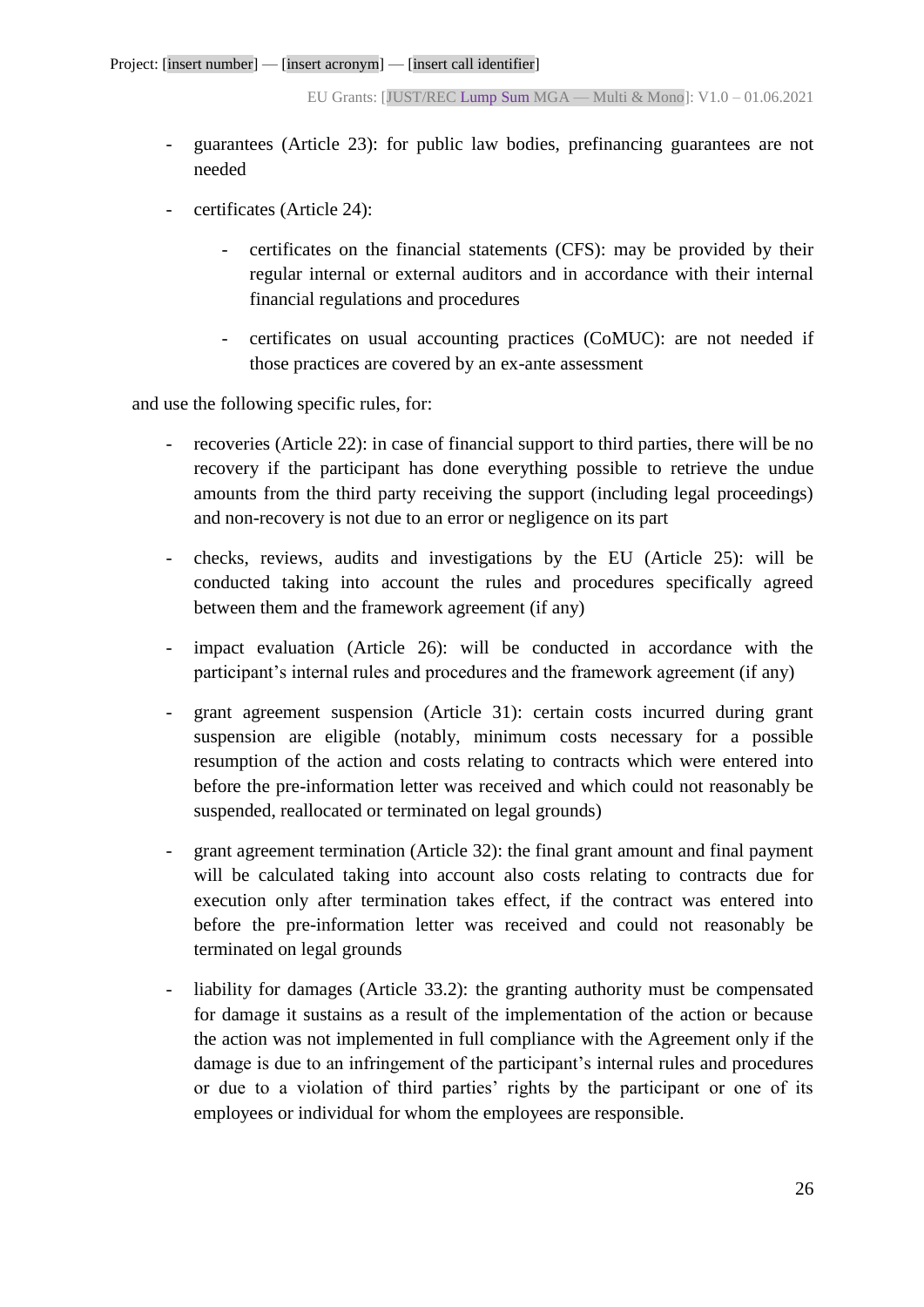- guarantees (Article 23): for public law bodies, prefinancing guarantees are not needed
- certificates (Article 24):
    - certificates on the financial statements (CFS): may be provided by their regular internal or external auditors and in accordance with their internal financial regulations and procedures
    - certificates on usual accounting practices (CoMUC): are not needed if those practices are covered by an ex-ante assessment

and use the following specific rules, for:

- recoveries (Article 22): in case of financial support to third parties, there will be no recovery if the participant has done everything possible to retrieve the undue amounts from the third party receiving the support (including legal proceedings) and non-recovery is not due to an error or negligence on its part
- checks, reviews, audits and investigations by the EU (Article 25): will be conducted taking into account the rules and procedures specifically agreed between them and the framework agreement (if any)
- impact evaluation (Article 26): will be conducted in accordance with the participant's internal rules and procedures and the framework agreement (if any)
- grant agreement suspension (Article 31): certain costs incurred during grant suspension are eligible (notably, minimum costs necessary for a possible resumption of the action and costs relating to contracts which were entered into before the pre-information letter was received and which could not reasonably be suspended, reallocated or terminated on legal grounds)
- grant agreement termination (Article 32): the final grant amount and final payment will be calculated taking into account also costs relating to contracts due for execution only after termination takes effect, if the contract was entered into before the pre-information letter was received and could not reasonably be terminated on legal grounds
- liability for damages (Article 33.2): the granting authority must be compensated for damage it sustains as a result of the implementation of the action or because the action was not implemented in full compliance with the Agreement only if the damage is due to an infringement of the participant's internal rules and procedures or due to a violation of third parties' rights by the participant or one of its employees or individual for whom the employees are responsible.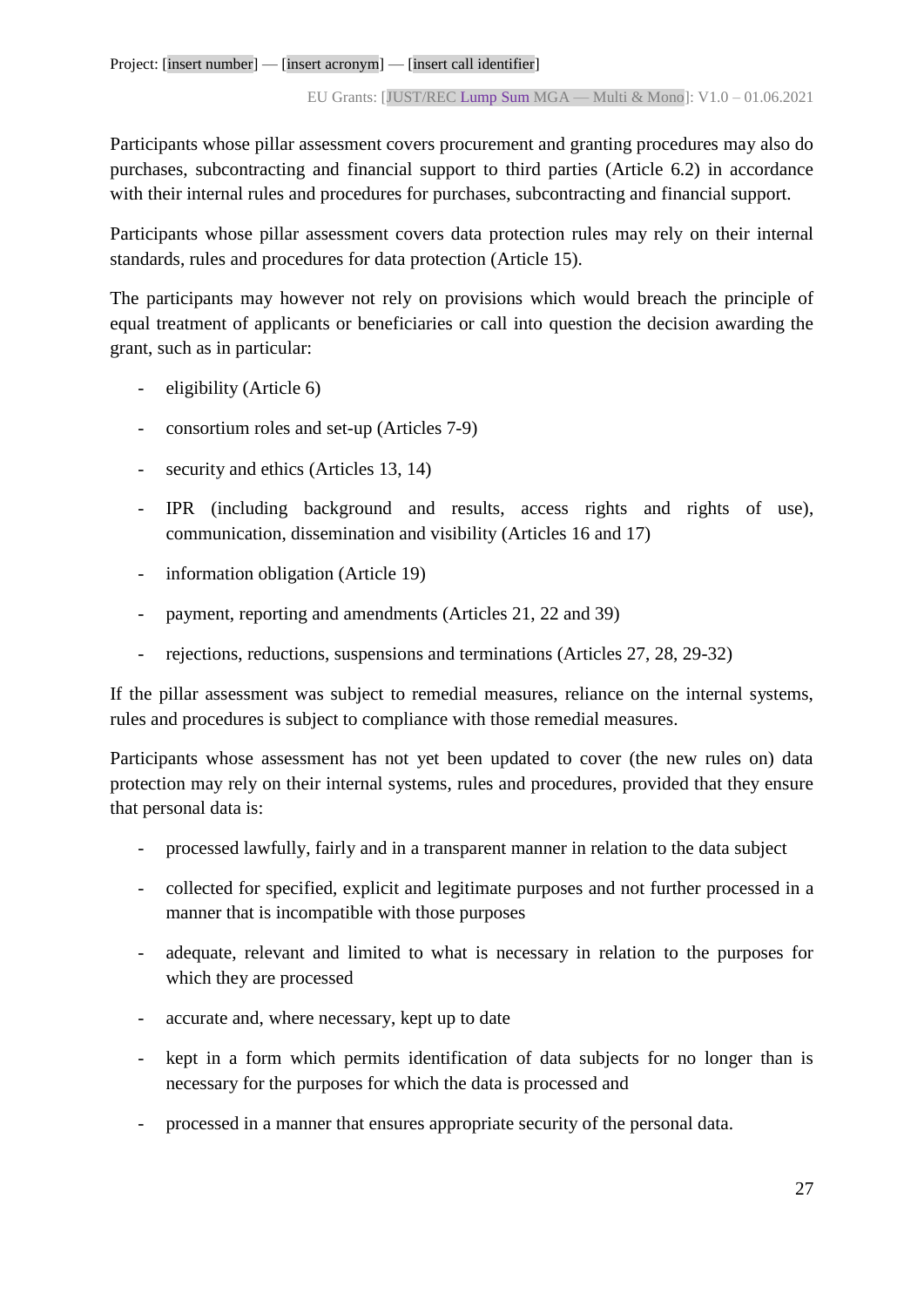Participants whose pillar assessment covers procurement and granting procedures may also do purchases, subcontracting and financial support to third parties (Article 6.2) in accordance with their internal rules and procedures for purchases, subcontracting and financial support.

Participants whose pillar assessment covers data protection rules may rely on their internal standards, rules and procedures for data protection (Article 15).

The participants may however not rely on provisions which would breach the principle of equal treatment of applicants or beneficiaries or call into question the decision awarding the grant, such as in particular:

- eligibility (Article 6)
- consortium roles and set-up (Articles 7-9)
- security and ethics (Articles 13, 14)
- IPR (including background and results, access rights and rights of use), communication, dissemination and visibility (Articles 16 and 17)
- information obligation (Article 19)
- payment, reporting and amendments (Articles 21, 22 and 39)
- rejections, reductions, suspensions and terminations (Articles 27, 28, 29-32)

If the pillar assessment was subject to remedial measures, reliance on the internal systems, rules and procedures is subject to compliance with those remedial measures.

Participants whose assessment has not yet been updated to cover (the new rules on) data protection may rely on their internal systems, rules and procedures, provided that they ensure that personal data is:

- processed lawfully, fairly and in a transparent manner in relation to the data subject
- collected for specified, explicit and legitimate purposes and not further processed in a manner that is incompatible with those purposes
- adequate, relevant and limited to what is necessary in relation to the purposes for which they are processed
- accurate and, where necessary, kept up to date
- kept in a form which permits identification of data subjects for no longer than is necessary for the purposes for which the data is processed and
- processed in a manner that ensures appropriate security of the personal data.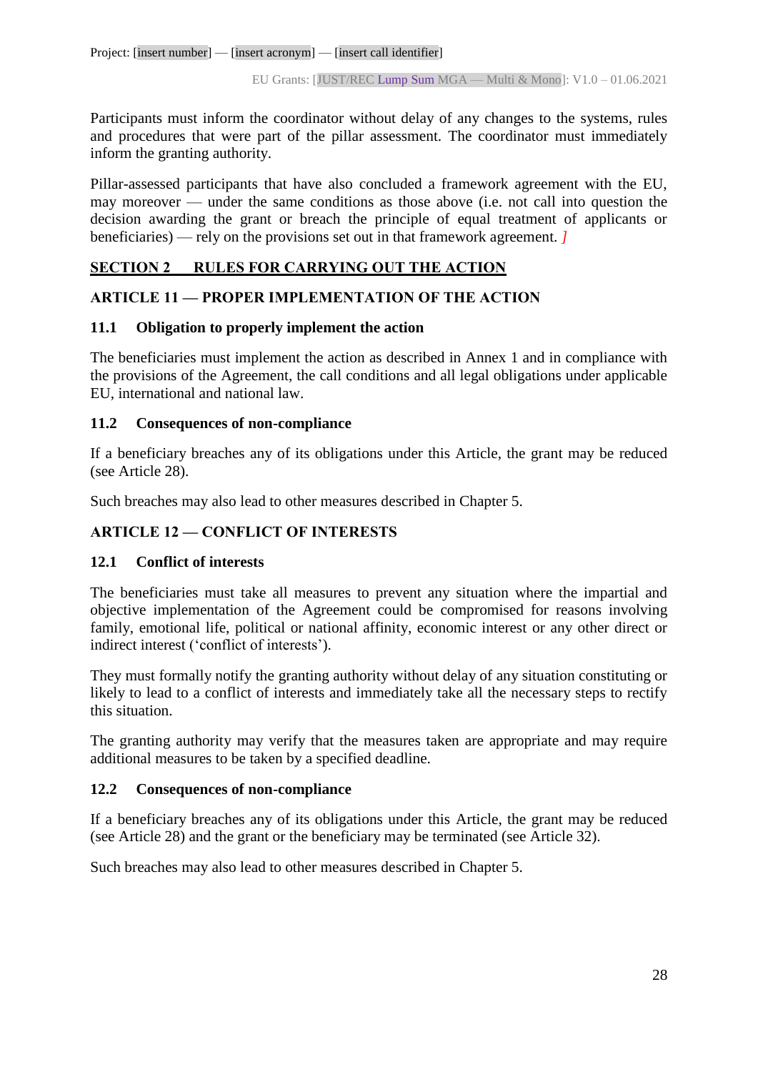Participants must inform the coordinator without delay of any changes to the systems, rules and procedures that were part of the pillar assessment. The coordinator must immediately inform the granting authority.

Pillar-assessed participants that have also concluded a framework agreement with the EU, may moreover — under the same conditions as those above (i.e. not call into question the decision awarding the grant or breach the principle of equal treatment of applicants or beneficiaries) — rely on the provisions set out in that framework agreement. *]*

## SECTION 2 RULES FOR CARRYING OUT THE ACTION

## ARTICLE 11 — PROPER IMPLEMENTATION OF THE ACTION

### 11.1 Obligation to properly implement the action

The beneficiaries must implement the action as described in Annex 1 and in compliance with the provisions of the Agreement, the call conditions and all legal obligations under applicable EU, international and national law.

### 11.2 Consequences of non-compliance

If a beneficiary breaches any of its obligations under this Article, the grant may be reduced (see Article 28).

Such breaches may also lead to other measures described in Chapter 5.

## ARTICLE 12 — CONFLICT OF INTERESTS

### 12.1 Conflict of interests

The beneficiaries must take all measures to prevent any situation where the impartial and objective implementation of the Agreement could be compromised for reasons involving family, emotional life, political or national affinity, economic interest or any other direct or indirect interest ('conflict of interests').

They must formally notify the granting authority without delay of any situation constituting or likely to lead to a conflict of interests and immediately take all the necessary steps to rectify this situation.

The granting authority may verify that the measures taken are appropriate and may require additional measures to be taken by a specified deadline.

### 12.2 Consequences of non-compliance

If a beneficiary breaches any of its obligations under this Article, the grant may be reduced (see Article 28) and the grant or the beneficiary may be terminated (see Article 32).

Such breaches may also lead to other measures described in Chapter 5.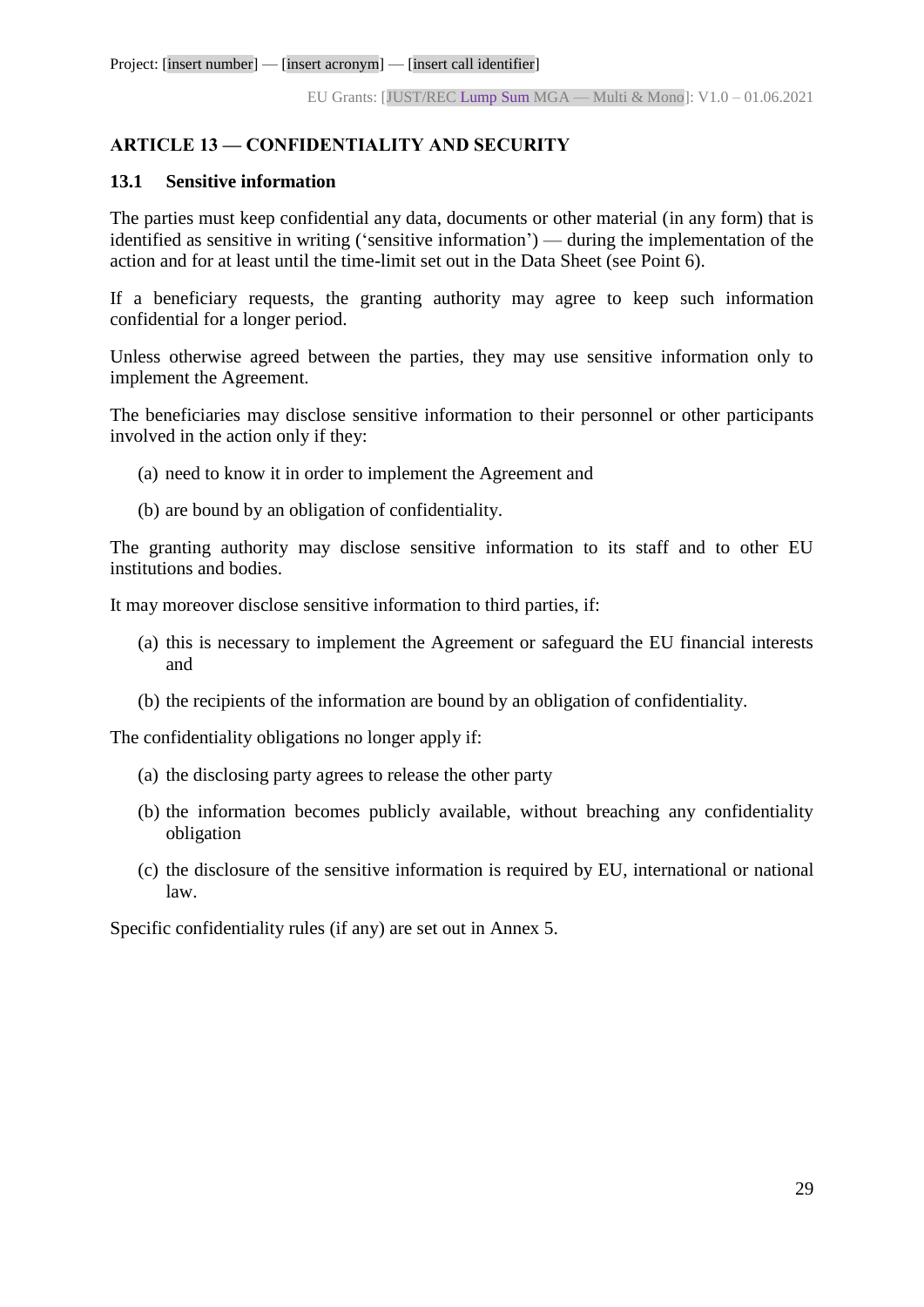## ARTICLE 13 — CONFIDENTIALITY AND SECURITY

### 13.1 Sensitive information

The parties must keep confidential any data, documents or other material (in any form) that is identified as sensitive in writing ('sensitive information') — during the implementation of the action and for at least until the time-limit set out in the Data Sheet (see Point 6).

If a beneficiary requests, the granting authority may agree to keep such information confidential for a longer period.

Unless otherwise agreed between the parties, they may use sensitive information only to implement the Agreement.

The beneficiaries may disclose sensitive information to their personnel or other participants involved in the action only if they:

(a) need to know it in order to implement the Agreement and

(b) are bound by an obligation of confidentiality.

The granting authority may disclose sensitive information to its staff and to other EU institutions and bodies.

It may moreover disclose sensitive information to third parties, if:

(a) this is necessary to implement the Agreement or safeguard the EU financial interests and

(b) the recipients of the information are bound by an obligation of confidentiality.

The confidentiality obligations no longer apply if:

(a) the disclosing party agrees to release the other party

(b) the information becomes publicly available, without breaching any confidentiality obligation

(c) the disclosure of the sensitive information is required by EU, international or national law.

Specific confidentiality rules (if any) are set out in Annex 5.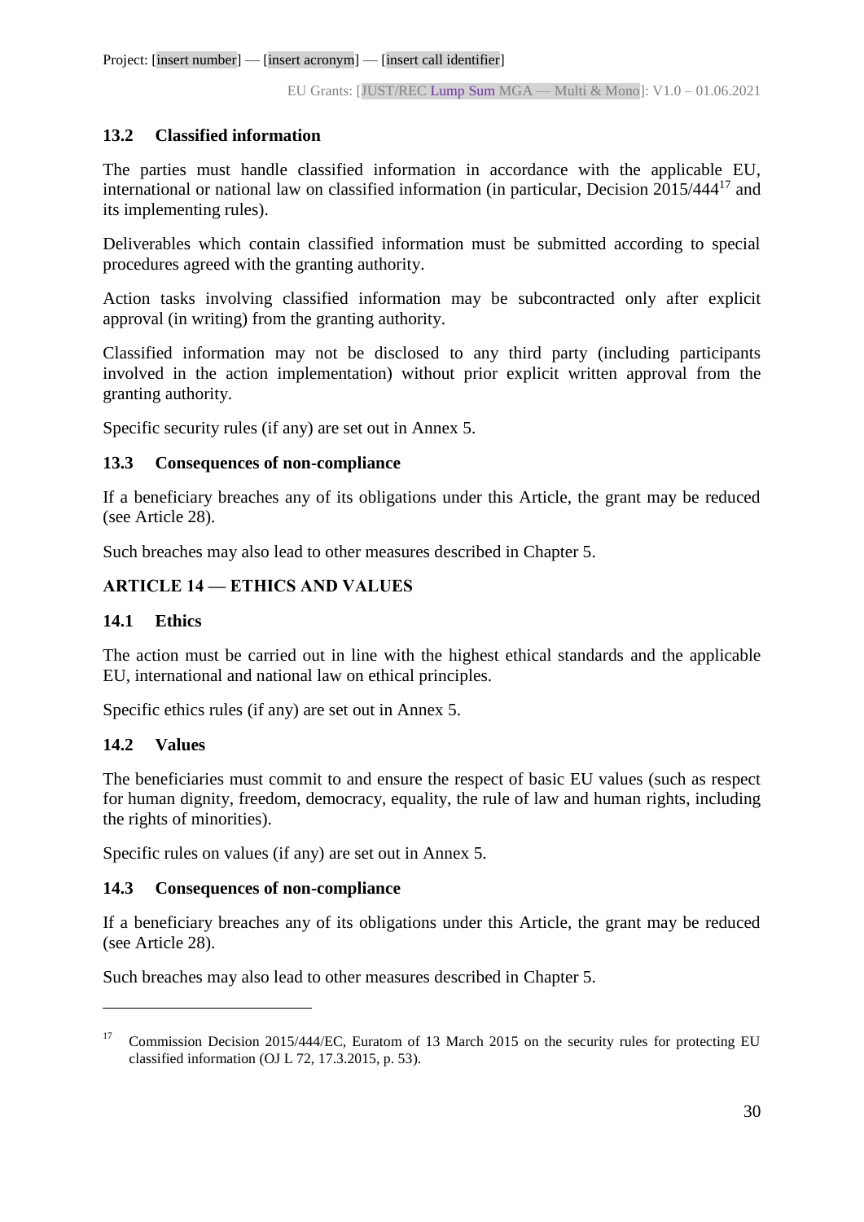### 13.2 Classified information

The parties must handle classified information in accordance with the applicable EU, international or national law on classified information (in particular, Decision 2015/444[17] and its implementing rules).

Deliverables which contain classified information must be submitted according to special procedures agreed with the granting authority.

Action tasks involving classified information may be subcontracted only after explicit approval (in writing) from the granting authority.

Classified information may not be disclosed to any third party (including participants involved in the action implementation) without prior explicit written approval from the granting authority.

Specific security rules (if any) are set out in Annex 5.

### 13.3 Consequences of non-compliance

If a beneficiary breaches any of its obligations under this Article, the grant may be reduced (see Article 28).

Such breaches may also lead to other measures described in Chapter 5.

## ARTICLE 14 — ETHICS AND VALUES

### 14.1 Ethics

The action must be carried out in line with the highest ethical standards and the applicable EU, international and national law on ethical principles.

Specific ethics rules (if any) are set out in Annex 5.

### 14.2 Values

The beneficiaries must commit to and ensure the respect of basic EU values (such as respect for human dignity, freedom, democracy, equality, the rule of law and human rights, including the rights of minorities).

Specific rules on values (if any) are set out in Annex 5.

### 14.3 Consequences of non-compliance

If a beneficiary breaches any of its obligations under this Article, the grant may be reduced (see Article 28).

Such breaches may also lead to other measures described in Chapter 5.

---

[17] Commission Decision 2015/444/EC, Euratom of 13 March 2015 on the security rules for protecting EU classified information (OJ L 72, 17.3.2015, p. 53).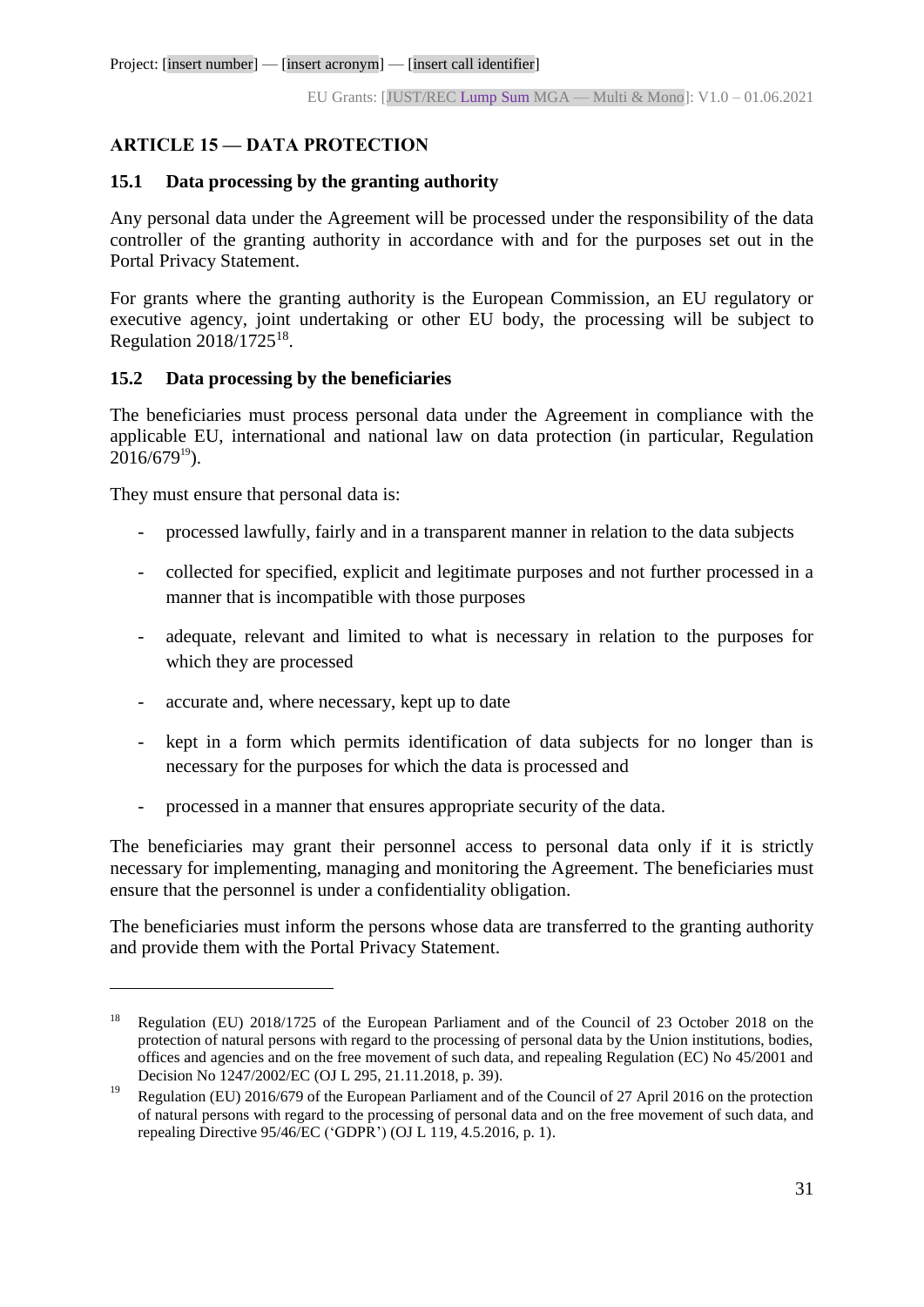## ARTICLE 15 — DATA PROTECTION

### 15.1 Data processing by the granting authority

Any personal data under the Agreement will be processed under the responsibility of the data controller of the granting authority in accordance with and for the purposes set out in the Portal Privacy Statement.

For grants where the granting authority is the European Commission, an EU regulatory or executive agency, joint undertaking or other EU body, the processing will be subject to Regulation 2018/1725[18].

### 15.2 Data processing by the beneficiaries

The beneficiaries must process personal data under the Agreement in compliance with the applicable EU, international and national law on data protection (in particular, Regulation 2016/679[19]).

They must ensure that personal data is:

- processed lawfully, fairly and in a transparent manner in relation to the data subjects
- collected for specified, explicit and legitimate purposes and not further processed in a manner that is incompatible with those purposes
- adequate, relevant and limited to what is necessary in relation to the purposes for which they are processed
- accurate and, where necessary, kept up to date
- kept in a form which permits identification of data subjects for no longer than is necessary for the purposes for which the data is processed and
- processed in a manner that ensures appropriate security of the data.

The beneficiaries may grant their personnel access to personal data only if it is strictly necessary for implementing, managing and monitoring the Agreement. The beneficiaries must ensure that the personnel is under a confidentiality obligation.

The beneficiaries must inform the persons whose data are transferred to the granting authority and provide them with the Portal Privacy Statement.

---

[18] Regulation (EU) 2018/1725 of the European Parliament and of the Council of 23 October 2018 on the protection of natural persons with regard to the processing of personal data by the Union institutions, bodies, offices and agencies and on the free movement of such data, and repealing Regulation (EC) No 45/2001 and Decision No 1247/2002/EC (OJ L 295, 21.11.2018, p. 39).

[19] Regulation (EU) 2016/679 of the European Parliament and of the Council of 27 April 2016 on the protection of natural persons with regard to the processing of personal data and on the free movement of such data, and repealing Directive 95/46/EC ('GDPR') (OJ L 119, 4.5.2016, p. 1).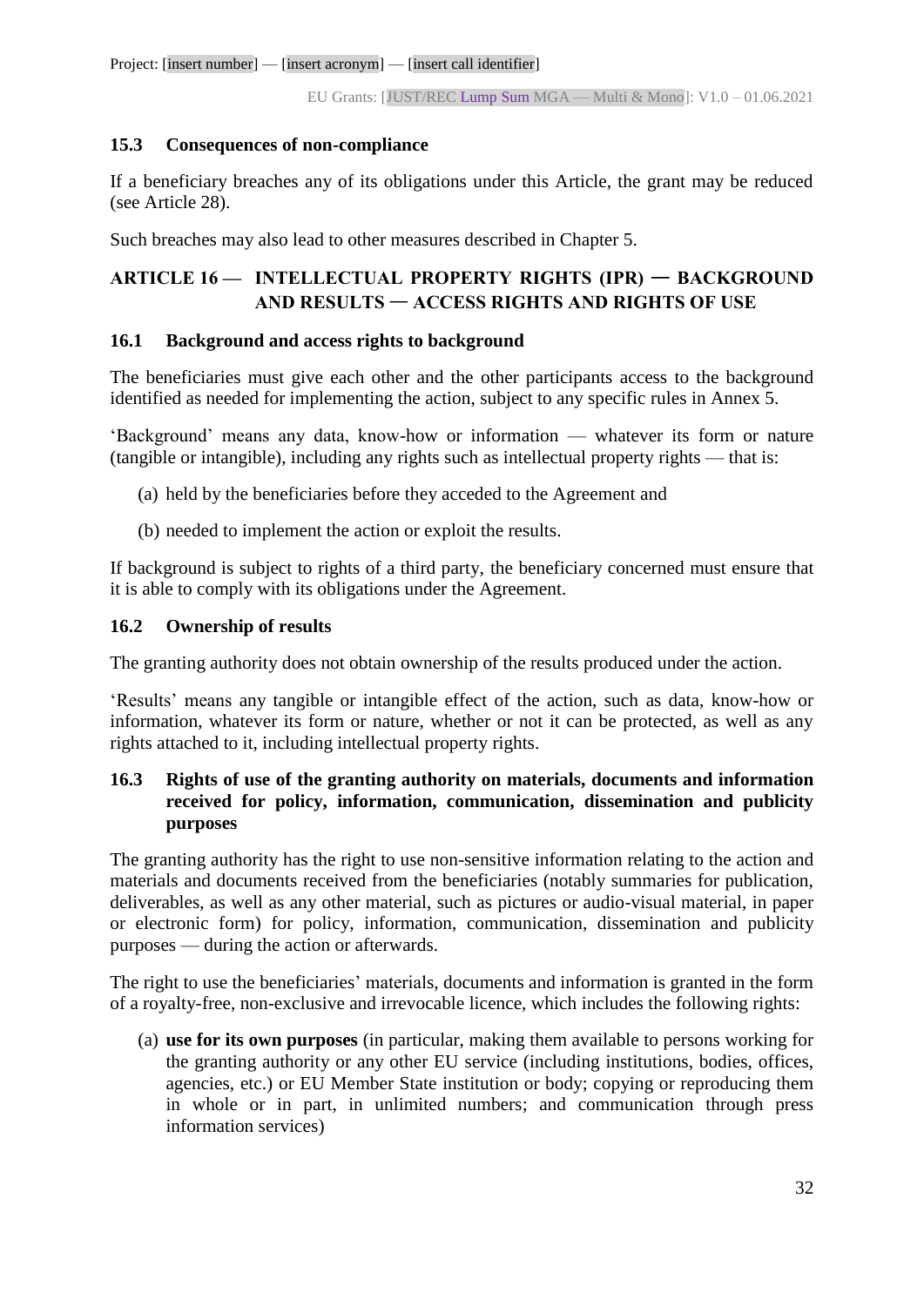### 15.3 Consequences of non-compliance

If a beneficiary breaches any of its obligations under this Article, the grant may be reduced (see Article 28).

Such breaches may also lead to other measures described in Chapter 5.

## ARTICLE 16 — INTELLECTUAL PROPERTY RIGHTS (IPR) — BACKGROUND AND RESULTS — ACCESS RIGHTS AND RIGHTS OF USE

### 16.1 Background and access rights to background

The beneficiaries must give each other and the other participants access to the background identified as needed for implementing the action, subject to any specific rules in Annex 5.

'Background' means any data, know-how or information — whatever its form or nature (tangible or intangible), including any rights such as intellectual property rights — that is:

(a) held by the beneficiaries before they acceded to the Agreement and

(b) needed to implement the action or exploit the results.

If background is subject to rights of a third party, the beneficiary concerned must ensure that it is able to comply with its obligations under the Agreement.

### 16.2 Ownership of results

The granting authority does not obtain ownership of the results produced under the action.

'Results' means any tangible or intangible effect of the action, such as data, know-how or information, whatever its form or nature, whether or not it can be protected, as well as any rights attached to it, including intellectual property rights.

### 16.3 Rights of use of the granting authority on materials, documents and information received for policy, information, communication, dissemination and publicity purposes

The granting authority has the right to use non-sensitive information relating to the action and materials and documents received from the beneficiaries (notably summaries for publication, deliverables, as well as any other material, such as pictures or audio-visual material, in paper or electronic form) for policy, information, communication, dissemination and publicity purposes — during the action or afterwards.

The right to use the beneficiaries' materials, documents and information is granted in the form of a royalty-free, non-exclusive and irrevocable licence, which includes the following rights:

(a) **use for its own purposes** (in particular, making them available to persons working for the granting authority or any other EU service (including institutions, bodies, offices, agencies, etc.) or EU Member State institution or body; copying or reproducing them in whole or in part, in unlimited numbers; and communication through press information services)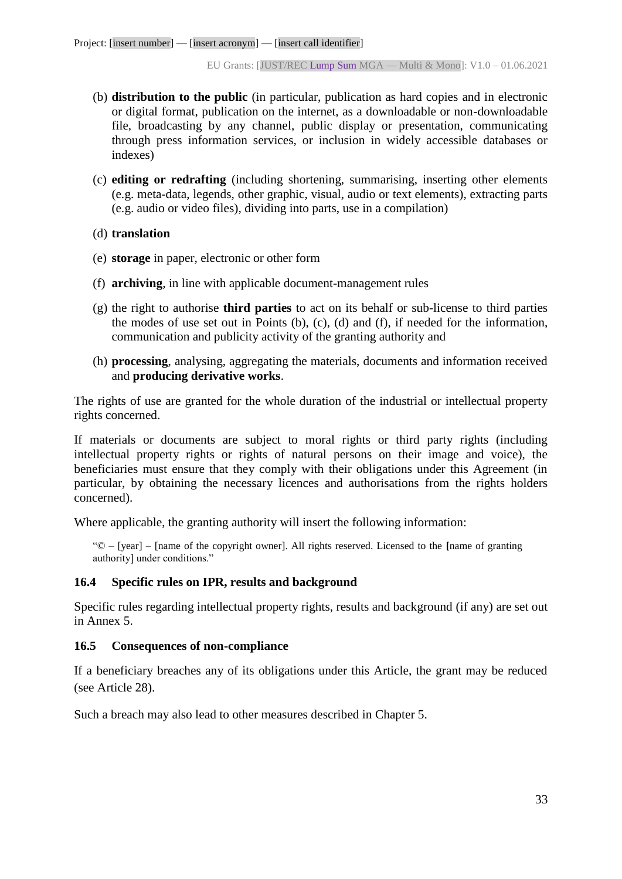(b) **distribution to the public** (in particular, publication as hard copies and in electronic or digital format, publication on the internet, as a downloadable or non-downloadable file, broadcasting by any channel, public display or presentation, communicating through press information services, or inclusion in widely accessible databases or indexes)

(c) **editing or redrafting** (including shortening, summarising, inserting other elements (e.g. meta-data, legends, other graphic, visual, audio or text elements), extracting parts (e.g. audio or video files), dividing into parts, use in a compilation)

(d) **translation**

(e) **storage** in paper, electronic or other form

(f) **archiving**, in line with applicable document-management rules

(g) the right to authorise **third parties** to act on its behalf or sub-license to third parties the modes of use set out in Points (b), (c), (d) and (f), if needed for the information, communication and publicity activity of the granting authority and

(h) **processing**, analysing, aggregating the materials, documents and information received and **producing derivative works**.

The rights of use are granted for the whole duration of the industrial or intellectual property rights concerned.

If materials or documents are subject to moral rights or third party rights (including intellectual property rights or rights of natural persons on their image and voice), the beneficiaries must ensure that they comply with their obligations under this Agreement (in particular, by obtaining the necessary licences and authorisations from the rights holders concerned).

Where applicable, the granting authority will insert the following information:

"© – [year] – [name of the copyright owner]. All rights reserved. Licensed to the [name of granting authority] under conditions."

### 16.4 Specific rules on IPR, results and background

Specific rules regarding intellectual property rights, results and background (if any) are set out in Annex 5.

### 16.5 Consequences of non-compliance

If a beneficiary breaches any of its obligations under this Article, the grant may be reduced (see Article 28).

Such a breach may also lead to other measures described in Chapter 5.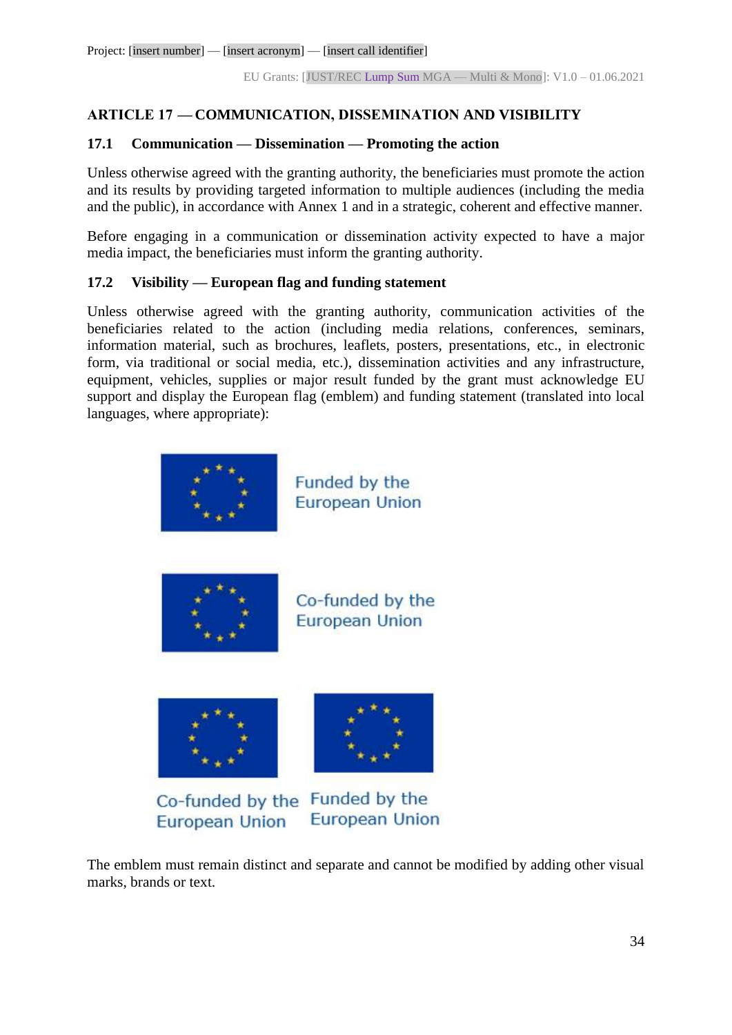## ARTICLE 17 — COMMUNICATION, DISSEMINATION AND VISIBILITY

### 17.1 Communication — Dissemination — Promoting the action

Unless otherwise agreed with the granting authority, the beneficiaries must promote the action and its results by providing targeted information to multiple audiences (including the media and the public), in accordance with Annex 1 and in a strategic, coherent and effective manner.

Before engaging in a communication or dissemination activity expected to have a major media impact, the beneficiaries must inform the granting authority.

### 17.2 Visibility — European flag and funding statement

Unless otherwise agreed with the granting authority, communication activities of the beneficiaries related to the action (including media relations, conferences, seminars, information material, such as brochures, leaflets, posters, presentations, etc., in electronic form, via traditional or social media, etc.), dissemination activities and any infrastructure, equipment, vehicles, supplies or major result funded by the grant must acknowledge EU support and display the European flag (emblem) and funding statement (translated into local languages, where appropriate):

Funded by the European Union

Co-funded by the European Union

Co-funded by the European Union

Funded by the European Union

The emblem must remain distinct and separate and cannot be modified by adding other visual marks, brands or text.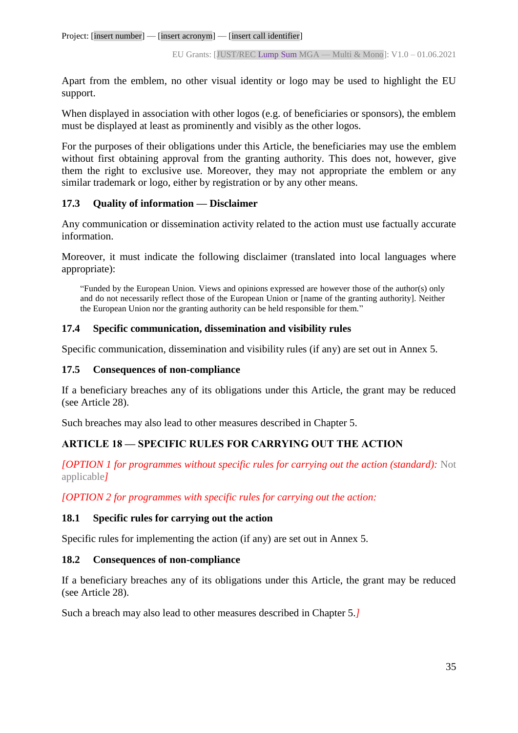Apart from the emblem, no other visual identity or logo may be used to highlight the EU support.

When displayed in association with other logos (e.g. of beneficiaries or sponsors), the emblem must be displayed at least as prominently and visibly as the other logos.

For the purposes of their obligations under this Article, the beneficiaries may use the emblem without first obtaining approval from the granting authority. This does not, however, give them the right to exclusive use. Moreover, they may not appropriate the emblem or any similar trademark or logo, either by registration or by any other means.

### 17.3 Quality of information — Disclaimer

Any communication or dissemination activity related to the action must use factually accurate information.

Moreover, it must indicate the following disclaimer (translated into local languages where appropriate):

> "Funded by the European Union. Views and opinions expressed are however those of the author(s) only and do not necessarily reflect those of the European Union or [name of the granting authority]. Neither the European Union nor the granting authority can be held responsible for them."

### 17.4 Specific communication, dissemination and visibility rules

Specific communication, dissemination and visibility rules (if any) are set out in Annex 5.

### 17.5 Consequences of non-compliance

If a beneficiary breaches any of its obligations under this Article, the grant may be reduced (see Article 28).

Such breaches may also lead to other measures described in Chapter 5.

## ARTICLE 18 — SPECIFIC RULES FOR CARRYING OUT THE ACTION

*[OPTION 1 for programmes without specific rules for carrying out the action (standard):* Not applicable*]*

*[OPTION 2 for programmes with specific rules for carrying out the action:*

### 18.1 Specific rules for carrying out the action

Specific rules for implementing the action (if any) are set out in Annex 5.

### 18.2 Consequences of non-compliance

If a beneficiary breaches any of its obligations under this Article, the grant may be reduced (see Article 28).

Such a breach may also lead to other measures described in Chapter 5.*]*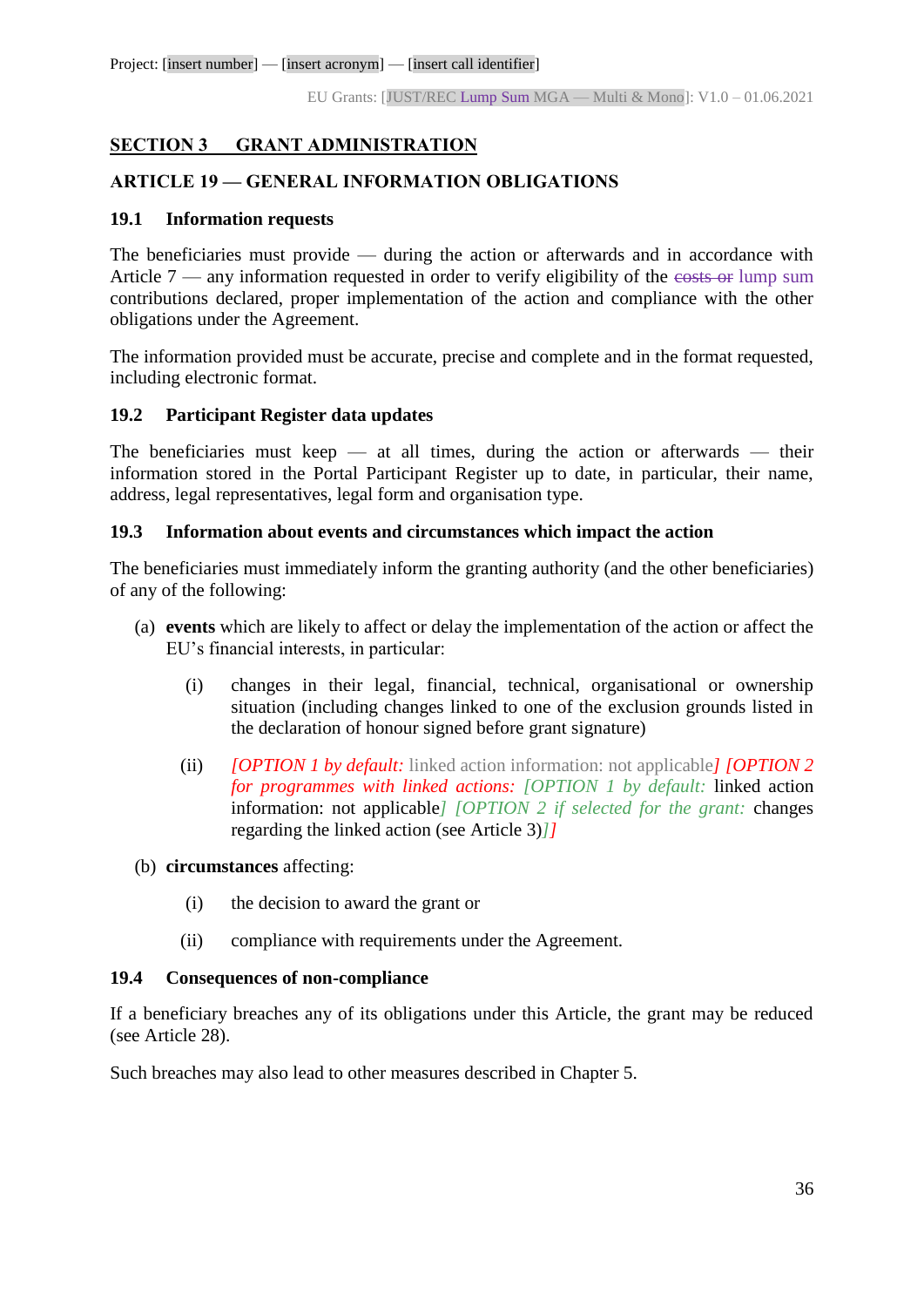## SECTION 3 GRANT ADMINISTRATION

### ARTICLE 19 — GENERAL INFORMATION OBLIGATIONS

#### 19.1 Information requests

The beneficiaries must provide — during the action or afterwards and in accordance with Article 7 — any information requested in order to verify eligibility of the ~~costs or~~ lump sum contributions declared, proper implementation of the action and compliance with the other obligations under the Agreement.

The information provided must be accurate, precise and complete and in the format requested, including electronic format.

#### 19.2 Participant Register data updates

The beneficiaries must keep — at all times, during the action or afterwards — their information stored in the Portal Participant Register up to date, in particular, their name, address, legal representatives, legal form and organisation type.

#### 19.3 Information about events and circumstances which impact the action

The beneficiaries must immediately inform the granting authority (and the other beneficiaries) of any of the following:

(a) **events** which are likely to affect or delay the implementation of the action or affect the EU's financial interests, in particular:

  (i) changes in their legal, financial, technical, organisational or ownership situation (including changes linked to one of the exclusion grounds listed in the declaration of honour signed before grant signature)

  (ii) *[OPTION 1 by default:* linked action information: not applicable*] [OPTION 2 for programmes with linked actions: [OPTION 1 by default:* linked action information: not applicable*] [OPTION 2 if selected for the grant:* changes regarding the linked action (see Article 3)*]]*

(b) **circumstances** affecting:

  (i) the decision to award the grant or

  (ii) compliance with requirements under the Agreement.

#### 19.4 Consequences of non-compliance

If a beneficiary breaches any of its obligations under this Article, the grant may be reduced (see Article 28).

Such breaches may also lead to other measures described in Chapter 5.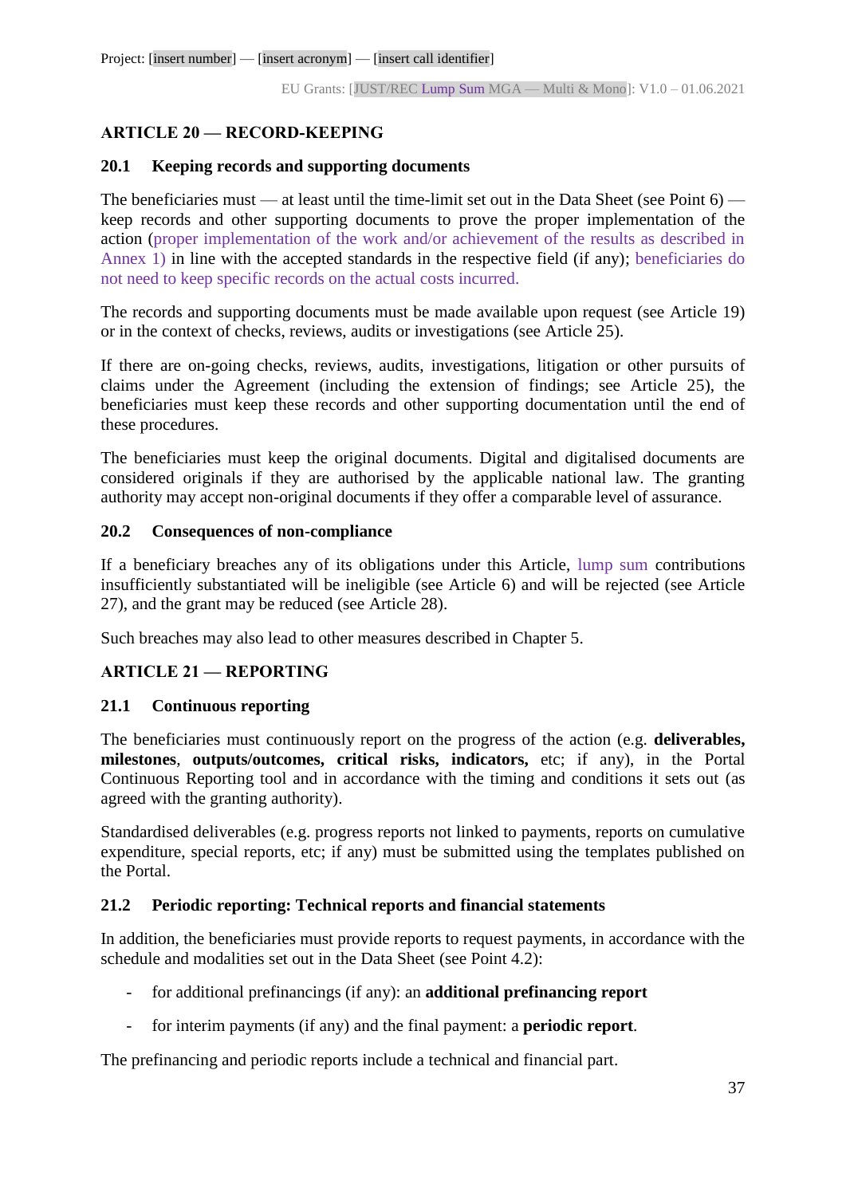## ARTICLE 20 — RECORD-KEEPING

### 20.1 Keeping records and supporting documents

The beneficiaries must — at least until the time-limit set out in the Data Sheet (see Point 6) — keep records and other supporting documents to prove the proper implementation of the action (proper implementation of the work and/or achievement of the results as described in Annex 1) in line with the accepted standards in the respective field (if any); beneficiaries do not need to keep specific records on the actual costs incurred.

The records and supporting documents must be made available upon request (see Article 19) or in the context of checks, reviews, audits or investigations (see Article 25).

If there are on-going checks, reviews, audits, investigations, litigation or other pursuits of claims under the Agreement (including the extension of findings; see Article 25), the beneficiaries must keep these records and other supporting documentation until the end of these procedures.

The beneficiaries must keep the original documents. Digital and digitalised documents are considered originals if they are authorised by the applicable national law. The granting authority may accept non-original documents if they offer a comparable level of assurance.

### 20.2 Consequences of non-compliance

If a beneficiary breaches any of its obligations under this Article, lump sum contributions insufficiently substantiated will be ineligible (see Article 6) and will be rejected (see Article 27), and the grant may be reduced (see Article 28).

Such breaches may also lead to other measures described in Chapter 5.

## ARTICLE 21 — REPORTING

### 21.1 Continuous reporting

The beneficiaries must continuously report on the progress of the action (e.g. **deliverables, milestones**, **outputs/outcomes, critical risks, indicators,** etc; if any), in the Portal Continuous Reporting tool and in accordance with the timing and conditions it sets out (as agreed with the granting authority).

Standardised deliverables (e.g. progress reports not linked to payments, reports on cumulative expenditure, special reports, etc; if any) must be submitted using the templates published on the Portal.

### 21.2 Periodic reporting: Technical reports and financial statements

In addition, the beneficiaries must provide reports to request payments, in accordance with the schedule and modalities set out in the Data Sheet (see Point 4.2):

- for additional prefinancings (if any): an **additional prefinancing report**
- for interim payments (if any) and the final payment: a **periodic report**.

The prefinancing and periodic reports include a technical and financial part.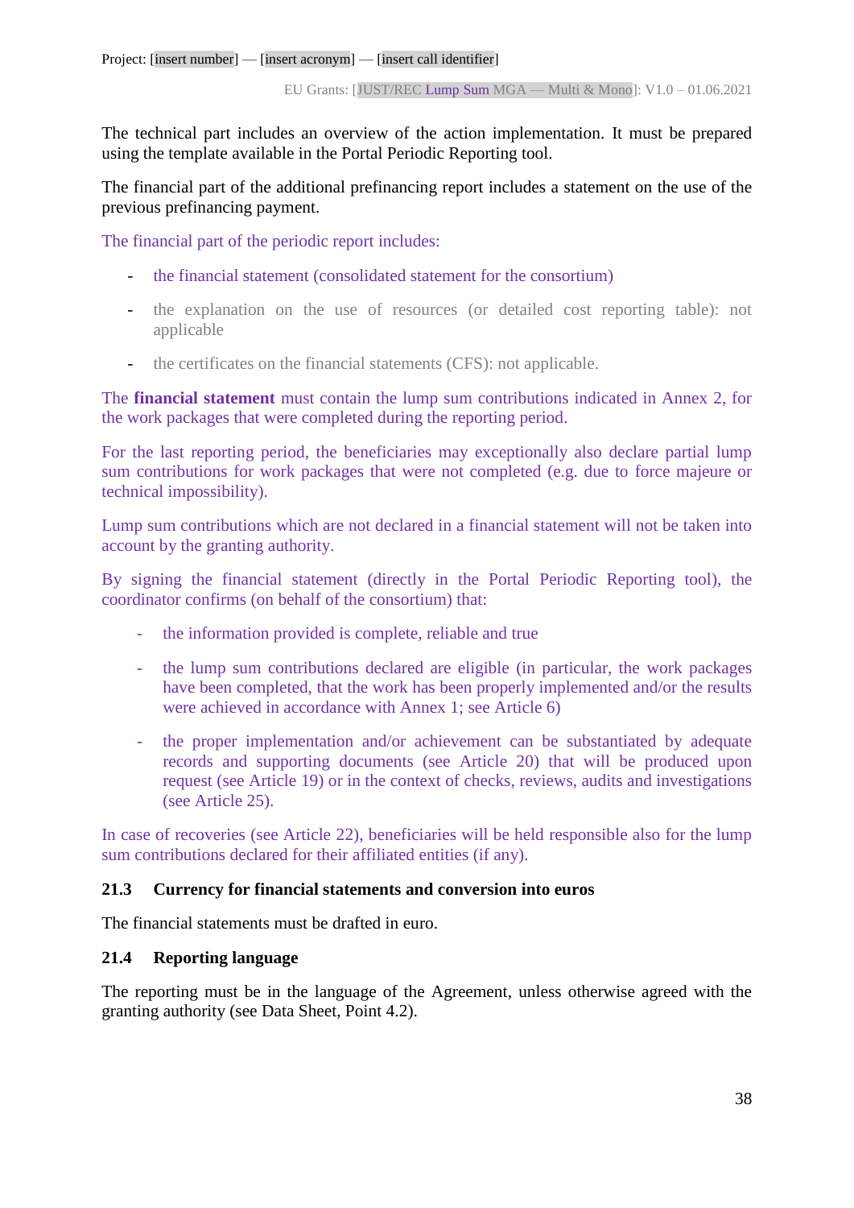The technical part includes an overview of the action implementation. It must be prepared using the template available in the Portal Periodic Reporting tool.

The financial part of the additional prefinancing report includes a statement on the use of the previous prefinancing payment.

The financial part of the periodic report includes:

- the financial statement (consolidated statement for the consortium)
- the explanation on the use of resources (or detailed cost reporting table): not applicable
- the certificates on the financial statements (CFS): not applicable.

The **financial statement** must contain the lump sum contributions indicated in Annex 2, for the work packages that were completed during the reporting period.

For the last reporting period, the beneficiaries may exceptionally also declare partial lump sum contributions for work packages that were not completed (e.g. due to force majeure or technical impossibility).

Lump sum contributions which are not declared in a financial statement will not be taken into account by the granting authority.

By signing the financial statement (directly in the Portal Periodic Reporting tool), the coordinator confirms (on behalf of the consortium) that:

- the information provided is complete, reliable and true
- the lump sum contributions declared are eligible (in particular, the work packages have been completed, that the work has been properly implemented and/or the results were achieved in accordance with Annex 1; see Article 6)
- the proper implementation and/or achievement can be substantiated by adequate records and supporting documents (see Article 20) that will be produced upon request (see Article 19) or in the context of checks, reviews, audits and investigations (see Article 25).

In case of recoveries (see Article 22), beneficiaries will be held responsible also for the lump sum contributions declared for their affiliated entities (if any).

### 21.3 Currency for financial statements and conversion into euros

The financial statements must be drafted in euro.

### 21.4 Reporting language

The reporting must be in the language of the Agreement, unless otherwise agreed with the granting authority (see Data Sheet, Point 4.2).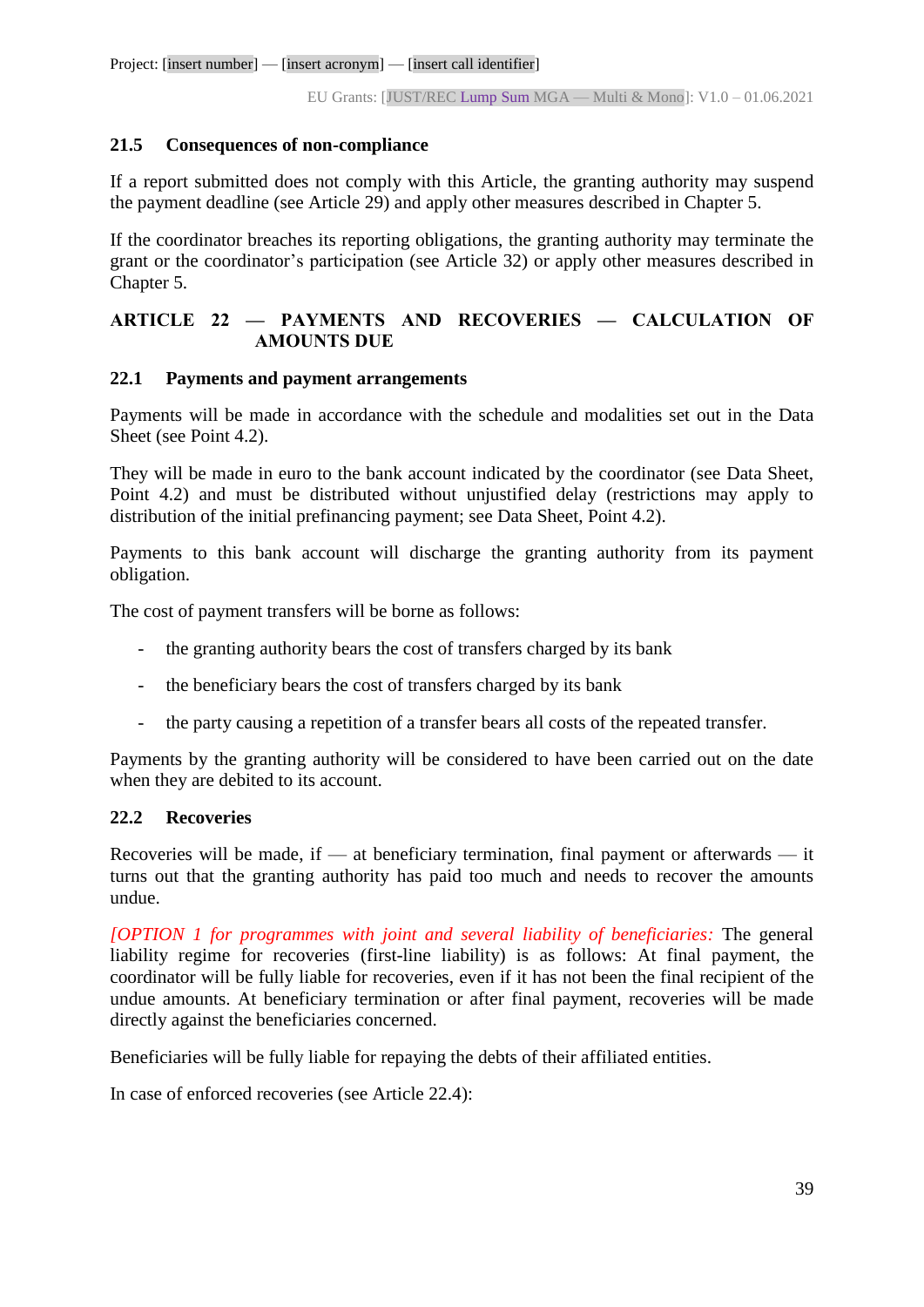### 21.5 Consequences of non-compliance

If a report submitted does not comply with this Article, the granting authority may suspend the payment deadline (see Article 29) and apply other measures described in Chapter 5.

If the coordinator breaches its reporting obligations, the granting authority may terminate the grant or the coordinator's participation (see Article 32) or apply other measures described in Chapter 5.

## ARTICLE 22 — PAYMENTS AND RECOVERIES — CALCULATION OF AMOUNTS DUE

### 22.1 Payments and payment arrangements

Payments will be made in accordance with the schedule and modalities set out in the Data Sheet (see Point 4.2).

They will be made in euro to the bank account indicated by the coordinator (see Data Sheet, Point 4.2) and must be distributed without unjustified delay (restrictions may apply to distribution of the initial prefinancing payment; see Data Sheet, Point 4.2).

Payments to this bank account will discharge the granting authority from its payment obligation.

The cost of payment transfers will be borne as follows:

- the granting authority bears the cost of transfers charged by its bank
- the beneficiary bears the cost of transfers charged by its bank
- the party causing a repetition of a transfer bears all costs of the repeated transfer.

Payments by the granting authority will be considered to have been carried out on the date when they are debited to its account.

### 22.2 Recoveries

Recoveries will be made, if — at beneficiary termination, final payment or afterwards — it turns out that the granting authority has paid too much and needs to recover the amounts undue.

*[OPTION 1 for programmes with joint and several liability of beneficiaries:* The general liability regime for recoveries (first-line liability) is as follows: At final payment, the coordinator will be fully liable for recoveries, even if it has not been the final recipient of the undue amounts. At beneficiary termination or after final payment, recoveries will be made directly against the beneficiaries concerned.

Beneficiaries will be fully liable for repaying the debts of their affiliated entities.

In case of enforced recoveries (see Article 22.4):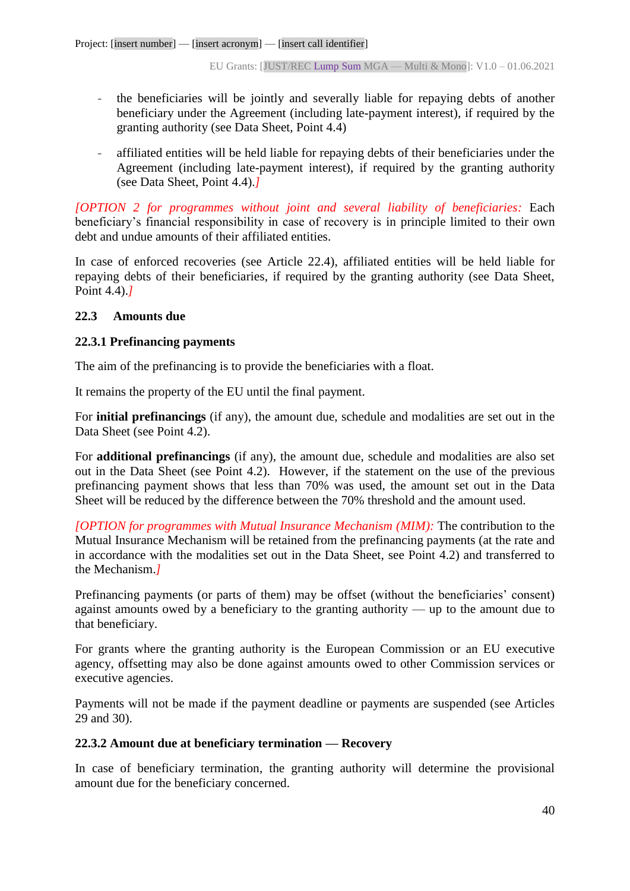- the beneficiaries will be jointly and severally liable for repaying debts of another beneficiary under the Agreement (including late-payment interest), if required by the granting authority (see Data Sheet, Point 4.4)
- affiliated entities will be held liable for repaying debts of their beneficiaries under the Agreement (including late-payment interest), if required by the granting authority (see Data Sheet, Point 4.4).*]*

*[OPTION 2 for programmes without joint and several liability of beneficiaries:* Each beneficiary's financial responsibility in case of recovery is in principle limited to their own debt and undue amounts of their affiliated entities.

In case of enforced recoveries (see Article 22.4), affiliated entities will be held liable for repaying debts of their beneficiaries, if required by the granting authority (see Data Sheet, Point 4.4).*]*

### 22.3 Amounts due

#### 22.3.1 Prefinancing payments

The aim of the prefinancing is to provide the beneficiaries with a float.

It remains the property of the EU until the final payment.

For **initial prefinancings** (if any), the amount due, schedule and modalities are set out in the Data Sheet (see Point 4.2).

For **additional prefinancings** (if any), the amount due, schedule and modalities are also set out in the Data Sheet (see Point 4.2). However, if the statement on the use of the previous prefinancing payment shows that less than 70% was used, the amount set out in the Data Sheet will be reduced by the difference between the 70% threshold and the amount used.

*[OPTION for programmes with Mutual Insurance Mechanism (MIM):* The contribution to the Mutual Insurance Mechanism will be retained from the prefinancing payments (at the rate and in accordance with the modalities set out in the Data Sheet, see Point 4.2) and transferred to the Mechanism.*]*

Prefinancing payments (or parts of them) may be offset (without the beneficiaries' consent) against amounts owed by a beneficiary to the granting authority — up to the amount due to that beneficiary.

For grants where the granting authority is the European Commission or an EU executive agency, offsetting may also be done against amounts owed to other Commission services or executive agencies.

Payments will not be made if the payment deadline or payments are suspended (see Articles 29 and 30).

#### 22.3.2 Amount due at beneficiary termination — Recovery

In case of beneficiary termination, the granting authority will determine the provisional amount due for the beneficiary concerned.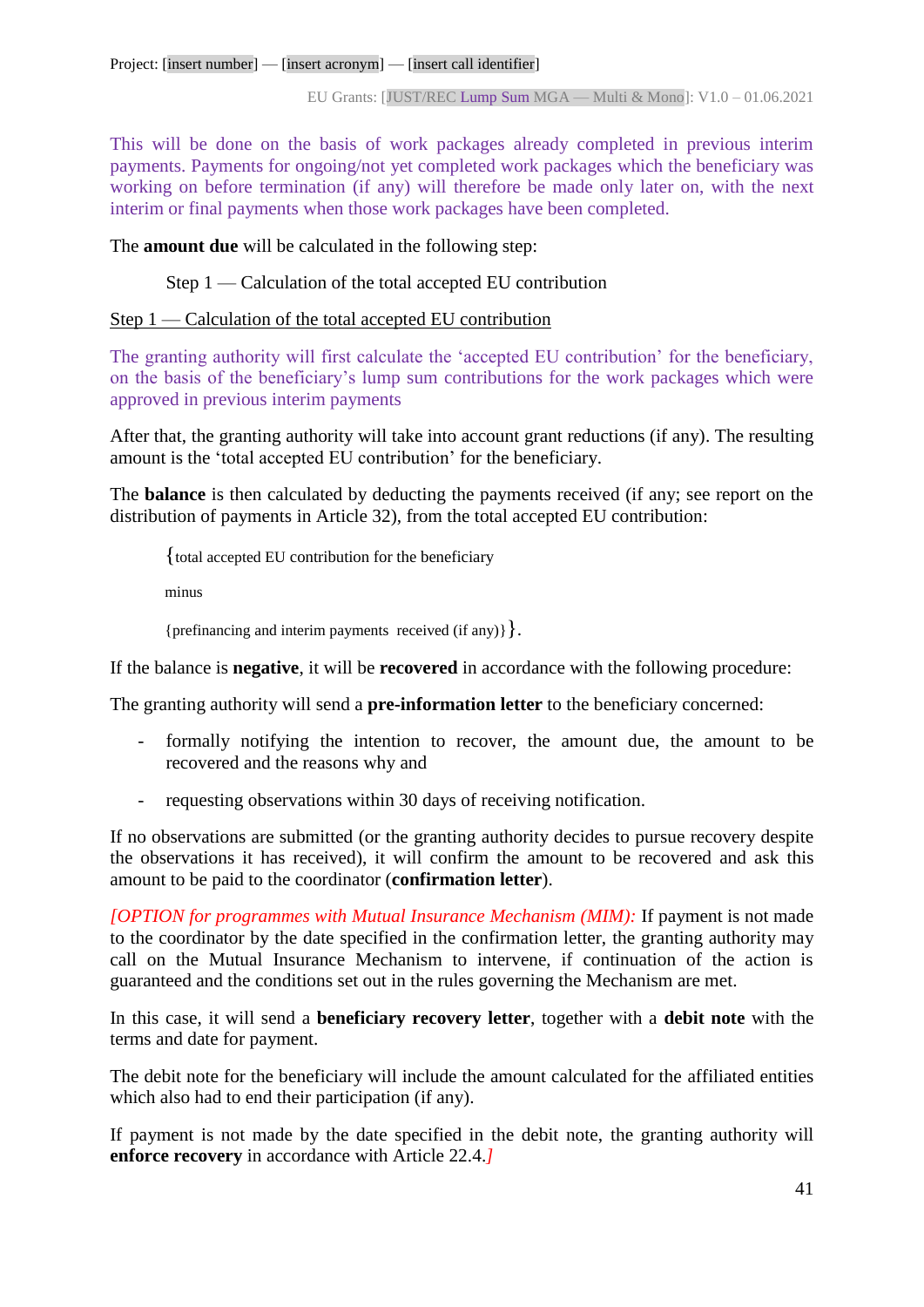This will be done on the basis of work packages already completed in previous interim payments. Payments for ongoing/not yet completed work packages which the beneficiary was working on before termination (if any) will therefore be made only later on, with the next interim or final payments when those work packages have been completed.

The **amount due** will be calculated in the following step:

Step 1 — Calculation of the total accepted EU contribution

Step 1 — Calculation of the total accepted EU contribution

The granting authority will first calculate the 'accepted EU contribution' for the beneficiary, on the basis of the beneficiary's lump sum contributions for the work packages which were approved in previous interim payments

After that, the granting authority will take into account grant reductions (if any). The resulting amount is the 'total accepted EU contribution' for the beneficiary.

The **balance** is then calculated by deducting the payments received (if any; see report on the distribution of payments in Article 32), from the total accepted EU contribution:

{total accepted EU contribution for the beneficiary

minus

{prefinancing and interim payments received (if any)}}.

If the balance is **negative**, it will be **recovered** in accordance with the following procedure:

The granting authority will send a **pre-information letter** to the beneficiary concerned:

- formally notifying the intention to recover, the amount due, the amount to be recovered and the reasons why and
- requesting observations within 30 days of receiving notification.

If no observations are submitted (or the granting authority decides to pursue recovery despite the observations it has received), it will confirm the amount to be recovered and ask this amount to be paid to the coordinator (**confirmation letter**).

*[OPTION for programmes with Mutual Insurance Mechanism (MIM):* If payment is not made to the coordinator by the date specified in the confirmation letter, the granting authority may call on the Mutual Insurance Mechanism to intervene, if continuation of the action is guaranteed and the conditions set out in the rules governing the Mechanism are met.

In this case, it will send a **beneficiary recovery letter**, together with a **debit note** with the terms and date for payment.

The debit note for the beneficiary will include the amount calculated for the affiliated entities which also had to end their participation (if any).

If payment is not made by the date specified in the debit note, the granting authority will **enforce recovery** in accordance with Article 22.4.*]*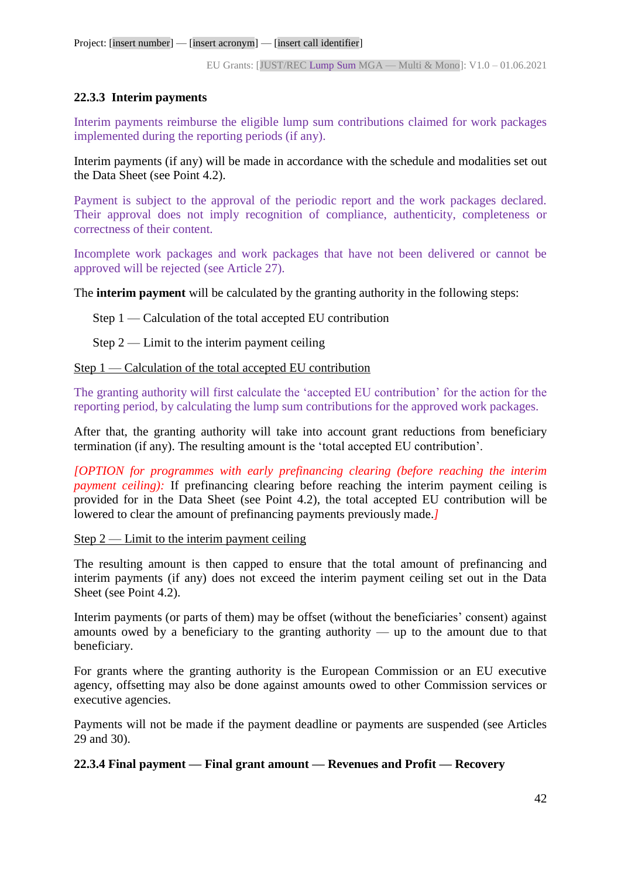#### 22.3.3 Interim payments

Interim payments reimburse the eligible lump sum contributions claimed for work packages implemented during the reporting periods (if any).

Interim payments (if any) will be made in accordance with the schedule and modalities set out the Data Sheet (see Point 4.2).

Payment is subject to the approval of the periodic report and the work packages declared. Their approval does not imply recognition of compliance, authenticity, completeness or correctness of their content.

Incomplete work packages and work packages that have not been delivered or cannot be approved will be rejected (see Article 27).

The **interim payment** will be calculated by the granting authority in the following steps:

Step 1 — Calculation of the total accepted EU contribution

Step 2 — Limit to the interim payment ceiling

Step 1 — Calculation of the total accepted EU contribution

The granting authority will first calculate the 'accepted EU contribution' for the action for the reporting period, by calculating the lump sum contributions for the approved work packages.

After that, the granting authority will take into account grant reductions from beneficiary termination (if any). The resulting amount is the 'total accepted EU contribution'.

*[OPTION for programmes with early prefinancing clearing (before reaching the interim payment ceiling):* If prefinancing clearing before reaching the interim payment ceiling is provided for in the Data Sheet (see Point 4.2), the total accepted EU contribution will be lowered to clear the amount of prefinancing payments previously made.*]*

Step 2 — Limit to the interim payment ceiling

The resulting amount is then capped to ensure that the total amount of prefinancing and interim payments (if any) does not exceed the interim payment ceiling set out in the Data Sheet (see Point 4.2).

Interim payments (or parts of them) may be offset (without the beneficiaries' consent) against amounts owed by a beneficiary to the granting authority — up to the amount due to that beneficiary.

For grants where the granting authority is the European Commission or an EU executive agency, offsetting may also be done against amounts owed to other Commission services or executive agencies.

Payments will not be made if the payment deadline or payments are suspended (see Articles 29 and 30).

#### 22.3.4 Final payment — Final grant amount — Revenues and Profit — Recovery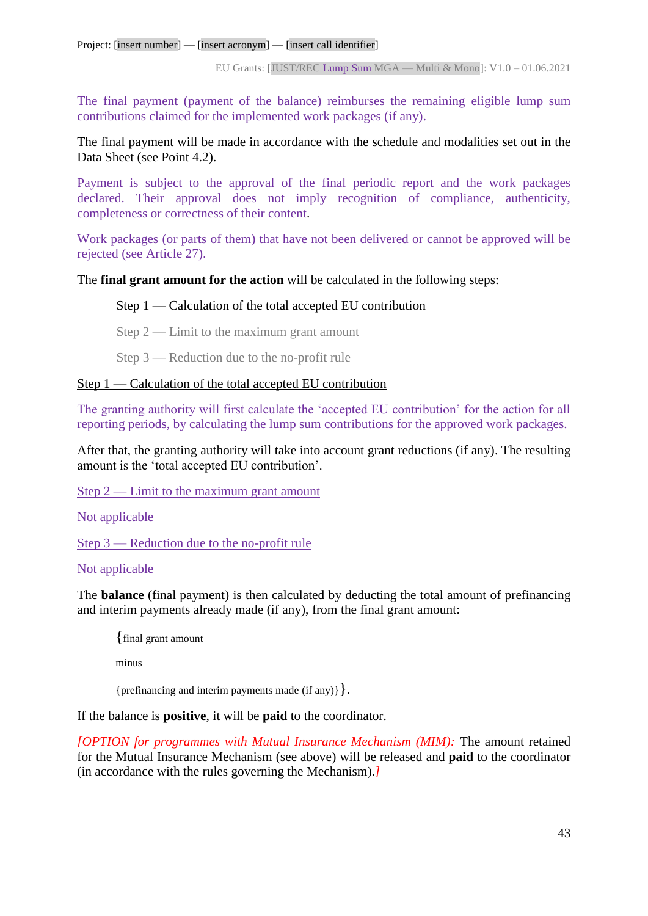The final payment (payment of the balance) reimburses the remaining eligible lump sum contributions claimed for the implemented work packages (if any).

The final payment will be made in accordance with the schedule and modalities set out in the Data Sheet (see Point 4.2).

Payment is subject to the approval of the final periodic report and the work packages declared. Their approval does not imply recognition of compliance, authenticity, completeness or correctness of their content.

Work packages (or parts of them) that have not been delivered or cannot be approved will be rejected (see Article 27).

The **final grant amount for the action** will be calculated in the following steps:

Step 1 — Calculation of the total accepted EU contribution

Step 2 — Limit to the maximum grant amount

Step 3 — Reduction due to the no-profit rule

Step 1 — Calculation of the total accepted EU contribution

The granting authority will first calculate the 'accepted EU contribution' for the action for all reporting periods, by calculating the lump sum contributions for the approved work packages.

After that, the granting authority will take into account grant reductions (if any). The resulting amount is the 'total accepted EU contribution'.

Step 2 — Limit to the maximum grant amount

Not applicable

Step 3 — Reduction due to the no-profit rule

Not applicable

The **balance** (final payment) is then calculated by deducting the total amount of prefinancing and interim payments already made (if any), from the final grant amount:

{final grant amount

minus

{prefinancing and interim payments made (if any)}}.

If the balance is **positive**, it will be **paid** to the coordinator.

*[OPTION for programmes with Mutual Insurance Mechanism (MIM):* The amount retained for the Mutual Insurance Mechanism (see above) will be released and **paid** to the coordinator (in accordance with the rules governing the Mechanism).*]*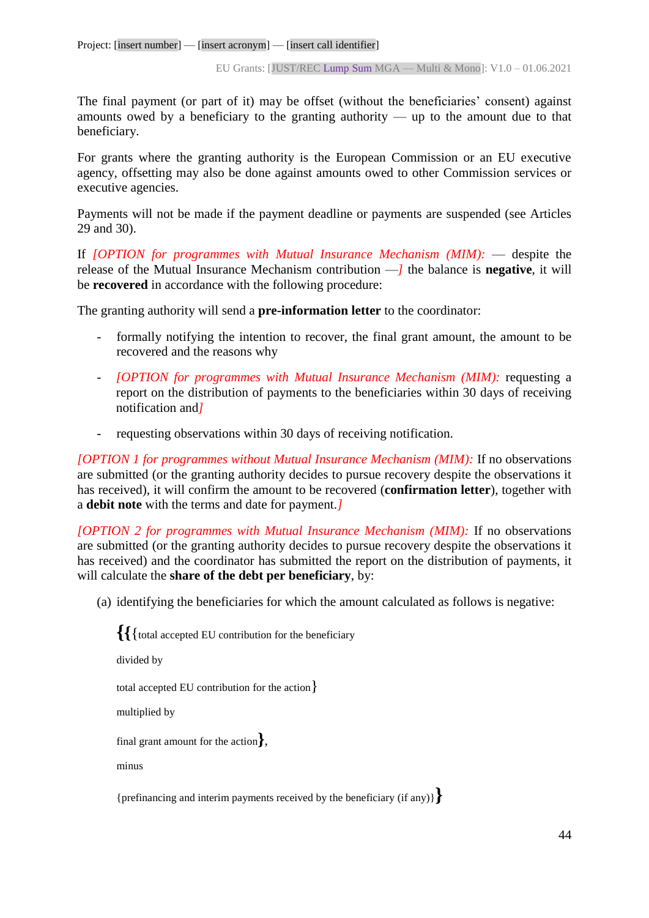The final payment (or part of it) may be offset (without the beneficiaries' consent) against amounts owed by a beneficiary to the granting authority — up to the amount due to that beneficiary.

For grants where the granting authority is the European Commission or an EU executive agency, offsetting may also be done against amounts owed to other Commission services or executive agencies.

Payments will not be made if the payment deadline or payments are suspended (see Articles 29 and 30).

If *[OPTION for programmes with Mutual Insurance Mechanism (MIM):* — despite the release of the Mutual Insurance Mechanism contribution —*]* the balance is **negative**, it will be **recovered** in accordance with the following procedure:

The granting authority will send a **pre-information letter** to the coordinator:

- formally notifying the intention to recover, the final grant amount, the amount to be recovered and the reasons why
- *[OPTION for programmes with Mutual Insurance Mechanism (MIM):* requesting a report on the distribution of payments to the beneficiaries within 30 days of receiving notification and*]*
- requesting observations within 30 days of receiving notification.

*[OPTION 1 for programmes without Mutual Insurance Mechanism (MIM):* If no observations are submitted (or the granting authority decides to pursue recovery despite the observations it has received), it will confirm the amount to be recovered (**confirmation letter**), together with a **debit note** with the terms and date for payment.*]*

*[OPTION 2 for programmes with Mutual Insurance Mechanism (MIM):* If no observations are submitted (or the granting authority decides to pursue recovery despite the observations it has received) and the coordinator has submitted the report on the distribution of payments, it will calculate the **share of the debt per beneficiary**, by:

(a) identifying the beneficiaries for which the amount calculated as follows is negative:

**{{**{total accepted EU contribution for the beneficiary

divided by

total accepted EU contribution for the action}

multiplied by

final grant amount for the action**}**,

minus

{prefinancing and interim payments received by the beneficiary (if any)}**}**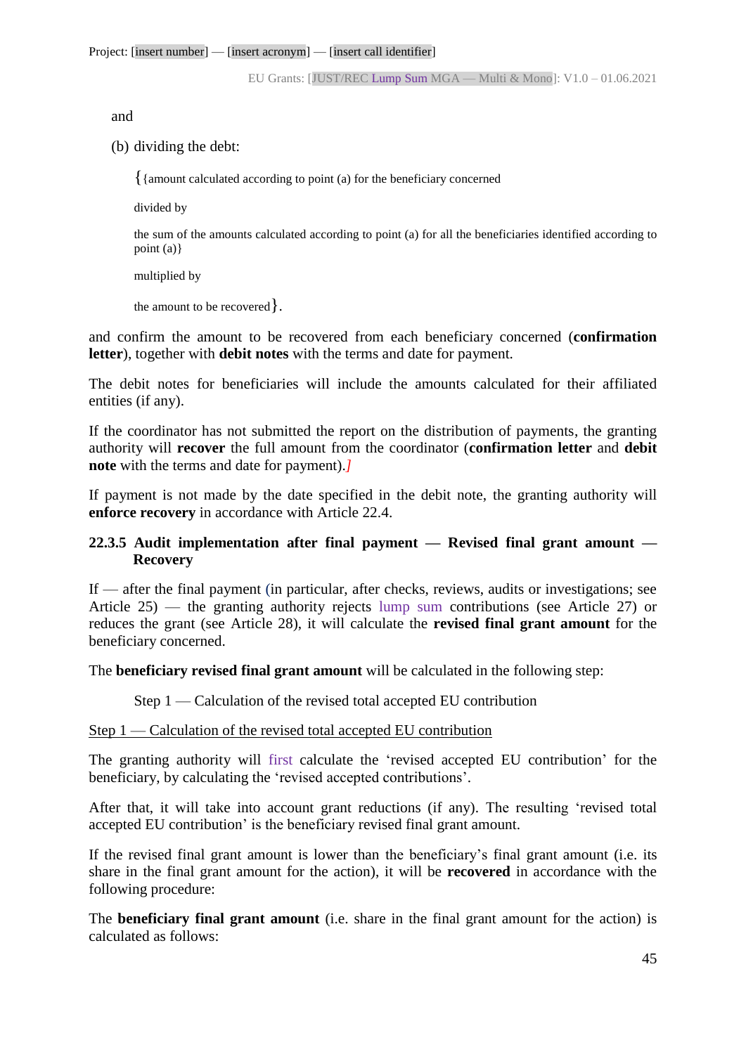and

(b) dividing the debt:

{{amount calculated according to point (a) for the beneficiary concerned

divided by

the sum of the amounts calculated according to point (a) for all the beneficiaries identified according to point (a)}

multiplied by

the amount to be recovered}.

and confirm the amount to be recovered from each beneficiary concerned (**confirmation letter**), together with **debit notes** with the terms and date for payment.

The debit notes for beneficiaries will include the amounts calculated for their affiliated entities (if any).

If the coordinator has not submitted the report on the distribution of payments, the granting authority will **recover** the full amount from the coordinator (**confirmation letter** and **debit note** with the terms and date for payment).*]*

If payment is not made by the date specified in the debit note, the granting authority will **enforce recovery** in accordance with Article 22.4.

### 22.3.5 Audit implementation after final payment — Revised final grant amount — Recovery

If — after the final payment (in particular, after checks, reviews, audits or investigations; see Article 25) — the granting authority rejects lump sum contributions (see Article 27) or reduces the grant (see Article 28), it will calculate the **revised final grant amount** for the beneficiary concerned.

The **beneficiary revised final grant amount** will be calculated in the following step:

Step 1 — Calculation of the revised total accepted EU contribution

<u>Step 1 — Calculation of the revised total accepted EU contribution</u>

The granting authority will first calculate the 'revised accepted EU contribution' for the beneficiary, by calculating the 'revised accepted contributions'.

After that, it will take into account grant reductions (if any). The resulting 'revised total accepted EU contribution' is the beneficiary revised final grant amount.

If the revised final grant amount is lower than the beneficiary's final grant amount (i.e. its share in the final grant amount for the action), it will be **recovered** in accordance with the following procedure:

The **beneficiary final grant amount** (i.e. share in the final grant amount for the action) is calculated as follows: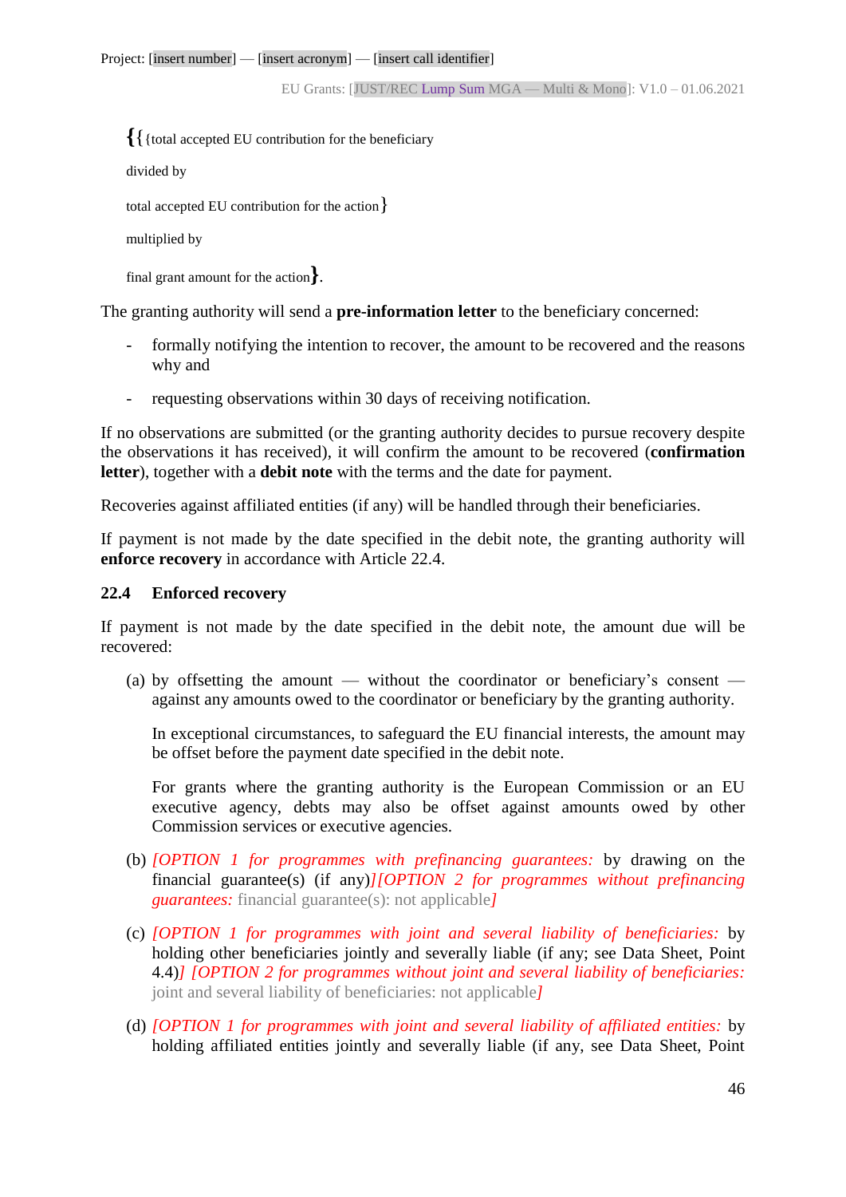{{total accepted EU contribution for the beneficiary

divided by

total accepted EU contribution for the action}

multiplied by

final grant amount for the action}.

The granting authority will send a **pre-information letter** to the beneficiary concerned:

- formally notifying the intention to recover, the amount to be recovered and the reasons why and
- requesting observations within 30 days of receiving notification.

If no observations are submitted (or the granting authority decides to pursue recovery despite the observations it has received), it will confirm the amount to be recovered (**confirmation letter**), together with a **debit note** with the terms and the date for payment.

Recoveries against affiliated entities (if any) will be handled through their beneficiaries.

If payment is not made by the date specified in the debit note, the granting authority will **enforce recovery** in accordance with Article 22.4.

### 22.4 Enforced recovery

If payment is not made by the date specified in the debit note, the amount due will be recovered:

(a) by offsetting the amount — without the coordinator or beneficiary's consent — against any amounts owed to the coordinator or beneficiary by the granting authority.

In exceptional circumstances, to safeguard the EU financial interests, the amount may be offset before the payment date specified in the debit note.

For grants where the granting authority is the European Commission or an EU executive agency, debts may also be offset against amounts owed by other Commission services or executive agencies.

(b) *[OPTION 1 for programmes with prefinancing guarantees:* by drawing on the financial guarantee(s) (if any)*][OPTION 2 for programmes without prefinancing guarantees:* financial guarantee(s): not applicable*]*

(c) *[OPTION 1 for programmes with joint and several liability of beneficiaries:* by holding other beneficiaries jointly and severally liable (if any; see Data Sheet, Point 4.4)*] [OPTION 2 for programmes without joint and several liability of beneficiaries:* joint and several liability of beneficiaries: not applicable*]*

(d) *[OPTION 1 for programmes with joint and several liability of affiliated entities:* by holding affiliated entities jointly and severally liable (if any, see Data Sheet, Point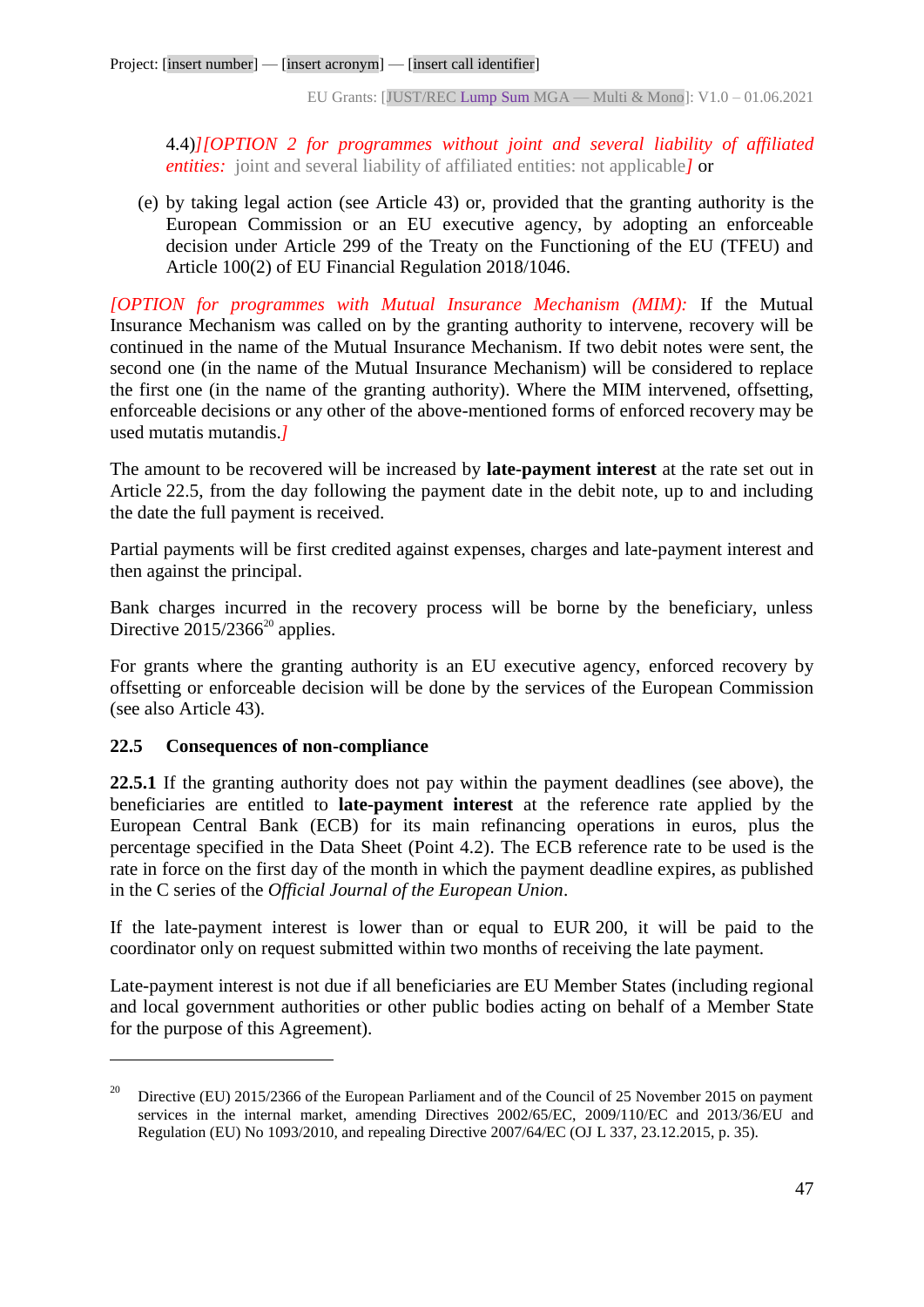4.4)*][OPTION 2 for programmes without joint and several liability of affiliated entities:* joint and several liability of affiliated entities: not applicable*]* or

(e) by taking legal action (see Article 43) or, provided that the granting authority is the European Commission or an EU executive agency, by adopting an enforceable decision under Article 299 of the Treaty on the Functioning of the EU (TFEU) and Article 100(2) of EU Financial Regulation 2018/1046.

*[OPTION for programmes with Mutual Insurance Mechanism (MIM):* If the Mutual Insurance Mechanism was called on by the granting authority to intervene, recovery will be continued in the name of the Mutual Insurance Mechanism. If two debit notes were sent, the second one (in the name of the Mutual Insurance Mechanism) will be considered to replace the first one (in the name of the granting authority). Where the MIM intervened, offsetting, enforceable decisions or any other of the above-mentioned forms of enforced recovery may be used mutatis mutandis.*]*

The amount to be recovered will be increased by **late-payment interest** at the rate set out in Article 22.5, from the day following the payment date in the debit note, up to and including the date the full payment is received.

Partial payments will be first credited against expenses, charges and late-payment interest and then against the principal.

Bank charges incurred in the recovery process will be borne by the beneficiary, unless Directive 2015/2366[20] applies.

For grants where the granting authority is an EU executive agency, enforced recovery by offsetting or enforceable decision will be done by the services of the European Commission (see also Article 43).

### 22.5 Consequences of non-compliance

**22.5.1** If the granting authority does not pay within the payment deadlines (see above), the beneficiaries are entitled to **late-payment interest** at the reference rate applied by the European Central Bank (ECB) for its main refinancing operations in euros, plus the percentage specified in the Data Sheet (Point 4.2). The ECB reference rate to be used is the rate in force on the first day of the month in which the payment deadline expires, as published in the C series of the *Official Journal of the European Union*.

If the late-payment interest is lower than or equal to EUR 200, it will be paid to the coordinator only on request submitted within two months of receiving the late payment.

Late-payment interest is not due if all beneficiaries are EU Member States (including regional and local government authorities or other public bodies acting on behalf of a Member State for the purpose of this Agreement).

---

[20] Directive (EU) 2015/2366 of the European Parliament and of the Council of 25 November 2015 on payment services in the internal market, amending Directives 2002/65/EC, 2009/110/EC and 2013/36/EU and Regulation (EU) No 1093/2010, and repealing Directive 2007/64/EC (OJ L 337, 23.12.2015, p. 35).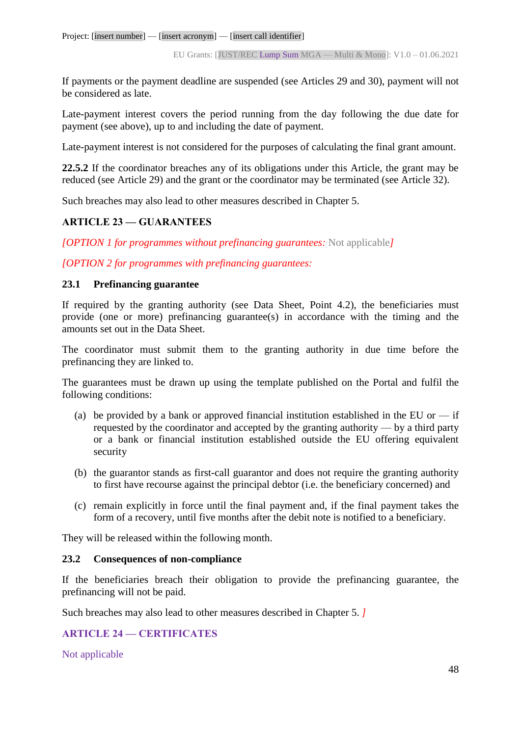If payments or the payment deadline are suspended (see Articles 29 and 30), payment will not be considered as late.

Late-payment interest covers the period running from the day following the due date for payment (see above), up to and including the date of payment.

Late-payment interest is not considered for the purposes of calculating the final grant amount.

**22.5.2** If the coordinator breaches any of its obligations under this Article, the grant may be reduced (see Article 29) and the grant or the coordinator may be terminated (see Article 32).

Such breaches may also lead to other measures described in Chapter 5.

## ARTICLE 23 — GUARANTEES

*[OPTION 1 for programmes without prefinancing guarantees:* Not applicable*]*

*[OPTION 2 for programmes with prefinancing guarantees:*

### 23.1 Prefinancing guarantee

If required by the granting authority (see Data Sheet, Point 4.2), the beneficiaries must provide (one or more) prefinancing guarantee(s) in accordance with the timing and the amounts set out in the Data Sheet.

The coordinator must submit them to the granting authority in due time before the prefinancing they are linked to.

The guarantees must be drawn up using the template published on the Portal and fulfil the following conditions:

(a) be provided by a bank or approved financial institution established in the EU or — if requested by the coordinator and accepted by the granting authority — by a third party or a bank or financial institution established outside the EU offering equivalent security

(b) the guarantor stands as first-call guarantor and does not require the granting authority to first have recourse against the principal debtor (i.e. the beneficiary concerned) and

(c) remain explicitly in force until the final payment and, if the final payment takes the form of a recovery, until five months after the debit note is notified to a beneficiary.

They will be released within the following month.

### 23.2 Consequences of non-compliance

If the beneficiaries breach their obligation to provide the prefinancing guarantee, the prefinancing will not be paid.

Such breaches may also lead to other measures described in Chapter 5. *]*

## ARTICLE 24 — CERTIFICATES

Not applicable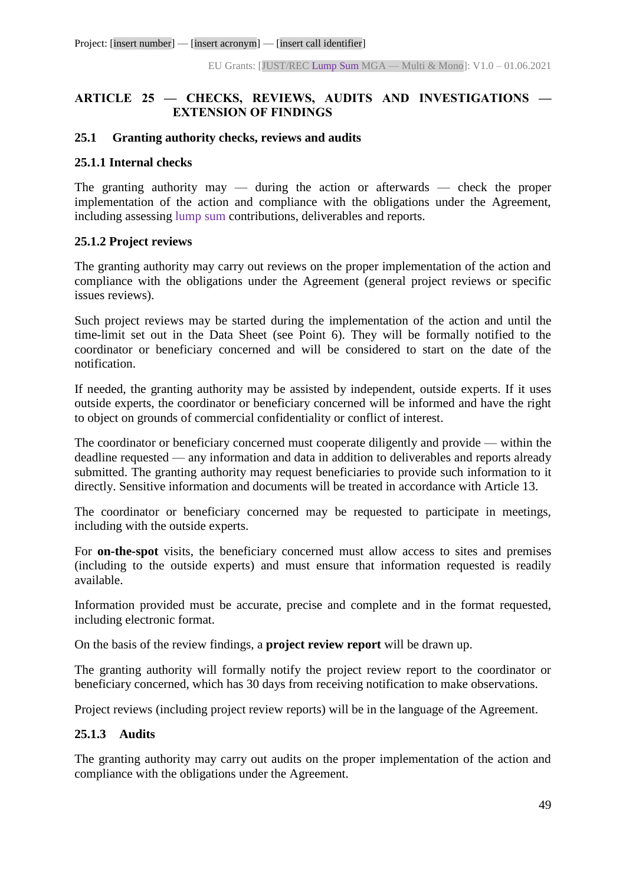## ARTICLE 25 — CHECKS, REVIEWS, AUDITS AND INVESTIGATIONS — EXTENSION OF FINDINGS

### 25.1 Granting authority checks, reviews and audits

#### 25.1.1 Internal checks

The granting authority may — during the action or afterwards — check the proper implementation of the action and compliance with the obligations under the Agreement, including assessing lump sum contributions, deliverables and reports.

#### 25.1.2 Project reviews

The granting authority may carry out reviews on the proper implementation of the action and compliance with the obligations under the Agreement (general project reviews or specific issues reviews).

Such project reviews may be started during the implementation of the action and until the time-limit set out in the Data Sheet (see Point 6). They will be formally notified to the coordinator or beneficiary concerned and will be considered to start on the date of the notification.

If needed, the granting authority may be assisted by independent, outside experts. If it uses outside experts, the coordinator or beneficiary concerned will be informed and have the right to object on grounds of commercial confidentiality or conflict of interest.

The coordinator or beneficiary concerned must cooperate diligently and provide — within the deadline requested — any information and data in addition to deliverables and reports already submitted. The granting authority may request beneficiaries to provide such information to it directly. Sensitive information and documents will be treated in accordance with Article 13.

The coordinator or beneficiary concerned may be requested to participate in meetings, including with the outside experts.

For **on-the-spot** visits, the beneficiary concerned must allow access to sites and premises (including to the outside experts) and must ensure that information requested is readily available.

Information provided must be accurate, precise and complete and in the format requested, including electronic format.

On the basis of the review findings, a **project review report** will be drawn up.

The granting authority will formally notify the project review report to the coordinator or beneficiary concerned, which has 30 days from receiving notification to make observations.

Project reviews (including project review reports) will be in the language of the Agreement.

#### 25.1.3 Audits

The granting authority may carry out audits on the proper implementation of the action and compliance with the obligations under the Agreement.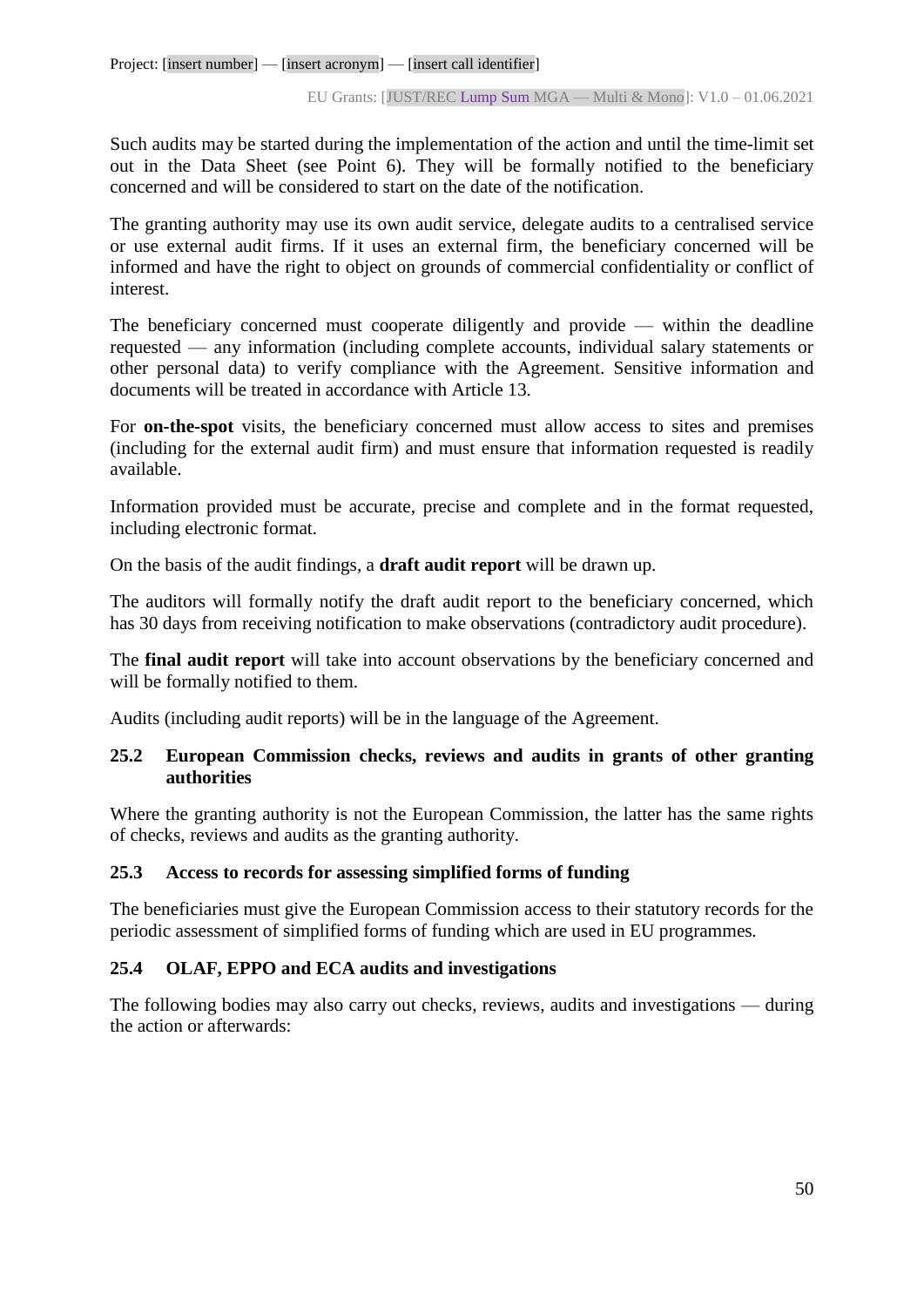Such audits may be started during the implementation of the action and until the time-limit set out in the Data Sheet (see Point 6). They will be formally notified to the beneficiary concerned and will be considered to start on the date of the notification.

The granting authority may use its own audit service, delegate audits to a centralised service or use external audit firms. If it uses an external firm, the beneficiary concerned will be informed and have the right to object on grounds of commercial confidentiality or conflict of interest.

The beneficiary concerned must cooperate diligently and provide — within the deadline requested — any information (including complete accounts, individual salary statements or other personal data) to verify compliance with the Agreement. Sensitive information and documents will be treated in accordance with Article 13.

For **on-the-spot** visits, the beneficiary concerned must allow access to sites and premises (including for the external audit firm) and must ensure that information requested is readily available.

Information provided must be accurate, precise and complete and in the format requested, including electronic format.

On the basis of the audit findings, a **draft audit report** will be drawn up.

The auditors will formally notify the draft audit report to the beneficiary concerned, which has 30 days from receiving notification to make observations (contradictory audit procedure).

The **final audit report** will take into account observations by the beneficiary concerned and will be formally notified to them.

Audits (including audit reports) will be in the language of the Agreement.

### 25.2 European Commission checks, reviews and audits in grants of other granting authorities

Where the granting authority is not the European Commission, the latter has the same rights of checks, reviews and audits as the granting authority.

### 25.3 Access to records for assessing simplified forms of funding

The beneficiaries must give the European Commission access to their statutory records for the periodic assessment of simplified forms of funding which are used in EU programmes.

### 25.4 OLAF, EPPO and ECA audits and investigations

The following bodies may also carry out checks, reviews, audits and investigations — during the action or afterwards: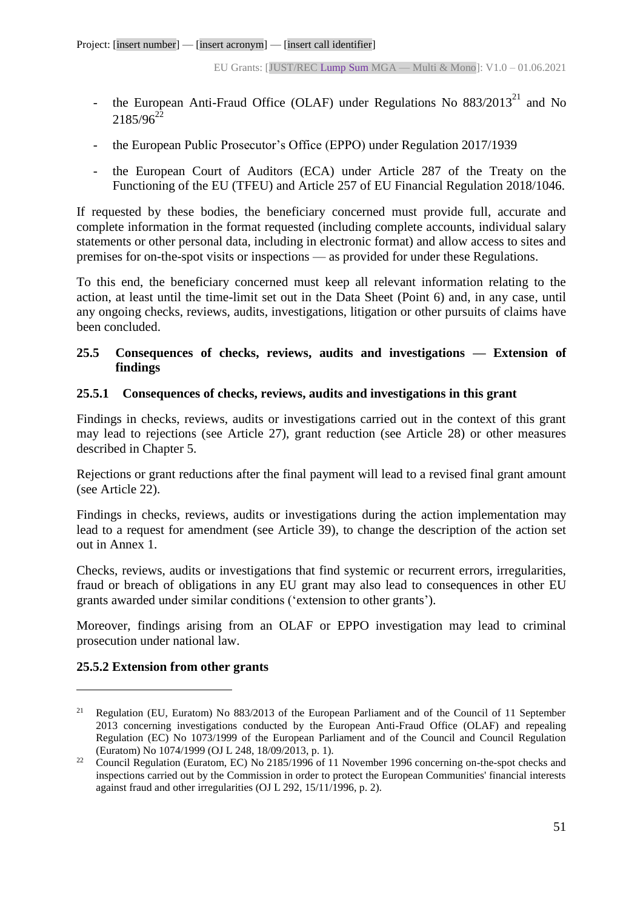- the European Anti-Fraud Office (OLAF) under Regulations No 883/2013[21] and No 2185/96[22]
- the European Public Prosecutor's Office (EPPO) under Regulation 2017/1939
- the European Court of Auditors (ECA) under Article 287 of the Treaty on the Functioning of the EU (TFEU) and Article 257 of EU Financial Regulation 2018/1046.

If requested by these bodies, the beneficiary concerned must provide full, accurate and complete information in the format requested (including complete accounts, individual salary statements or other personal data, including in electronic format) and allow access to sites and premises for on-the-spot visits or inspections — as provided for under these Regulations.

To this end, the beneficiary concerned must keep all relevant information relating to the action, at least until the time-limit set out in the Data Sheet (Point 6) and, in any case, until any ongoing checks, reviews, audits, investigations, litigation or other pursuits of claims have been concluded.

### 25.5 Consequences of checks, reviews, audits and investigations — Extension of findings

#### 25.5.1 Consequences of checks, reviews, audits and investigations in this grant

Findings in checks, reviews, audits or investigations carried out in the context of this grant may lead to rejections (see Article 27), grant reduction (see Article 28) or other measures described in Chapter 5.

Rejections or grant reductions after the final payment will lead to a revised final grant amount (see Article 22).

Findings in checks, reviews, audits or investigations during the action implementation may lead to a request for amendment (see Article 39), to change the description of the action set out in Annex 1.

Checks, reviews, audits or investigations that find systemic or recurrent errors, irregularities, fraud or breach of obligations in any EU grant may also lead to consequences in other EU grants awarded under similar conditions ('extension to other grants').

Moreover, findings arising from an OLAF or EPPO investigation may lead to criminal prosecution under national law.

#### 25.5.2 Extension from other grants

---

[21] Regulation (EU, Euratom) No 883/2013 of the European Parliament and of the Council of 11 September 2013 concerning investigations conducted by the European Anti-Fraud Office (OLAF) and repealing Regulation (EC) No 1073/1999 of the European Parliament and of the Council and Council Regulation (Euratom) No 1074/1999 (OJ L 248, 18/09/2013, p. 1).

[22] Council Regulation (Euratom, EC) No 2185/1996 of 11 November 1996 concerning on-the-spot checks and inspections carried out by the Commission in order to protect the European Communities' financial interests against fraud and other irregularities (OJ L 292, 15/11/1996, p. 2).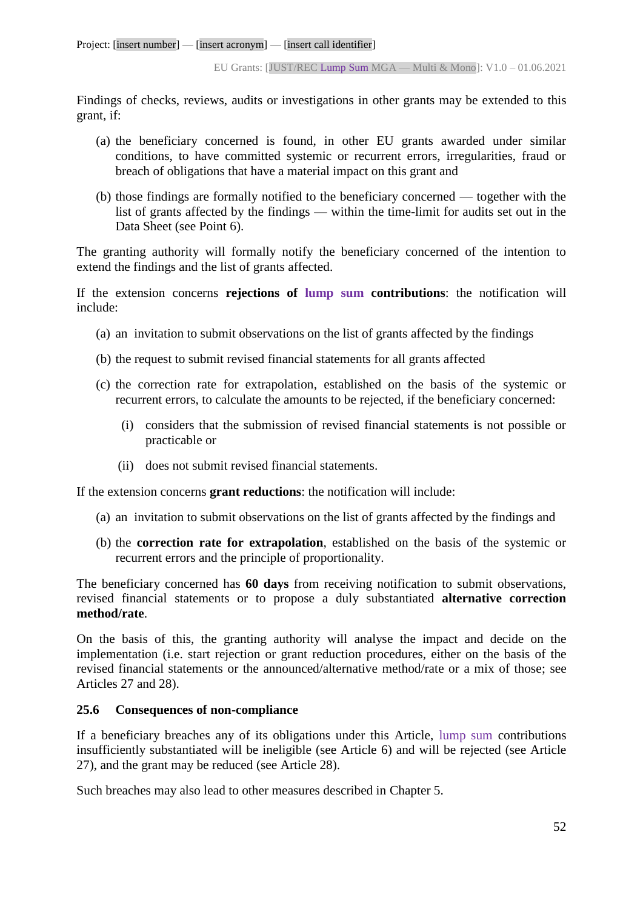Findings of checks, reviews, audits or investigations in other grants may be extended to this grant, if:

(a) the beneficiary concerned is found, in other EU grants awarded under similar conditions, to have committed systemic or recurrent errors, irregularities, fraud or breach of obligations that have a material impact on this grant and

(b) those findings are formally notified to the beneficiary concerned — together with the list of grants affected by the findings — within the time-limit for audits set out in the Data Sheet (see Point 6).

The granting authority will formally notify the beneficiary concerned of the intention to extend the findings and the list of grants affected.

If the extension concerns **rejections of lump sum contributions**: the notification will include:

(a) an invitation to submit observations on the list of grants affected by the findings

(b) the request to submit revised financial statements for all grants affected

(c) the correction rate for extrapolation, established on the basis of the systemic or recurrent errors, to calculate the amounts to be rejected, if the beneficiary concerned:

  (i) considers that the submission of revised financial statements is not possible or practicable or

  (ii) does not submit revised financial statements.

If the extension concerns **grant reductions**: the notification will include:

(a) an invitation to submit observations on the list of grants affected by the findings and

(b) the **correction rate for extrapolation**, established on the basis of the systemic or recurrent errors and the principle of proportionality.

The beneficiary concerned has **60 days** from receiving notification to submit observations, revised financial statements or to propose a duly substantiated **alternative correction method/rate**.

On the basis of this, the granting authority will analyse the impact and decide on the implementation (i.e. start rejection or grant reduction procedures, either on the basis of the revised financial statements or the announced/alternative method/rate or a mix of those; see Articles 27 and 28).

### 25.6 Consequences of non-compliance

If a beneficiary breaches any of its obligations under this Article, lump sum contributions insufficiently substantiated will be ineligible (see Article 6) and will be rejected (see Article 27), and the grant may be reduced (see Article 28).

Such breaches may also lead to other measures described in Chapter 5.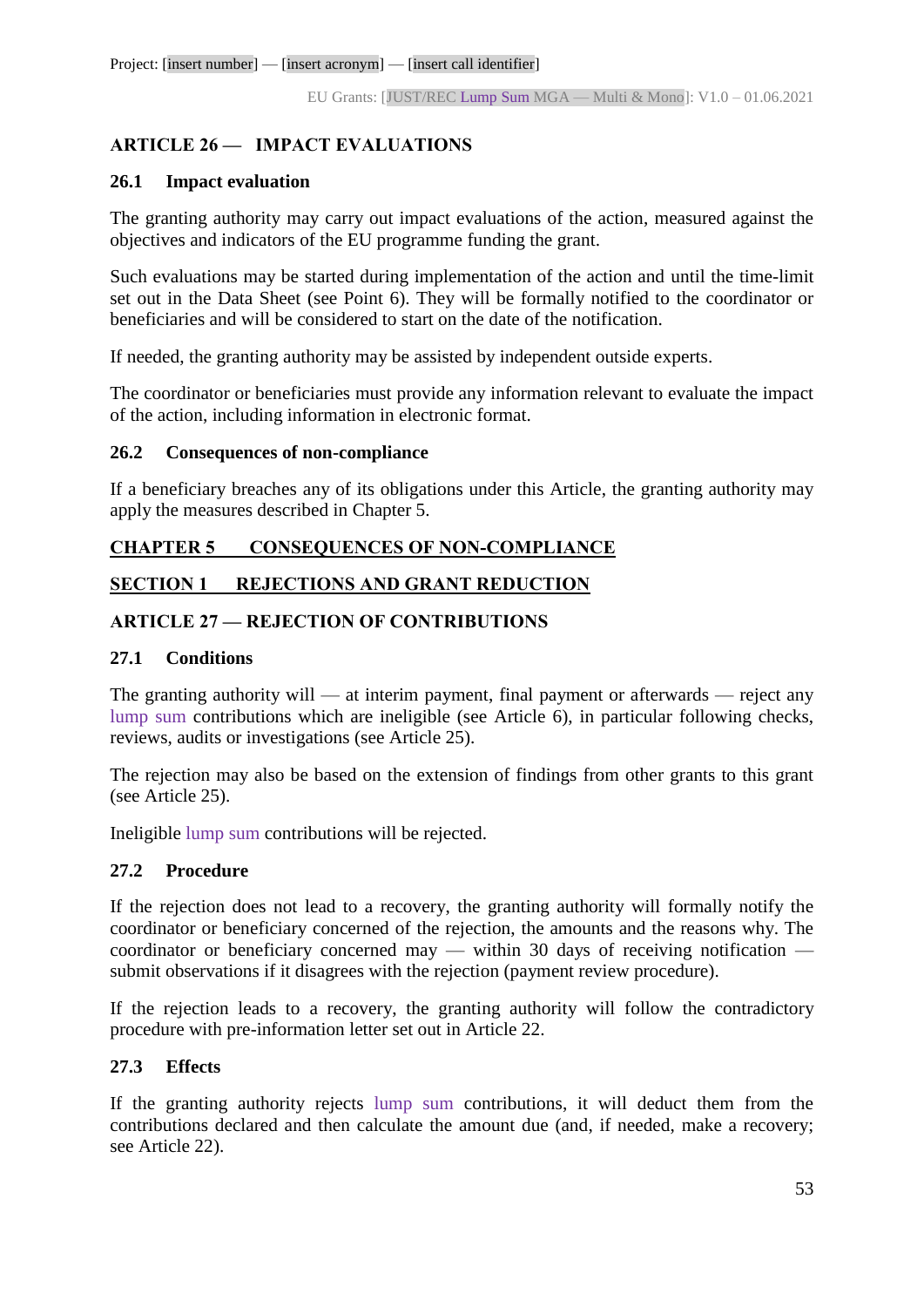## ARTICLE 26 — IMPACT EVALUATIONS

### 26.1 Impact evaluation

The granting authority may carry out impact evaluations of the action, measured against the objectives and indicators of the EU programme funding the grant.

Such evaluations may be started during implementation of the action and until the time-limit set out in the Data Sheet (see Point 6). They will be formally notified to the coordinator or beneficiaries and will be considered to start on the date of the notification.

If needed, the granting authority may be assisted by independent outside experts.

The coordinator or beneficiaries must provide any information relevant to evaluate the impact of the action, including information in electronic format.

### 26.2 Consequences of non-compliance

If a beneficiary breaches any of its obligations under this Article, the granting authority may apply the measures described in Chapter 5.

# CHAPTER 5 CONSEQUENCES OF NON-COMPLIANCE

# SECTION 1 REJECTIONS AND GRANT REDUCTION

## ARTICLE 27 — REJECTION OF CONTRIBUTIONS

### 27.1 Conditions

The granting authority will — at interim payment, final payment or afterwards — reject any lump sum contributions which are ineligible (see Article 6), in particular following checks, reviews, audits or investigations (see Article 25).

The rejection may also be based on the extension of findings from other grants to this grant (see Article 25).

Ineligible lump sum contributions will be rejected.

### 27.2 Procedure

If the rejection does not lead to a recovery, the granting authority will formally notify the coordinator or beneficiary concerned of the rejection, the amounts and the reasons why. The coordinator or beneficiary concerned may — within 30 days of receiving notification — submit observations if it disagrees with the rejection (payment review procedure).

If the rejection leads to a recovery, the granting authority will follow the contradictory procedure with pre-information letter set out in Article 22.

### 27.3 Effects

If the granting authority rejects lump sum contributions, it will deduct them from the contributions declared and then calculate the amount due (and, if needed, make a recovery; see Article 22).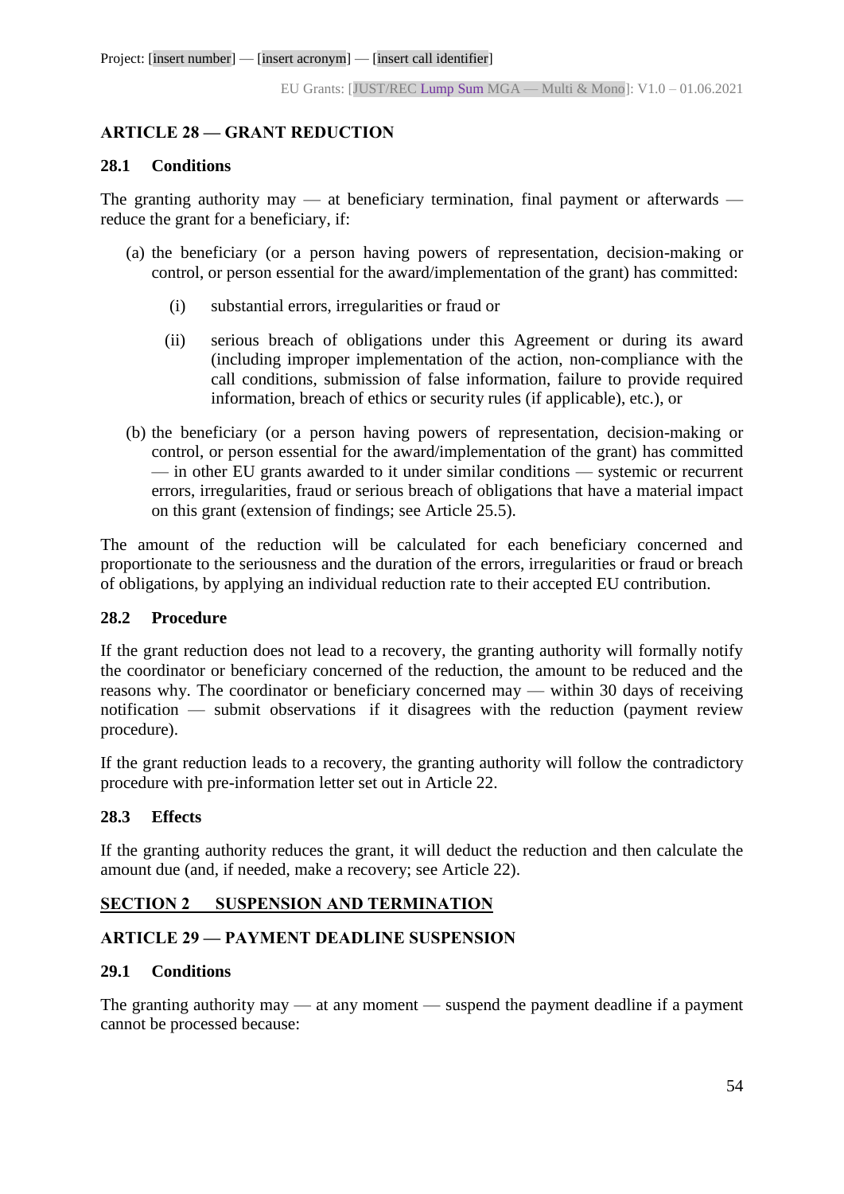## ARTICLE 28 — GRANT REDUCTION

### 28.1 Conditions

The granting authority may — at beneficiary termination, final payment or afterwards — reduce the grant for a beneficiary, if:

(a) the beneficiary (or a person having powers of representation, decision-making or control, or person essential for the award/implementation of the grant) has committed:

  (i) substantial errors, irregularities or fraud or

  (ii) serious breach of obligations under this Agreement or during its award (including improper implementation of the action, non-compliance with the call conditions, submission of false information, failure to provide required information, breach of ethics or security rules (if applicable), etc.), or

(b) the beneficiary (or a person having powers of representation, decision-making or control, or person essential for the award/implementation of the grant) has committed — in other EU grants awarded to it under similar conditions — systemic or recurrent errors, irregularities, fraud or serious breach of obligations that have a material impact on this grant (extension of findings; see Article 25.5).

The amount of the reduction will be calculated for each beneficiary concerned and proportionate to the seriousness and the duration of the errors, irregularities or fraud or breach of obligations, by applying an individual reduction rate to their accepted EU contribution.

### 28.2 Procedure

If the grant reduction does not lead to a recovery, the granting authority will formally notify the coordinator or beneficiary concerned of the reduction, the amount to be reduced and the reasons why. The coordinator or beneficiary concerned may — within 30 days of receiving notification — submit observations if it disagrees with the reduction (payment review procedure).

If the grant reduction leads to a recovery, the granting authority will follow the contradictory procedure with pre-information letter set out in Article 22.

### 28.3 Effects

If the granting authority reduces the grant, it will deduct the reduction and then calculate the amount due (and, if needed, make a recovery; see Article 22).

## SECTION 2 SUSPENSION AND TERMINATION

## ARTICLE 29 — PAYMENT DEADLINE SUSPENSION

### 29.1 Conditions

The granting authority may — at any moment — suspend the payment deadline if a payment cannot be processed because: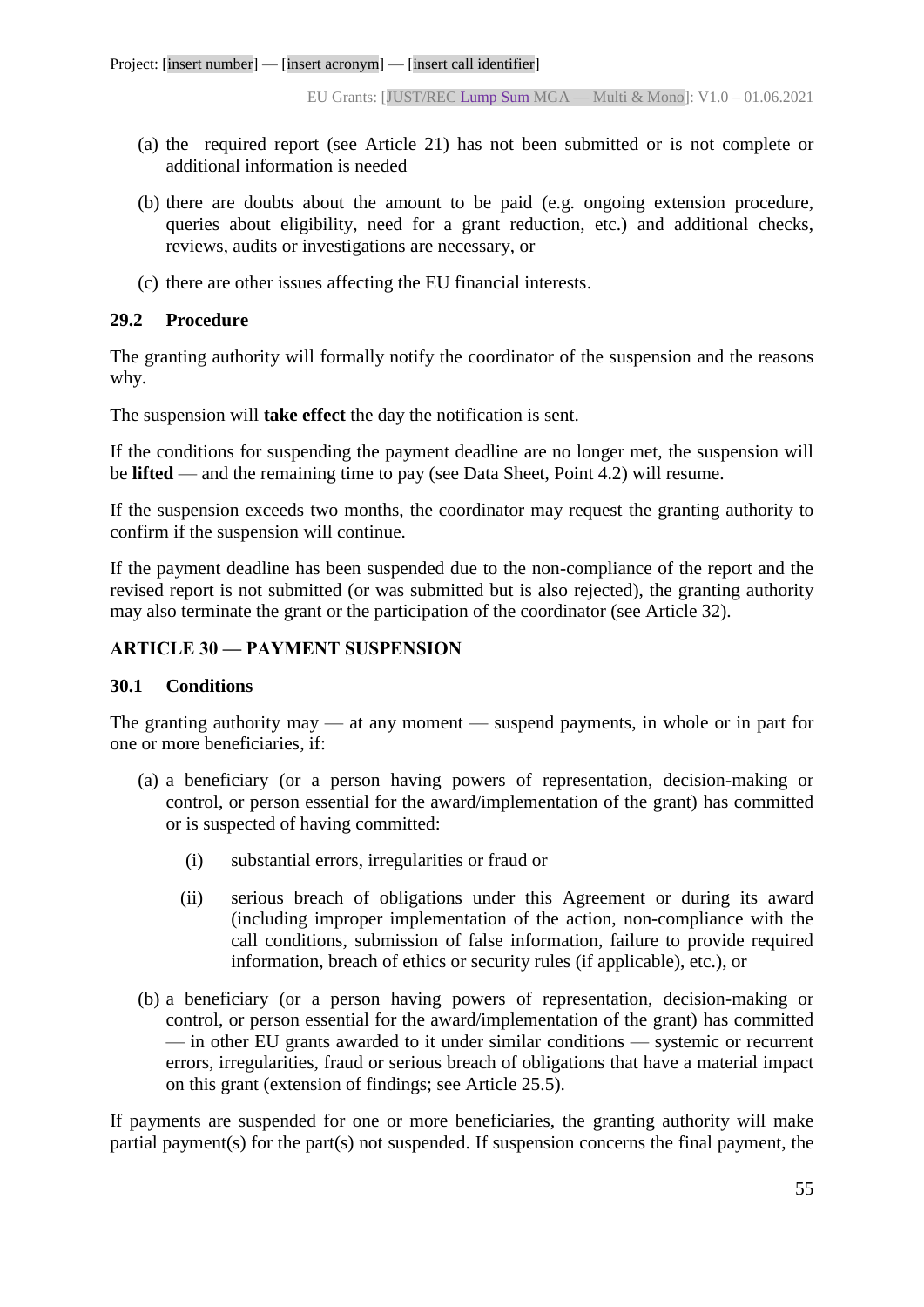(a) the required report (see Article 21) has not been submitted or is not complete or additional information is needed

(b) there are doubts about the amount to be paid (e.g. ongoing extension procedure, queries about eligibility, need for a grant reduction, etc.) and additional checks, reviews, audits or investigations are necessary, or

(c) there are other issues affecting the EU financial interests.

### 29.2 Procedure

The granting authority will formally notify the coordinator of the suspension and the reasons why.

The suspension will **take effect** the day the notification is sent.

If the conditions for suspending the payment deadline are no longer met, the suspension will be **lifted** — and the remaining time to pay (see Data Sheet, Point 4.2) will resume.

If the suspension exceeds two months, the coordinator may request the granting authority to confirm if the suspension will continue.

If the payment deadline has been suspended due to the non-compliance of the report and the revised report is not submitted (or was submitted but is also rejected), the granting authority may also terminate the grant or the participation of the coordinator (see Article 32).

## ARTICLE 30 — PAYMENT SUSPENSION

### 30.1 Conditions

The granting authority may — at any moment — suspend payments, in whole or in part for one or more beneficiaries, if:

(a) a beneficiary (or a person having powers of representation, decision-making or control, or person essential for the award/implementation of the grant) has committed or is suspected of having committed:

   (i) substantial errors, irregularities or fraud or

   (ii) serious breach of obligations under this Agreement or during its award (including improper implementation of the action, non-compliance with the call conditions, submission of false information, failure to provide required information, breach of ethics or security rules (if applicable), etc.), or

(b) a beneficiary (or a person having powers of representation, decision-making or control, or person essential for the award/implementation of the grant) has committed — in other EU grants awarded to it under similar conditions — systemic or recurrent errors, irregularities, fraud or serious breach of obligations that have a material impact on this grant (extension of findings; see Article 25.5).

If payments are suspended for one or more beneficiaries, the granting authority will make partial payment(s) for the part(s) not suspended. If suspension concerns the final payment, the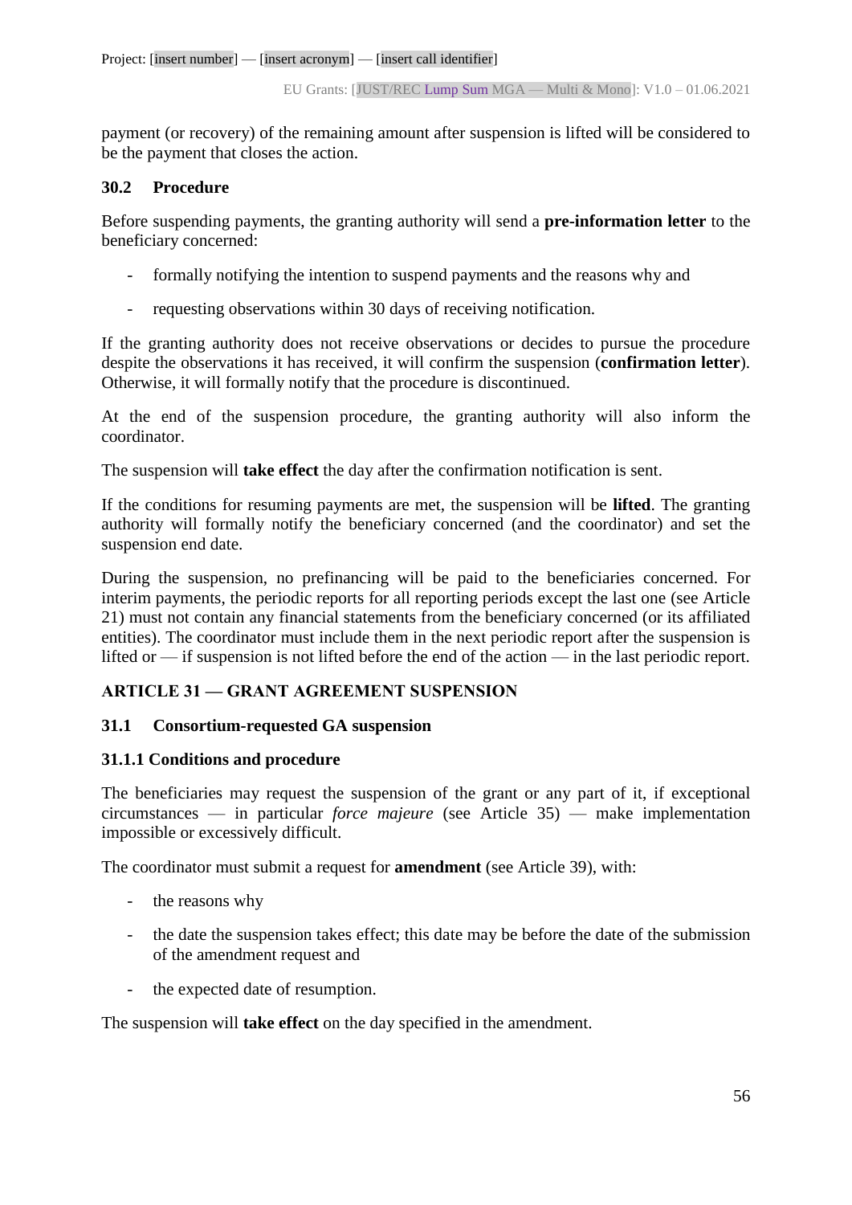payment (or recovery) of the remaining amount after suspension is lifted will be considered to be the payment that closes the action.

### 30.2 Procedure

Before suspending payments, the granting authority will send a **pre-information letter** to the beneficiary concerned:

- formally notifying the intention to suspend payments and the reasons why and
- requesting observations within 30 days of receiving notification.

If the granting authority does not receive observations or decides to pursue the procedure despite the observations it has received, it will confirm the suspension (**confirmation letter**). Otherwise, it will formally notify that the procedure is discontinued.

At the end of the suspension procedure, the granting authority will also inform the coordinator.

The suspension will **take effect** the day after the confirmation notification is sent.

If the conditions for resuming payments are met, the suspension will be **lifted**. The granting authority will formally notify the beneficiary concerned (and the coordinator) and set the suspension end date.

During the suspension, no prefinancing will be paid to the beneficiaries concerned. For interim payments, the periodic reports for all reporting periods except the last one (see Article 21) must not contain any financial statements from the beneficiary concerned (or its affiliated entities). The coordinator must include them in the next periodic report after the suspension is lifted or — if suspension is not lifted before the end of the action — in the last periodic report.

## ARTICLE 31 — GRANT AGREEMENT SUSPENSION

### 31.1 Consortium-requested GA suspension

#### 31.1.1 Conditions and procedure

The beneficiaries may request the suspension of the grant or any part of it, if exceptional circumstances — in particular *force majeure* (see Article 35) — make implementation impossible or excessively difficult.

The coordinator must submit a request for **amendment** (see Article 39), with:

- the reasons why
- the date the suspension takes effect; this date may be before the date of the submission of the amendment request and
- the expected date of resumption.

The suspension will **take effect** on the day specified in the amendment.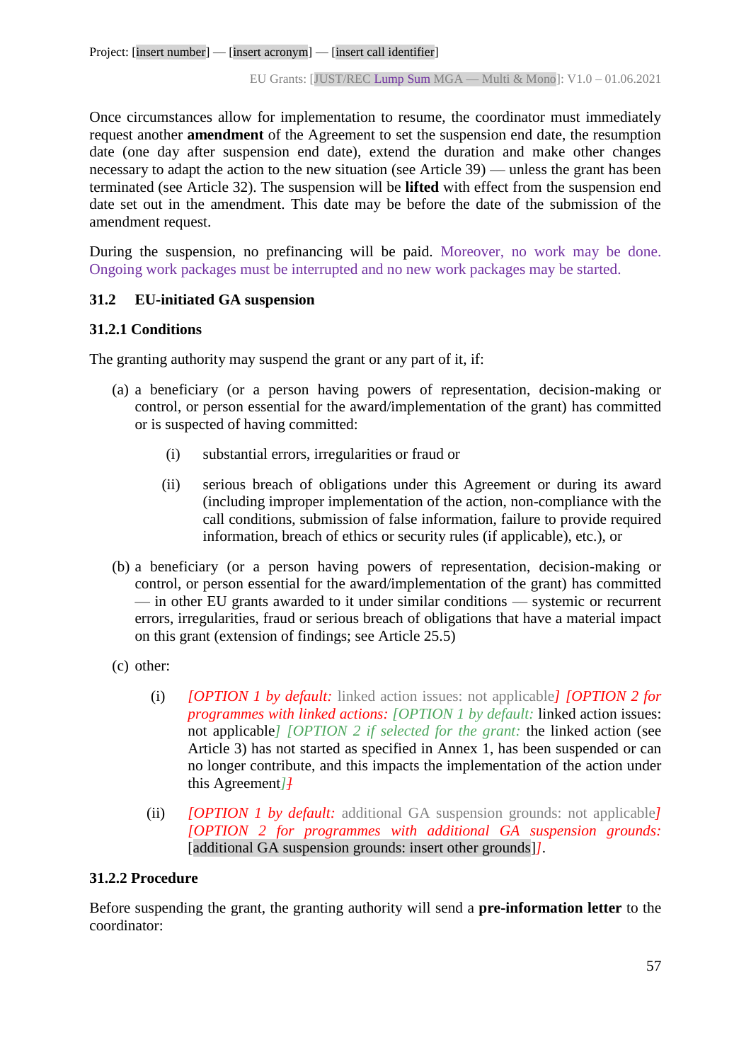Once circumstances allow for implementation to resume, the coordinator must immediately request another **amendment** of the Agreement to set the suspension end date, the resumption date (one day after suspension end date), extend the duration and make other changes necessary to adapt the action to the new situation (see Article 39) — unless the grant has been terminated (see Article 32). The suspension will be **lifted** with effect from the suspension end date set out in the amendment. This date may be before the date of the submission of the amendment request.

During the suspension, no prefinancing will be paid. Moreover, no work may be done. Ongoing work packages must be interrupted and no new work packages may be started.

### 31.2 EU-initiated GA suspension

#### 31.2.1 Conditions

The granting authority may suspend the grant or any part of it, if:

(a) a beneficiary (or a person having powers of representation, decision-making or control, or person essential for the award/implementation of the grant) has committed or is suspected of having committed:

  (i) substantial errors, irregularities or fraud or

  (ii) serious breach of obligations under this Agreement or during its award (including improper implementation of the action, non-compliance with the call conditions, submission of false information, failure to provide required information, breach of ethics or security rules (if applicable), etc.), or

(b) a beneficiary (or a person having powers of representation, decision-making or control, or person essential for the award/implementation of the grant) has committed — in other EU grants awarded to it under similar conditions — systemic or recurrent errors, irregularities, fraud or serious breach of obligations that have a material impact on this grant (extension of findings; see Article 25.5)

(c) other:

  (i) *[OPTION 1 by default:* linked action issues: not applicable*] [OPTION 2 for programmes with linked actions: [OPTION 1 by default:* linked action issues: not applicable*] [OPTION 2 if selected for the grant:* the linked action (see Article 3) has not started as specified in Annex 1, has been suspended or can no longer contribute, and this impacts the implementation of the action under this Agreement*]]*

  (ii) *[OPTION 1 by default:* additional GA suspension grounds: not applicable*] [OPTION 2 for programmes with additional GA suspension grounds:* [additional GA suspension grounds: insert other grounds]*]*.

#### 31.2.2 Procedure

Before suspending the grant, the granting authority will send a **pre-information letter** to the coordinator: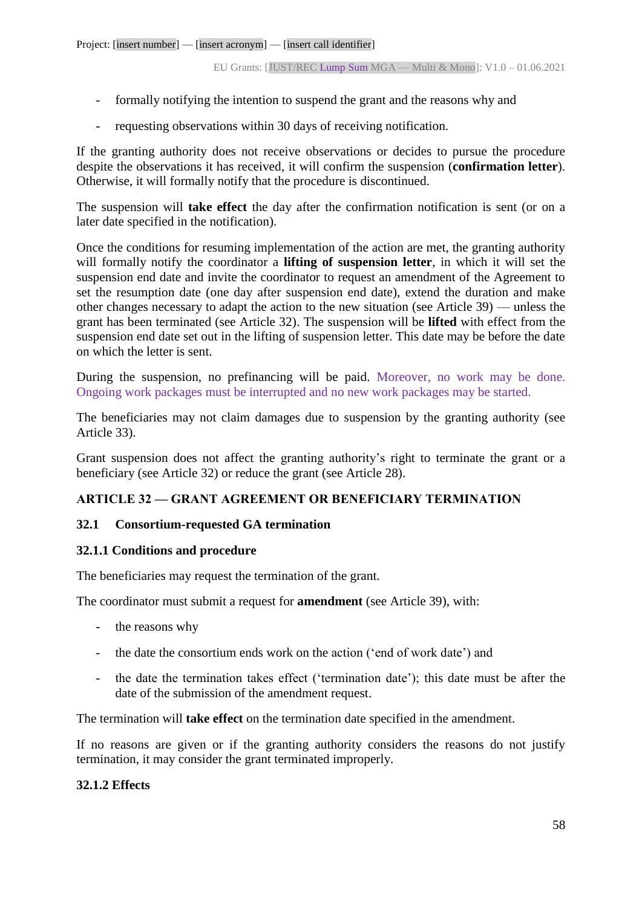- formally notifying the intention to suspend the grant and the reasons why and
- requesting observations within 30 days of receiving notification.

If the granting authority does not receive observations or decides to pursue the procedure despite the observations it has received, it will confirm the suspension (**confirmation letter**). Otherwise, it will formally notify that the procedure is discontinued.

The suspension will **take effect** the day after the confirmation notification is sent (or on a later date specified in the notification).

Once the conditions for resuming implementation of the action are met, the granting authority will formally notify the coordinator a **lifting of suspension letter**, in which it will set the suspension end date and invite the coordinator to request an amendment of the Agreement to set the resumption date (one day after suspension end date), extend the duration and make other changes necessary to adapt the action to the new situation (see Article 39) — unless the grant has been terminated (see Article 32). The suspension will be **lifted** with effect from the suspension end date set out in the lifting of suspension letter. This date may be before the date on which the letter is sent.

During the suspension, no prefinancing will be paid. Moreover, no work may be done. Ongoing work packages must be interrupted and no new work packages may be started.

The beneficiaries may not claim damages due to suspension by the granting authority (see Article 33).

Grant suspension does not affect the granting authority's right to terminate the grant or a beneficiary (see Article 32) or reduce the grant (see Article 28).

## ARTICLE 32 — GRANT AGREEMENT OR BENEFICIARY TERMINATION

### 32.1 Consortium-requested GA termination

#### 32.1.1 Conditions and procedure

The beneficiaries may request the termination of the grant.

The coordinator must submit a request for **amendment** (see Article 39), with:

- the reasons why
- the date the consortium ends work on the action ('end of work date') and
- the date the termination takes effect ('termination date'); this date must be after the date of the submission of the amendment request.

The termination will **take effect** on the termination date specified in the amendment.

If no reasons are given or if the granting authority considers the reasons do not justify termination, it may consider the grant terminated improperly.

#### 32.1.2 Effects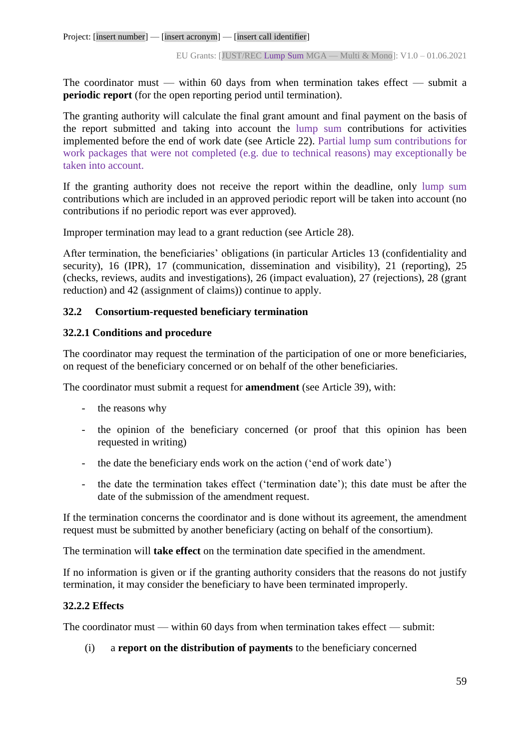The coordinator must — within 60 days from when termination takes effect — submit a **periodic report** (for the open reporting period until termination).

The granting authority will calculate the final grant amount and final payment on the basis of the report submitted and taking into account the lump sum contributions for activities implemented before the end of work date (see Article 22). Partial lump sum contributions for work packages that were not completed (e.g. due to technical reasons) may exceptionally be taken into account.

If the granting authority does not receive the report within the deadline, only lump sum contributions which are included in an approved periodic report will be taken into account (no contributions if no periodic report was ever approved).

Improper termination may lead to a grant reduction (see Article 28).

After termination, the beneficiaries' obligations (in particular Articles 13 (confidentiality and security), 16 (IPR), 17 (communication, dissemination and visibility), 21 (reporting), 25 (checks, reviews, audits and investigations), 26 (impact evaluation), 27 (rejections), 28 (grant reduction) and 42 (assignment of claims)) continue to apply.

### 32.2 Consortium-requested beneficiary termination

#### 32.2.1 Conditions and procedure

The coordinator may request the termination of the participation of one or more beneficiaries, on request of the beneficiary concerned or on behalf of the other beneficiaries.

The coordinator must submit a request for **amendment** (see Article 39), with:

- the reasons why
- the opinion of the beneficiary concerned (or proof that this opinion has been requested in writing)
- the date the beneficiary ends work on the action ('end of work date')
- the date the termination takes effect ('termination date'); this date must be after the date of the submission of the amendment request.

If the termination concerns the coordinator and is done without its agreement, the amendment request must be submitted by another beneficiary (acting on behalf of the consortium).

The termination will **take effect** on the termination date specified in the amendment.

If no information is given or if the granting authority considers that the reasons do not justify termination, it may consider the beneficiary to have been terminated improperly.

#### 32.2.2 Effects

The coordinator must — within 60 days from when termination takes effect — submit:

(i) a **report on the distribution of payments** to the beneficiary concerned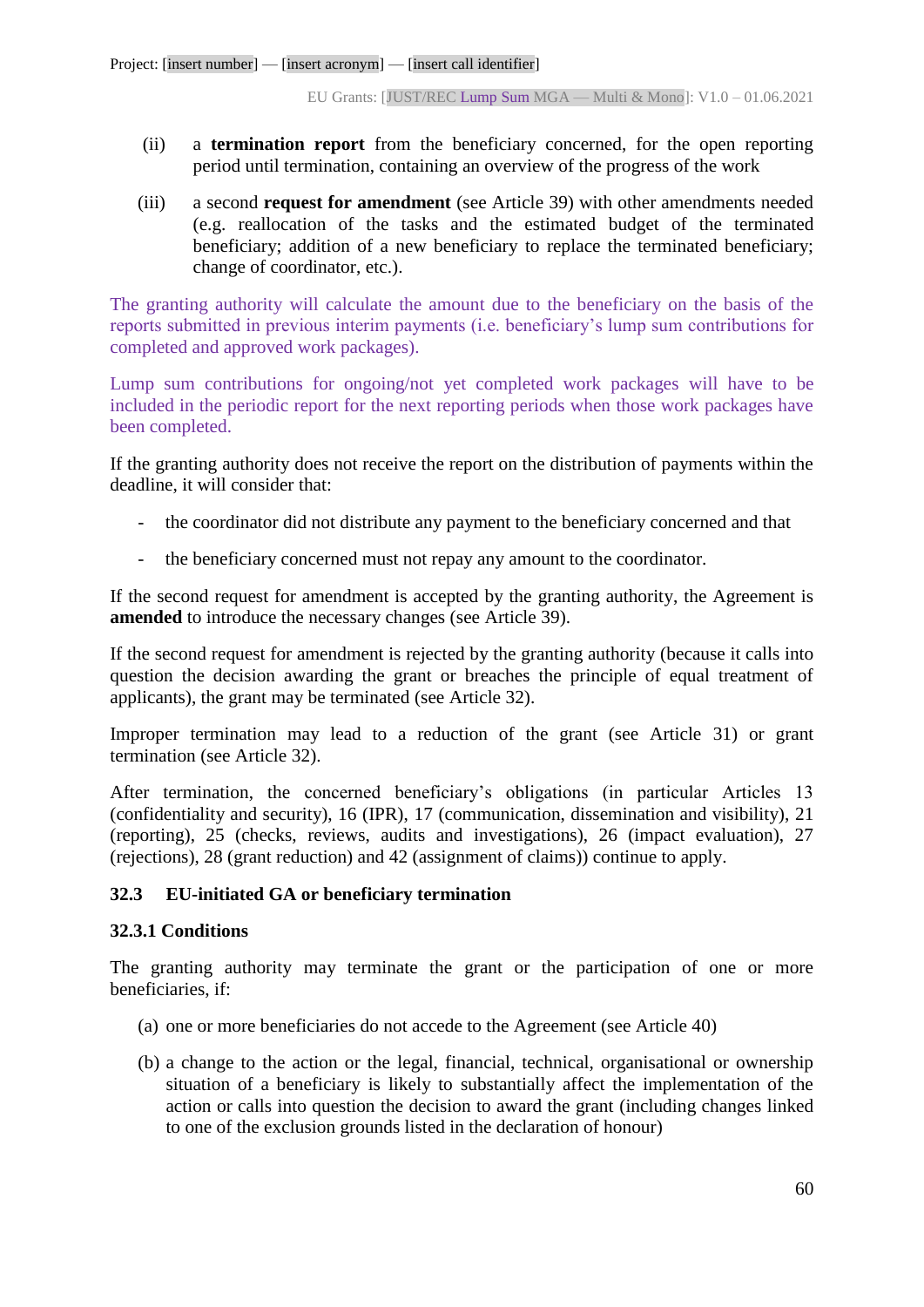(ii) a **termination report** from the beneficiary concerned, for the open reporting period until termination, containing an overview of the progress of the work

(iii) a second **request for amendment** (see Article 39) with other amendments needed (e.g. reallocation of the tasks and the estimated budget of the terminated beneficiary; addition of a new beneficiary to replace the terminated beneficiary; change of coordinator, etc.).

The granting authority will calculate the amount due to the beneficiary on the basis of the reports submitted in previous interim payments (i.e. beneficiary's lump sum contributions for completed and approved work packages).

Lump sum contributions for ongoing/not yet completed work packages will have to be included in the periodic report for the next reporting periods when those work packages have been completed.

If the granting authority does not receive the report on the distribution of payments within the deadline, it will consider that:

- the coordinator did not distribute any payment to the beneficiary concerned and that
- the beneficiary concerned must not repay any amount to the coordinator.

If the second request for amendment is accepted by the granting authority, the Agreement is **amended** to introduce the necessary changes (see Article 39).

If the second request for amendment is rejected by the granting authority (because it calls into question the decision awarding the grant or breaches the principle of equal treatment of applicants), the grant may be terminated (see Article 32).

Improper termination may lead to a reduction of the grant (see Article 31) or grant termination (see Article 32).

After termination, the concerned beneficiary's obligations (in particular Articles 13 (confidentiality and security), 16 (IPR), 17 (communication, dissemination and visibility), 21 (reporting), 25 (checks, reviews, audits and investigations), 26 (impact evaluation), 27 (rejections), 28 (grant reduction) and 42 (assignment of claims)) continue to apply.

### 32.3 EU-initiated GA or beneficiary termination

#### 32.3.1 Conditions

The granting authority may terminate the grant or the participation of one or more beneficiaries, if:

(a) one or more beneficiaries do not accede to the Agreement (see Article 40)

(b) a change to the action or the legal, financial, technical, organisational or ownership situation of a beneficiary is likely to substantially affect the implementation of the action or calls into question the decision to award the grant (including changes linked to one of the exclusion grounds listed in the declaration of honour)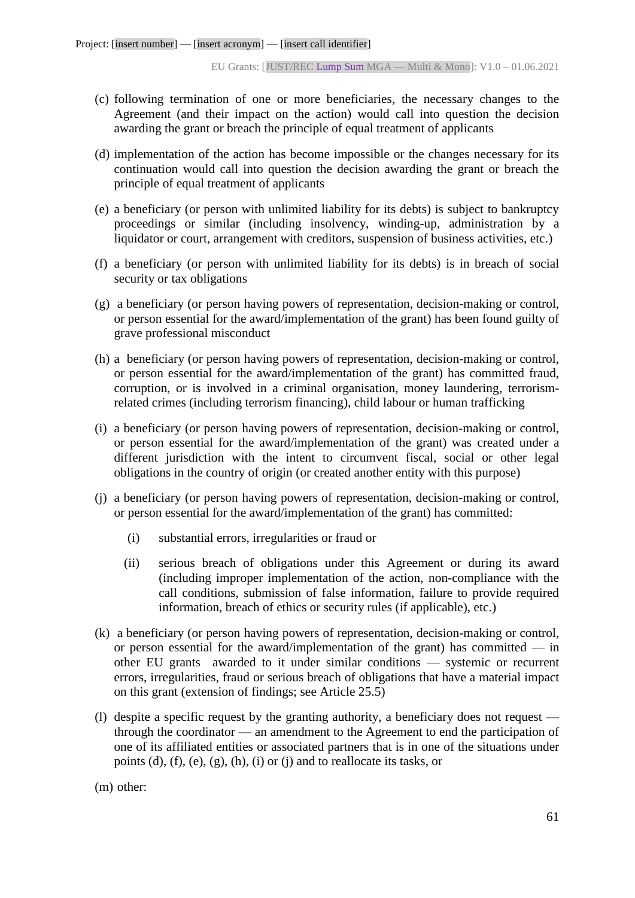(c) following termination of one or more beneficiaries, the necessary changes to the Agreement (and their impact on the action) would call into question the decision awarding the grant or breach the principle of equal treatment of applicants

(d) implementation of the action has become impossible or the changes necessary for its continuation would call into question the decision awarding the grant or breach the principle of equal treatment of applicants

(e) a beneficiary (or person with unlimited liability for its debts) is subject to bankruptcy proceedings or similar (including insolvency, winding-up, administration by a liquidator or court, arrangement with creditors, suspension of business activities, etc.)

(f) a beneficiary (or person with unlimited liability for its debts) is in breach of social security or tax obligations

(g) a beneficiary (or person having powers of representation, decision-making or control, or person essential for the award/implementation of the grant) has been found guilty of grave professional misconduct

(h) a beneficiary (or person having powers of representation, decision-making or control, or person essential for the award/implementation of the grant) has committed fraud, corruption, or is involved in a criminal organisation, money laundering, terrorism-related crimes (including terrorism financing), child labour or human trafficking

(i) a beneficiary (or person having powers of representation, decision-making or control, or person essential for the award/implementation of the grant) was created under a different jurisdiction with the intent to circumvent fiscal, social or other legal obligations in the country of origin (or created another entity with this purpose)

(j) a beneficiary (or person having powers of representation, decision-making or control, or person essential for the award/implementation of the grant) has committed:

   (i) substantial errors, irregularities or fraud or

   (ii) serious breach of obligations under this Agreement or during its award (including improper implementation of the action, non-compliance with the call conditions, submission of false information, failure to provide required information, breach of ethics or security rules (if applicable), etc.)

(k) a beneficiary (or person having powers of representation, decision-making or control, or person essential for the award/implementation of the grant) has committed — in other EU grants awarded to it under similar conditions — systemic or recurrent errors, irregularities, fraud or serious breach of obligations that have a material impact on this grant (extension of findings; see Article 25.5)

(l) despite a specific request by the granting authority, a beneficiary does not request — through the coordinator — an amendment to the Agreement to end the participation of one of its affiliated entities or associated partners that is in one of the situations under points (d), (f), (e), (g), (h), (i) or (j) and to reallocate its tasks, or

(m) other: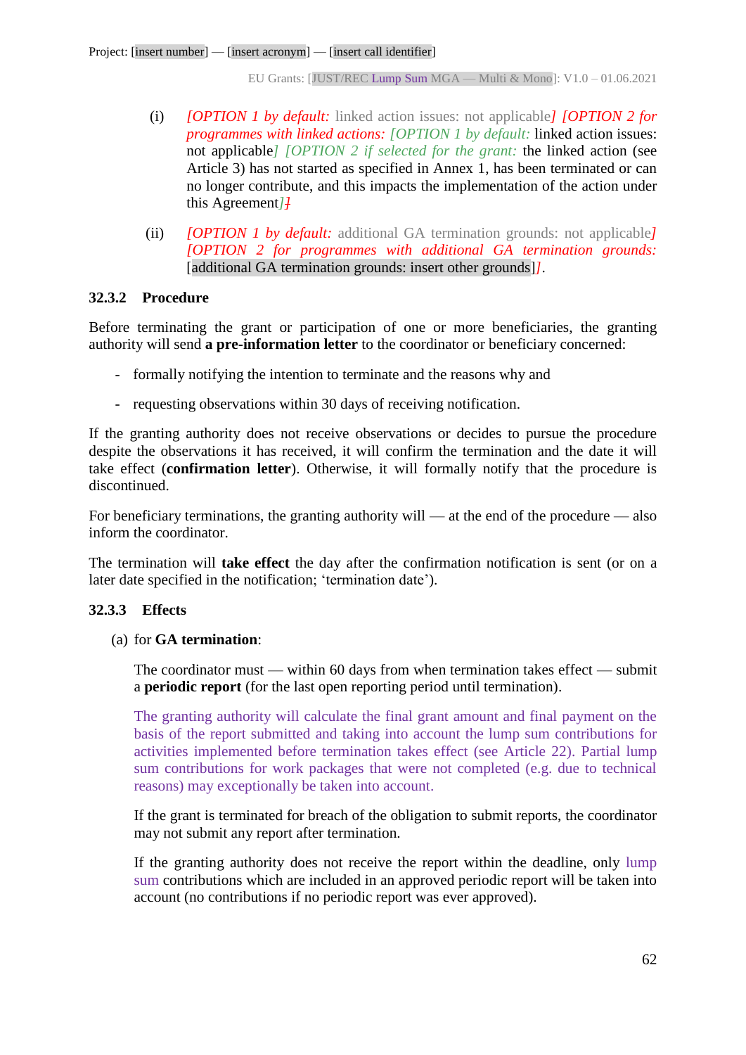(i) *[OPTION 1 by default:* linked action issues: not applicable*] [OPTION 2 for programmes with linked actions: [OPTION 1 by default:* linked action issues: not applicable*] [OPTION 2 if selected for the grant:* the linked action (see Article 3) has not started as specified in Annex 1, has been terminated or can no longer contribute, and this impacts the implementation of the action under this Agreement*]]*

(ii) *[OPTION 1 by default:* additional GA termination grounds: not applicable*] [OPTION 2 for programmes with additional GA termination grounds:* [additional GA termination grounds: insert other grounds]*]*.

### 32.3.2 Procedure

Before terminating the grant or participation of one or more beneficiaries, the granting authority will send **a pre-information letter** to the coordinator or beneficiary concerned:

- formally notifying the intention to terminate and the reasons why and
- requesting observations within 30 days of receiving notification.

If the granting authority does not receive observations or decides to pursue the procedure despite the observations it has received, it will confirm the termination and the date it will take effect (**confirmation letter**). Otherwise, it will formally notify that the procedure is discontinued.

For beneficiary terminations, the granting authority will — at the end of the procedure — also inform the coordinator.

The termination will **take effect** the day after the confirmation notification is sent (or on a later date specified in the notification; 'termination date').

### 32.3.3 Effects

(a) for **GA termination**:

The coordinator must — within 60 days from when termination takes effect — submit a **periodic report** (for the last open reporting period until termination).

The granting authority will calculate the final grant amount and final payment on the basis of the report submitted and taking into account the lump sum contributions for activities implemented before termination takes effect (see Article 22). Partial lump sum contributions for work packages that were not completed (e.g. due to technical reasons) may exceptionally be taken into account.

If the grant is terminated for breach of the obligation to submit reports, the coordinator may not submit any report after termination.

If the granting authority does not receive the report within the deadline, only lump sum contributions which are included in an approved periodic report will be taken into account (no contributions if no periodic report was ever approved).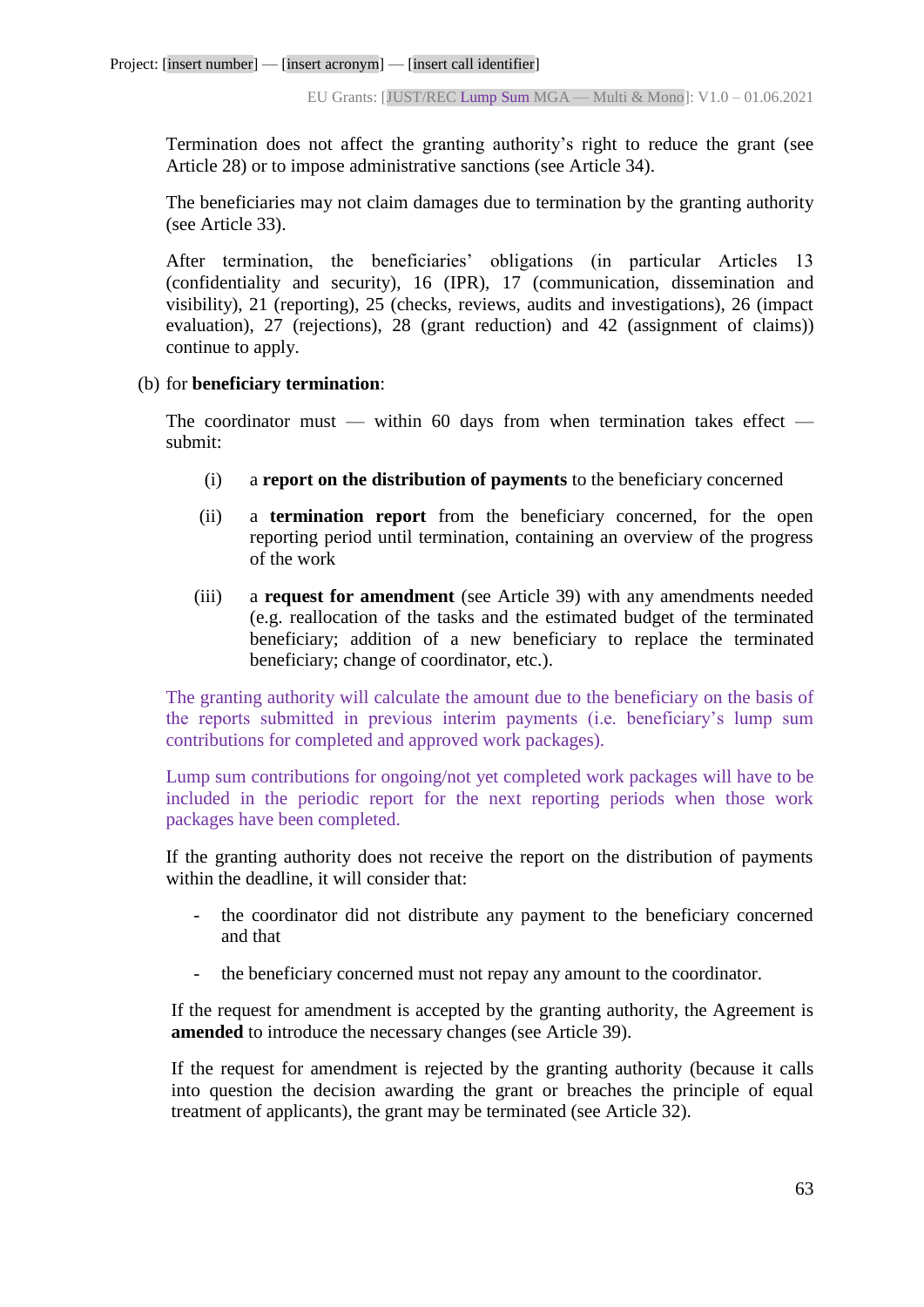Termination does not affect the granting authority's right to reduce the grant (see Article 28) or to impose administrative sanctions (see Article 34).

The beneficiaries may not claim damages due to termination by the granting authority (see Article 33).

After termination, the beneficiaries' obligations (in particular Articles 13 (confidentiality and security), 16 (IPR), 17 (communication, dissemination and visibility), 21 (reporting), 25 (checks, reviews, audits and investigations), 26 (impact evaluation), 27 (rejections), 28 (grant reduction) and 42 (assignment of claims)) continue to apply.

(b) for **beneficiary termination**:

The coordinator must — within 60 days from when termination takes effect — submit:

(i) a **report on the distribution of payments** to the beneficiary concerned

(ii) a **termination report** from the beneficiary concerned, for the open reporting period until termination, containing an overview of the progress of the work

(iii) a **request for amendment** (see Article 39) with any amendments needed (e.g. reallocation of the tasks and the estimated budget of the terminated beneficiary; addition of a new beneficiary to replace the terminated beneficiary; change of coordinator, etc.).

The granting authority will calculate the amount due to the beneficiary on the basis of the reports submitted in previous interim payments (i.e. beneficiary's lump sum contributions for completed and approved work packages).

Lump sum contributions for ongoing/not yet completed work packages will have to be included in the periodic report for the next reporting periods when those work packages have been completed.

If the granting authority does not receive the report on the distribution of payments within the deadline, it will consider that:

- the coordinator did not distribute any payment to the beneficiary concerned and that
- the beneficiary concerned must not repay any amount to the coordinator.

If the request for amendment is accepted by the granting authority, the Agreement is **amended** to introduce the necessary changes (see Article 39).

If the request for amendment is rejected by the granting authority (because it calls into question the decision awarding the grant or breaches the principle of equal treatment of applicants), the grant may be terminated (see Article 32).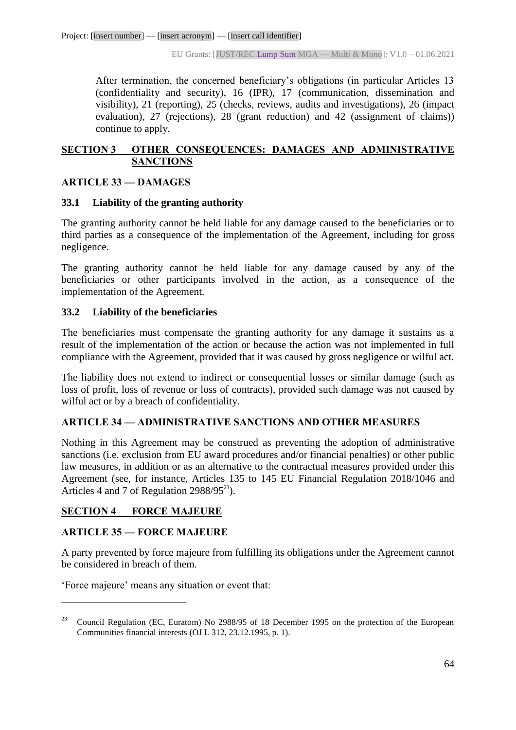After termination, the concerned beneficiary's obligations (in particular Articles 13 (confidentiality and security), 16 (IPR), 17 (communication, dissemination and visibility), 21 (reporting), 25 (checks, reviews, audits and investigations), 26 (impact evaluation), 27 (rejections), 28 (grant reduction) and 42 (assignment of claims)) continue to apply.

## SECTION 3 OTHER CONSEQUENCES: DAMAGES AND ADMINISTRATIVE SANCTIONS

### ARTICLE 33 — DAMAGES

#### 33.1 Liability of the granting authority

The granting authority cannot be held liable for any damage caused to the beneficiaries or to third parties as a consequence of the implementation of the Agreement, including for gross negligence.

The granting authority cannot be held liable for any damage caused by any of the beneficiaries or other participants involved in the action, as a consequence of the implementation of the Agreement.

#### 33.2 Liability of the beneficiaries

The beneficiaries must compensate the granting authority for any damage it sustains as a result of the implementation of the action or because the action was not implemented in full compliance with the Agreement, provided that it was caused by gross negligence or wilful act.

The liability does not extend to indirect or consequential losses or similar damage (such as loss of profit, loss of revenue or loss of contracts), provided such damage was not caused by wilful act or by a breach of confidentiality.

### ARTICLE 34 — ADMINISTRATIVE SANCTIONS AND OTHER MEASURES

Nothing in this Agreement may be construed as preventing the adoption of administrative sanctions (i.e. exclusion from EU award procedures and/or financial penalties) or other public law measures, in addition or as an alternative to the contractual measures provided under this Agreement (see, for instance, Articles 135 to 145 EU Financial Regulation 2018/1046 and Articles 4 and 7 of Regulation 2988/95[23]).

## SECTION 4 FORCE MAJEURE

### ARTICLE 35 — FORCE MAJEURE

A party prevented by force majeure from fulfilling its obligations under the Agreement cannot be considered in breach of them.

'Force majeure' means any situation or event that:

---

[23] Council Regulation (EC, Euratom) No 2988/95 of 18 December 1995 on the protection of the European Communities financial interests (OJ L 312, 23.12.1995, p. 1).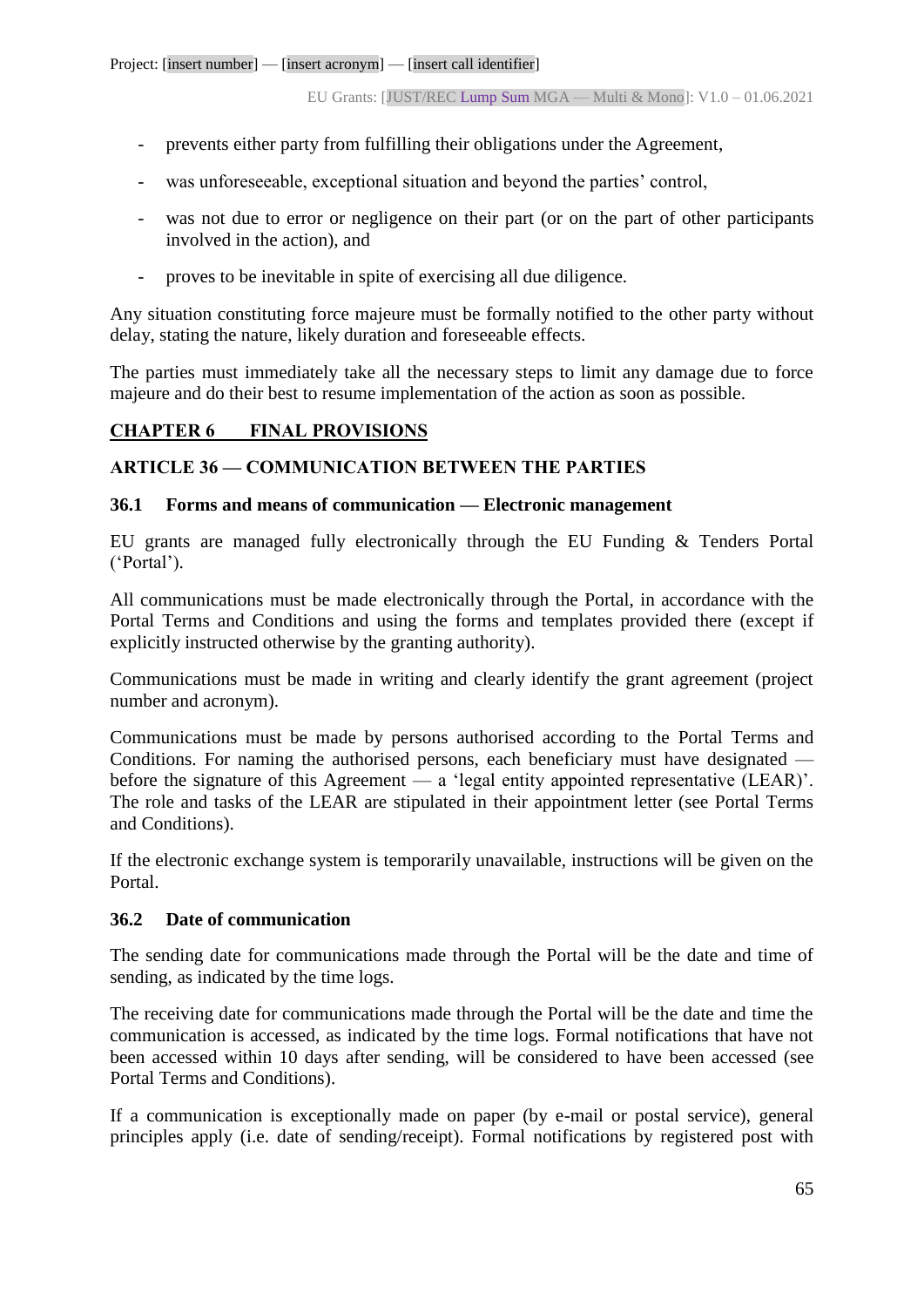- prevents either party from fulfilling their obligations under the Agreement,
- was unforeseeable, exceptional situation and beyond the parties' control,
- was not due to error or negligence on their part (or on the part of other participants involved in the action), and
- proves to be inevitable in spite of exercising all due diligence.

Any situation constituting force majeure must be formally notified to the other party without delay, stating the nature, likely duration and foreseeable effects.

The parties must immediately take all the necessary steps to limit any damage due to force majeure and do their best to resume implementation of the action as soon as possible.

## CHAPTER 6 FINAL PROVISIONS

### ARTICLE 36 — COMMUNICATION BETWEEN THE PARTIES

#### 36.1 Forms and means of communication — Electronic management

EU grants are managed fully electronically through the EU Funding & Tenders Portal ('Portal').

All communications must be made electronically through the Portal, in accordance with the Portal Terms and Conditions and using the forms and templates provided there (except if explicitly instructed otherwise by the granting authority).

Communications must be made in writing and clearly identify the grant agreement (project number and acronym).

Communications must be made by persons authorised according to the Portal Terms and Conditions. For naming the authorised persons, each beneficiary must have designated — before the signature of this Agreement — a 'legal entity appointed representative (LEAR)'. The role and tasks of the LEAR are stipulated in their appointment letter (see Portal Terms and Conditions).

If the electronic exchange system is temporarily unavailable, instructions will be given on the Portal.

#### 36.2 Date of communication

The sending date for communications made through the Portal will be the date and time of sending, as indicated by the time logs.

The receiving date for communications made through the Portal will be the date and time the communication is accessed, as indicated by the time logs. Formal notifications that have not been accessed within 10 days after sending, will be considered to have been accessed (see Portal Terms and Conditions).

If a communication is exceptionally made on paper (by e-mail or postal service), general principles apply (i.e. date of sending/receipt). Formal notifications by registered post with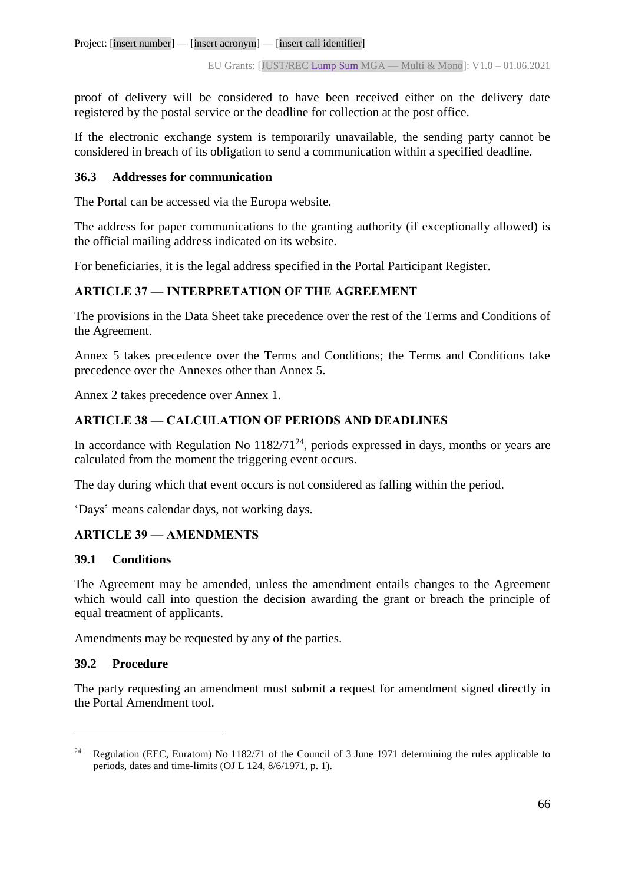proof of delivery will be considered to have been received either on the delivery date registered by the postal service or the deadline for collection at the post office.

If the electronic exchange system is temporarily unavailable, the sending party cannot be considered in breach of its obligation to send a communication within a specified deadline.

### 36.3 Addresses for communication

The Portal can be accessed via the Europa website.

The address for paper communications to the granting authority (if exceptionally allowed) is the official mailing address indicated on its website.

For beneficiaries, it is the legal address specified in the Portal Participant Register.

## ARTICLE 37 — INTERPRETATION OF THE AGREEMENT

The provisions in the Data Sheet take precedence over the rest of the Terms and Conditions of the Agreement.

Annex 5 takes precedence over the Terms and Conditions; the Terms and Conditions take precedence over the Annexes other than Annex 5.

Annex 2 takes precedence over Annex 1.

## ARTICLE 38 — CALCULATION OF PERIODS AND DEADLINES

In accordance with Regulation No 1182/71[24], periods expressed in days, months or years are calculated from the moment the triggering event occurs.

The day during which that event occurs is not considered as falling within the period.

'Days' means calendar days, not working days.

## ARTICLE 39 — AMENDMENTS

### 39.1 Conditions

The Agreement may be amended, unless the amendment entails changes to the Agreement which would call into question the decision awarding the grant or breach the principle of equal treatment of applicants.

Amendments may be requested by any of the parties.

### 39.2 Procedure

The party requesting an amendment must submit a request for amendment signed directly in the Portal Amendment tool.

---

[24] Regulation (EEC, Euratom) No 1182/71 of the Council of 3 June 1971 determining the rules applicable to periods, dates and time-limits (OJ L 124, 8/6/1971, p. 1).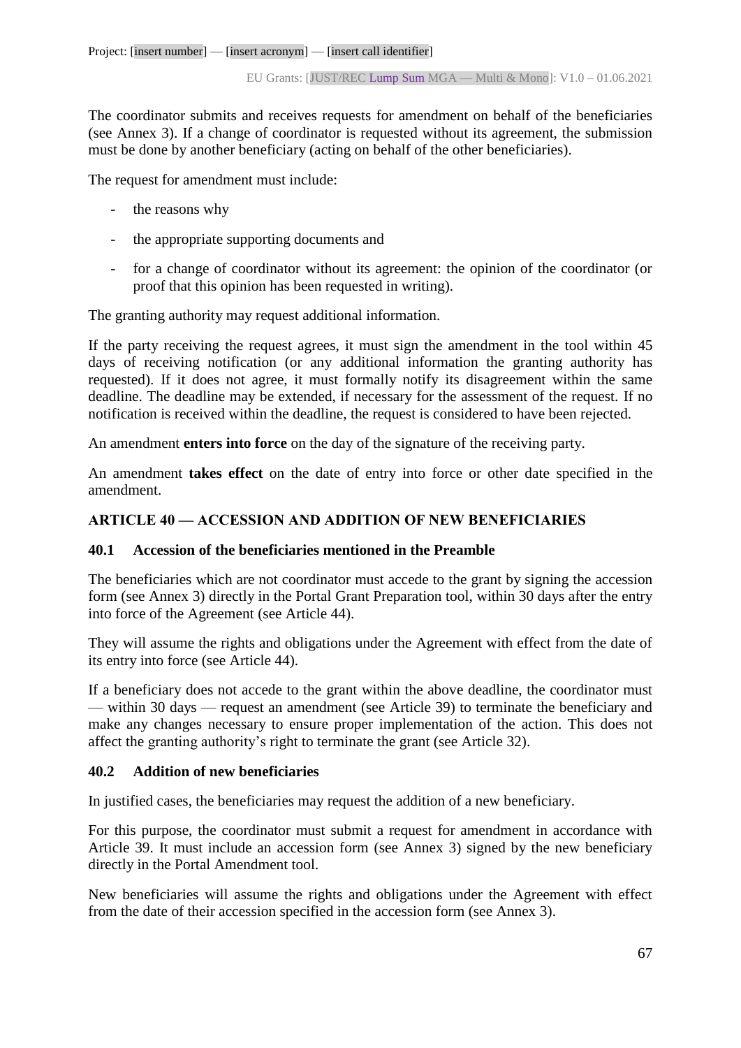The coordinator submits and receives requests for amendment on behalf of the beneficiaries (see Annex 3). If a change of coordinator is requested without its agreement, the submission must be done by another beneficiary (acting on behalf of the other beneficiaries).

The request for amendment must include:

- the reasons why
- the appropriate supporting documents and
- for a change of coordinator without its agreement: the opinion of the coordinator (or proof that this opinion has been requested in writing).

The granting authority may request additional information.

If the party receiving the request agrees, it must sign the amendment in the tool within 45 days of receiving notification (or any additional information the granting authority has requested). If it does not agree, it must formally notify its disagreement within the same deadline. The deadline may be extended, if necessary for the assessment of the request. If no notification is received within the deadline, the request is considered to have been rejected.

An amendment **enters into force** on the day of the signature of the receiving party.

An amendment **takes effect** on the date of entry into force or other date specified in the amendment.

## ARTICLE 40 — ACCESSION AND ADDITION OF NEW BENEFICIARIES

### 40.1 Accession of the beneficiaries mentioned in the Preamble

The beneficiaries which are not coordinator must accede to the grant by signing the accession form (see Annex 3) directly in the Portal Grant Preparation tool, within 30 days after the entry into force of the Agreement (see Article 44).

They will assume the rights and obligations under the Agreement with effect from the date of its entry into force (see Article 44).

If a beneficiary does not accede to the grant within the above deadline, the coordinator must — within 30 days — request an amendment (see Article 39) to terminate the beneficiary and make any changes necessary to ensure proper implementation of the action. This does not affect the granting authority's right to terminate the grant (see Article 32).

### 40.2 Addition of new beneficiaries

In justified cases, the beneficiaries may request the addition of a new beneficiary.

For this purpose, the coordinator must submit a request for amendment in accordance with Article 39. It must include an accession form (see Annex 3) signed by the new beneficiary directly in the Portal Amendment tool.

New beneficiaries will assume the rights and obligations under the Agreement with effect from the date of their accession specified in the accession form (see Annex 3).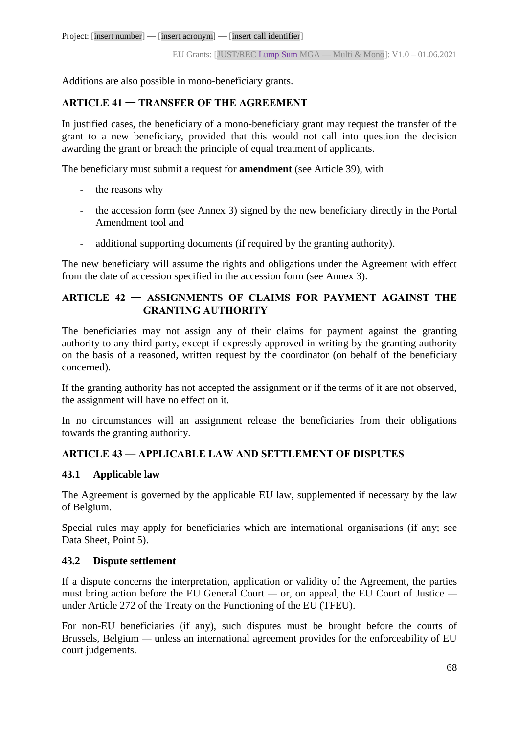Additions are also possible in mono-beneficiary grants.

## ARTICLE 41 — TRANSFER OF THE AGREEMENT

In justified cases, the beneficiary of a mono-beneficiary grant may request the transfer of the grant to a new beneficiary, provided that this would not call into question the decision awarding the grant or breach the principle of equal treatment of applicants.

The beneficiary must submit a request for **amendment** (see Article 39), with

- the reasons why
- the accession form (see Annex 3) signed by the new beneficiary directly in the Portal Amendment tool and
- additional supporting documents (if required by the granting authority).

The new beneficiary will assume the rights and obligations under the Agreement with effect from the date of accession specified in the accession form (see Annex 3).

## ARTICLE 42 — ASSIGNMENTS OF CLAIMS FOR PAYMENT AGAINST THE GRANTING AUTHORITY

The beneficiaries may not assign any of their claims for payment against the granting authority to any third party, except if expressly approved in writing by the granting authority on the basis of a reasoned, written request by the coordinator (on behalf of the beneficiary concerned).

If the granting authority has not accepted the assignment or if the terms of it are not observed, the assignment will have no effect on it.

In no circumstances will an assignment release the beneficiaries from their obligations towards the granting authority.

## ARTICLE 43 — APPLICABLE LAW AND SETTLEMENT OF DISPUTES

### 43.1 Applicable law

The Agreement is governed by the applicable EU law, supplemented if necessary by the law of Belgium.

Special rules may apply for beneficiaries which are international organisations (if any; see Data Sheet, Point 5).

### 43.2 Dispute settlement

If a dispute concerns the interpretation, application or validity of the Agreement, the parties must bring action before the EU General Court — or, on appeal, the EU Court of Justice — under Article 272 of the Treaty on the Functioning of the EU (TFEU).

For non-EU beneficiaries (if any), such disputes must be brought before the courts of Brussels, Belgium — unless an international agreement provides for the enforceability of EU court judgements.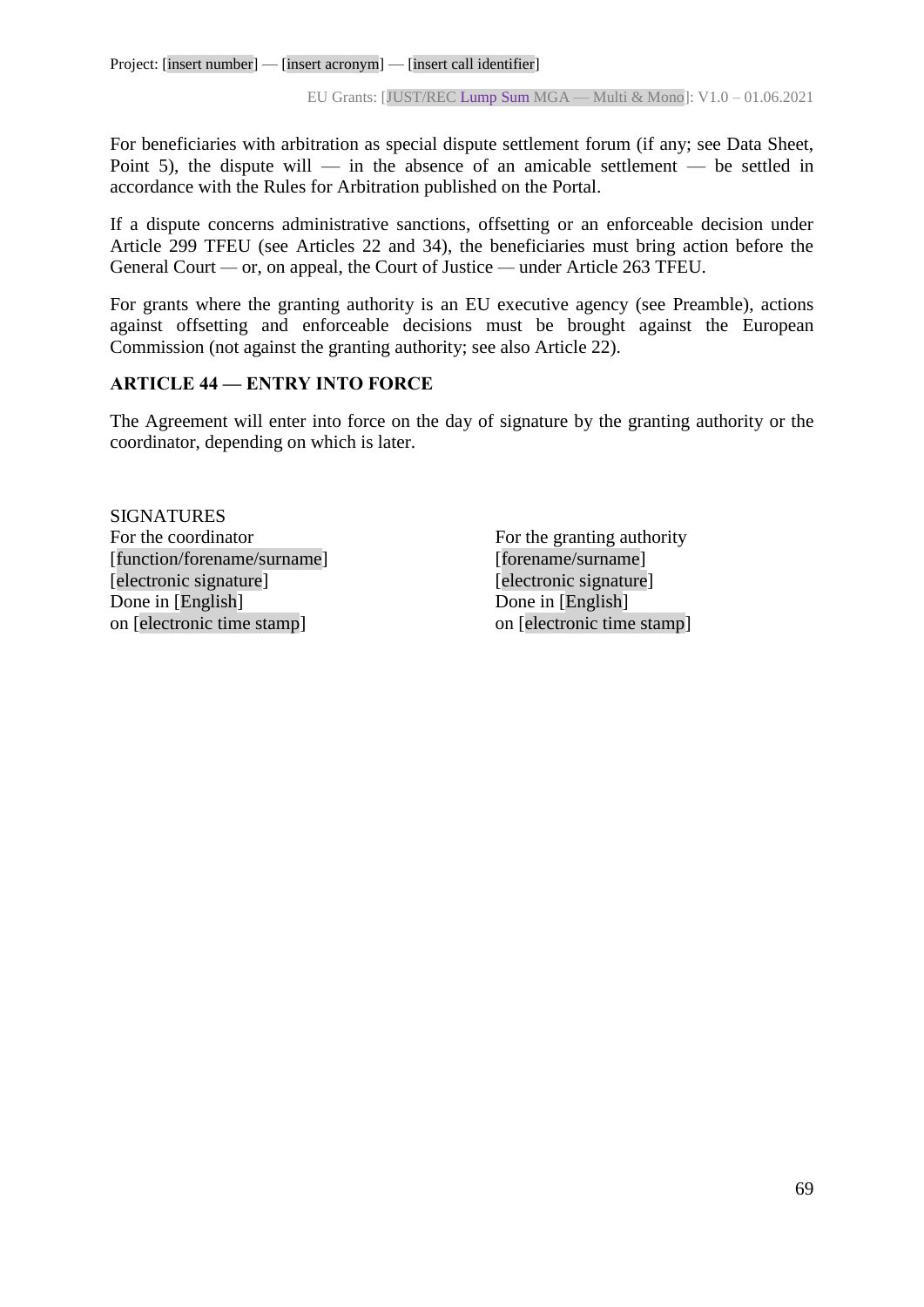For beneficiaries with arbitration as special dispute settlement forum (if any; see Data Sheet, Point 5), the dispute will — in the absence of an amicable settlement — be settled in accordance with the Rules for Arbitration published on the Portal.

If a dispute concerns administrative sanctions, offsetting or an enforceable decision under Article 299 TFEU (see Articles 22 and 34), the beneficiaries must bring action before the General Court — or, on appeal, the Court of Justice — under Article 263 TFEU.

For grants where the granting authority is an EU executive agency (see Preamble), actions against offsetting and enforceable decisions must be brought against the European Commission (not against the granting authority; see also Article 22).

## ARTICLE 44 — ENTRY INTO FORCE

The Agreement will enter into force on the day of signature by the granting authority or the coordinator, depending on which is later.

SIGNATURES

For the coordinator
[function/forename/surname]
[electronic signature]
Done in [English]
on [electronic time stamp]

For the granting authority
[forename/surname]
[electronic signature]
Done in [English]
on [electronic time stamp]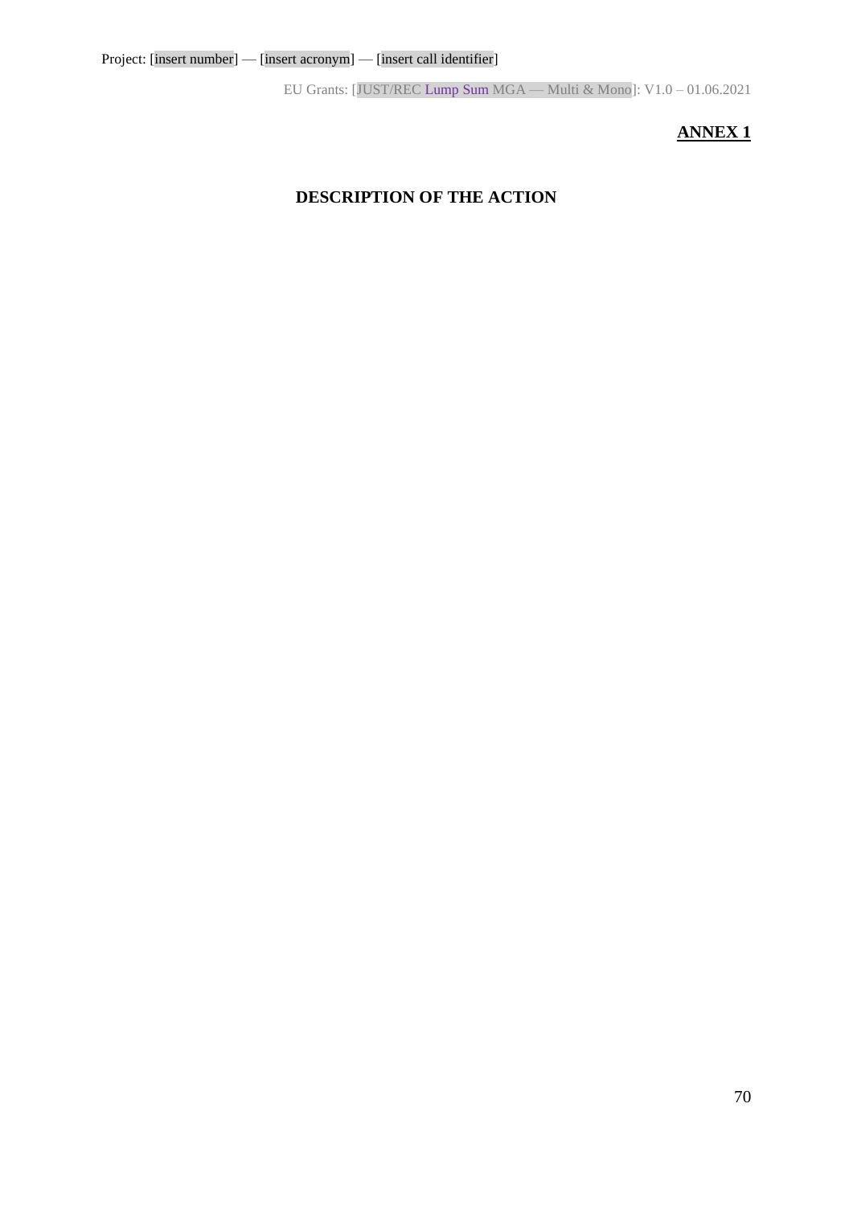**ANNEX 1**

# DESCRIPTION OF THE ACTION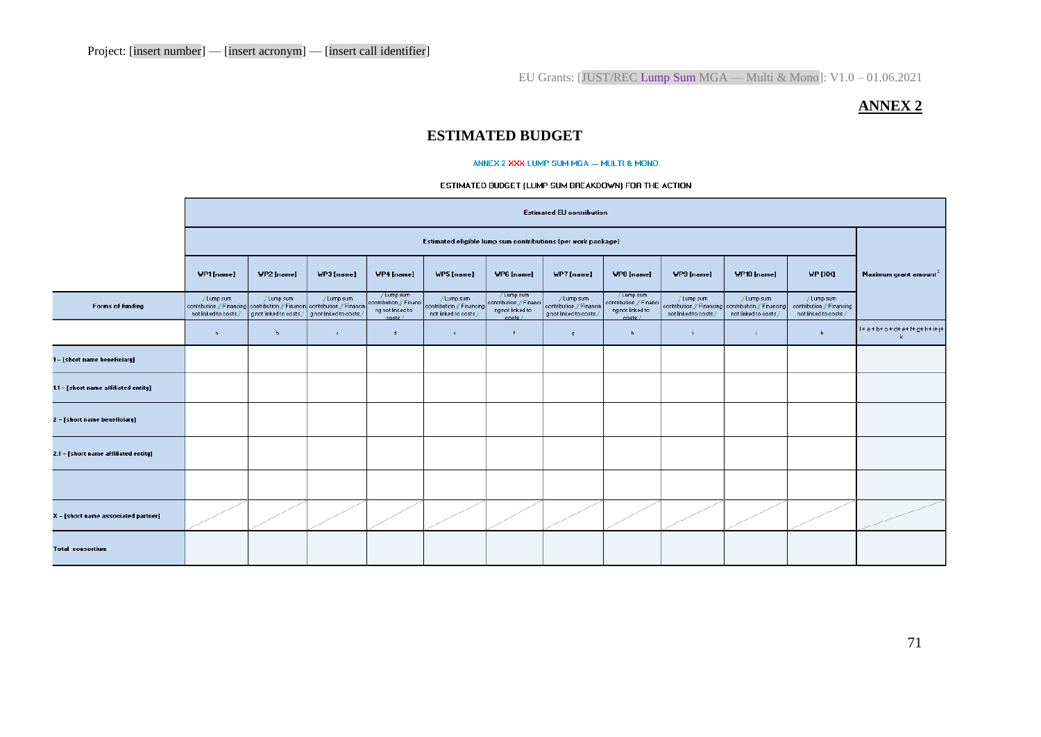Project: [insert number] — [insert acronym] — [insert call identifier]

EU Grants: [JUST/REC Lump Sum MGA — Multi & Mono]: V1.0 – 01.06.2021

**ANNEX 2**

## ESTIMATED BUDGET

ANNEX 2 XXX LUMP SUM MGA — MULTI & MONO

ESTIMATED BUDGET (LUMP SUM BREAKDOWN) FOR THE ACTION

| | Estimated EU contribution | | | | | | | | | | | |
|---|---|---|---|---|---|---|---|---|---|---|---|---|
| | Estimated eligible lump sum contributions (per work package) | | | | | | | | | | | Maximum grant amount[1] |
| | WP1 [name] | WP2 [name] | WP3 [name] | WP4 [name] | WP5 [name] | WP6 [name] | WP7 [name] | WP8 [name] | WP9 [name] | WP10 [name] | WP [XX] | |
| Forms of funding | / Lump sum contribution / Financing not linked to costs / | / Lump sum contribution / Financing not linked to costs / | / Lump sum contribution / Financing not linked to costs / | / Lump sum contribution / Financing not linked to costs / | / Lump sum contribution / Financing not linked to costs / | / Lump sum contribution / Financing not linked to costs / | / Lump sum contribution / Financing not linked to costs / | / Lump sum contribution / Financing not linked to costs / | / Lump sum contribution / Financing not linked to costs / | / Lump sum contribution / Financing not linked to costs / | / Lump sum contribution / Financing not linked to costs / | |
| | a | b | c | d | e | f | g | h | i | j | k | l = a+b+c+d+e+f+g+h+i+j+k |
| 1 – [short name beneficiary] | | | | | | | | | | | | |
| 1.1 – [short name affiliated entity] | | | | | | | | | | | | |
| 2 – [short name beneficiary] | | | | | | | | | | | | |
| 2.1 – [short name affiliated entity] | | | | | | | | | | | | |
| | | | | | | | | | | | | |
| X – [short name associated partner] | | | | | | | | | | | | |
| Total consortium | | | | | | | | | | | | |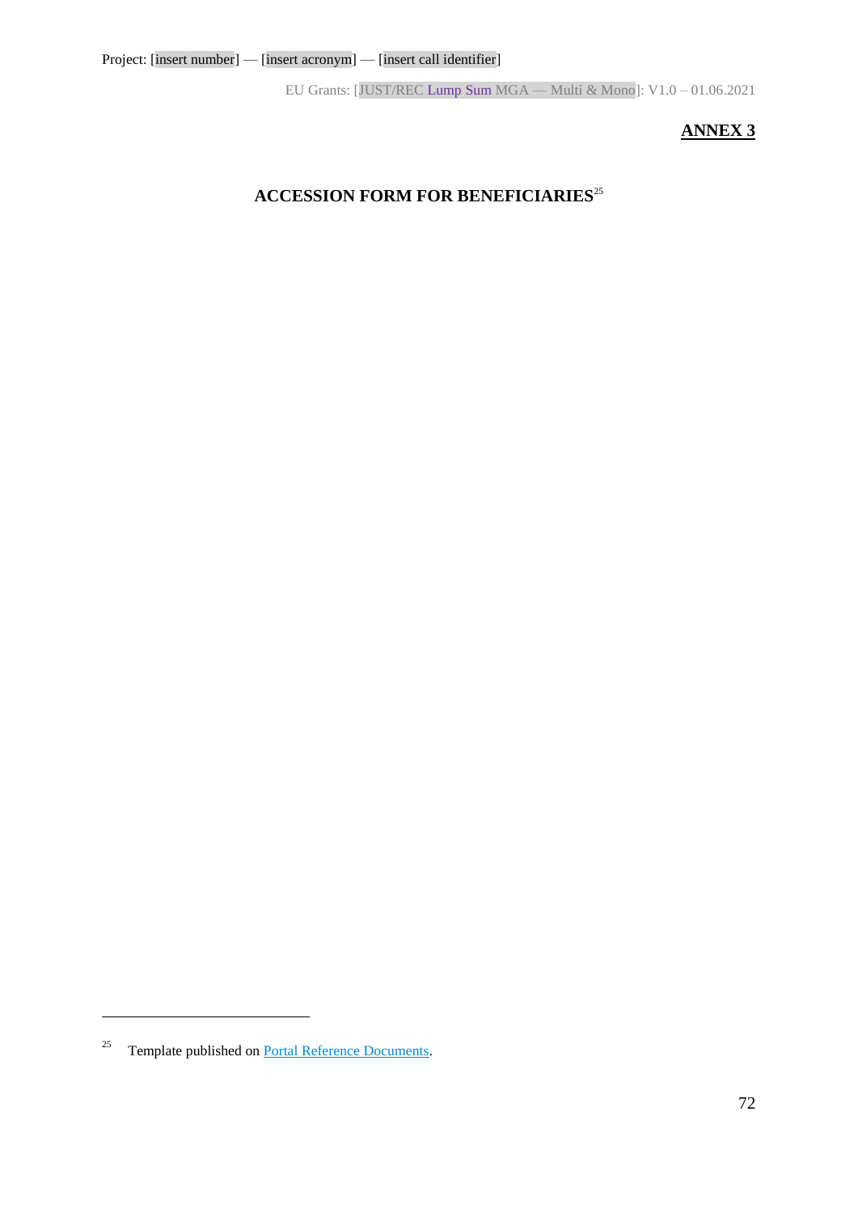**ANNEX 3**

# ACCESSION FORM FOR BENEFICIARIES[25]

[25] Template published on Portal Reference Documents.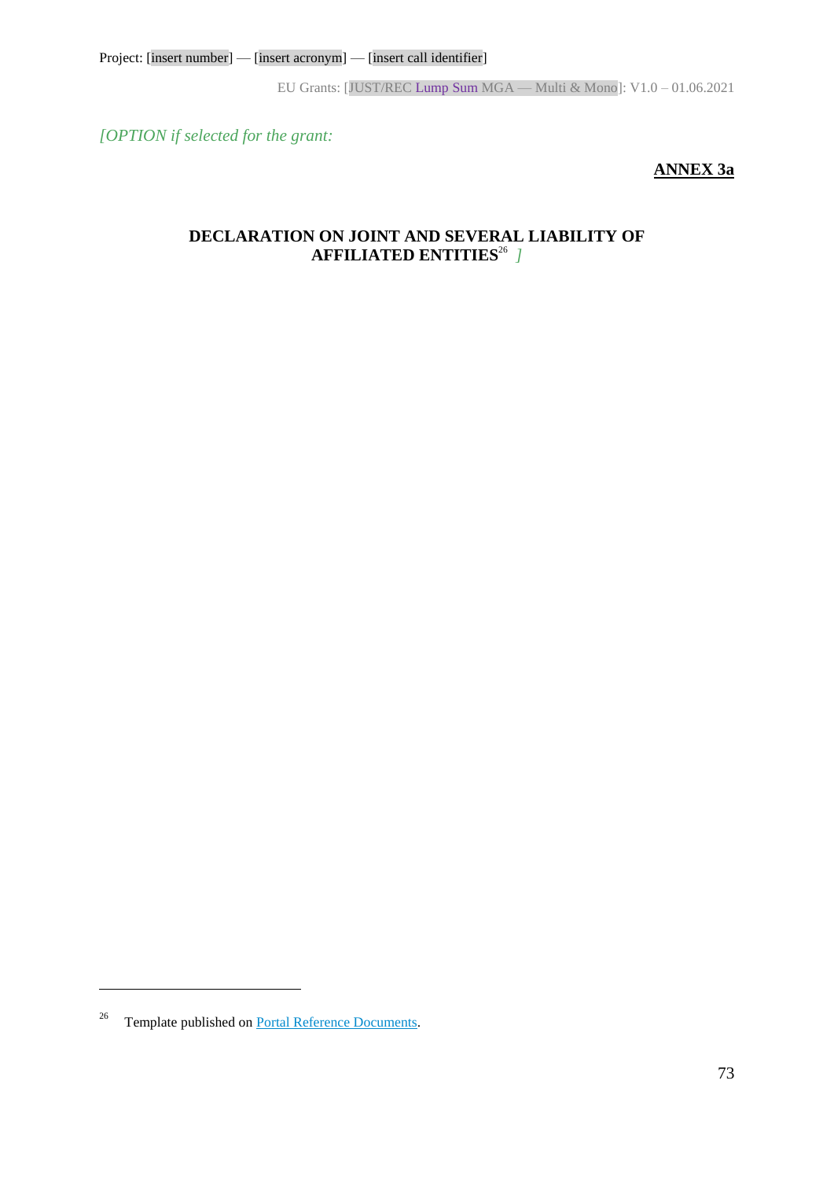*[OPTION if selected for the grant:*

**ANNEX 3a**

## DECLARATION ON JOINT AND SEVERAL LIABILITY OF AFFILIATED ENTITIES[26] *]*

---

[26] Template published on Portal Reference Documents.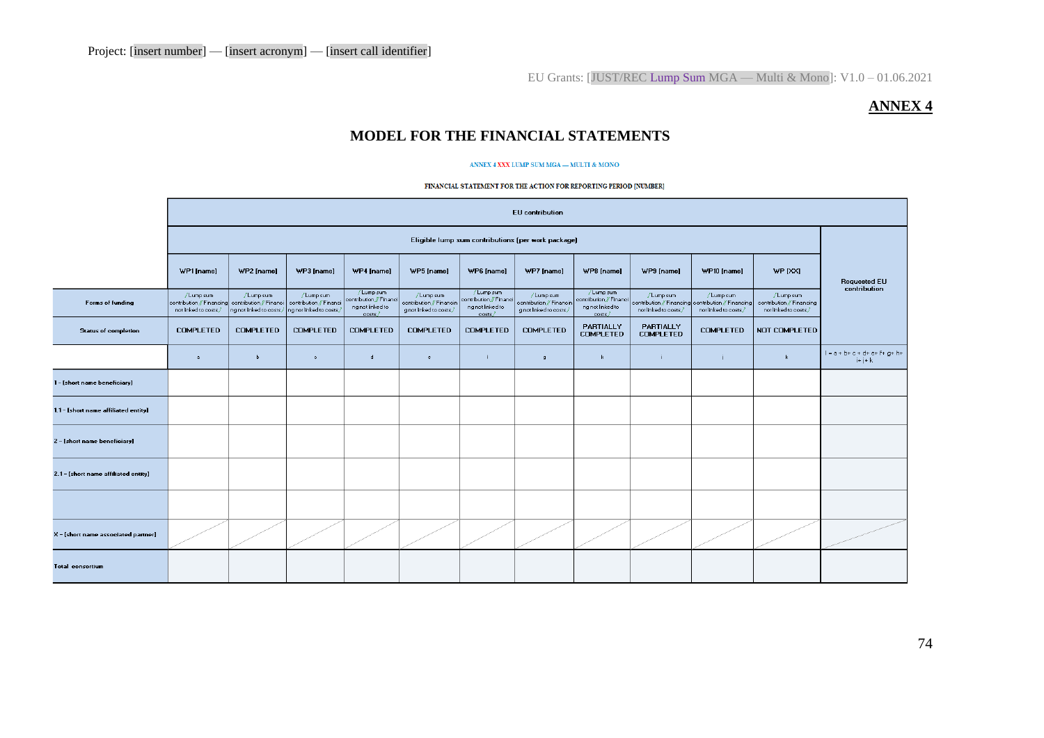Project: [insert number] — [insert acronym] — [insert call identifier]

EU Grants: [JUST/REC Lump Sum MGA — Multi & Mono]: V1.0 – 01.06.2021

**ANNEX 4**

## MODEL FOR THE FINANCIAL STATEMENTS

ANNEX 4 XXX LUMP SUM MGA — MULTI & MONO

FINANCIAL STATEMENT FOR THE ACTION FOR REPORTING PERIOD [NUMBER]

| | EU contribution | | | | | | | | | | | |
|---|---|---|---|---|---|---|---|---|---|---|---|---|
| | Eligible lump sum contributions (per work package) | | | | | | | | | | | Requested EU contribution |
| | WP1 [name] | WP2 [name] | WP3 [name] | WP4 [name] | WP5 [name] | WP6 [name] | WP7 [name] | WP8 [name] | WP9 [name] | WP10 [name] | WP [XX] | |
| **Forms of funding** | /Lump sum contribution // Financing not linked to costs/ | /Lump sum contribution // Financing not linked to costs/ | /Lump sum contribution // Financing not linked to costs/ | /Lump sum contribution // Financing not linked to costs/ | /Lump sum contribution // Financing not linked to costs/ | /Lump sum contribution // Financing not linked to costs/ | /Lump sum contribution // Financing not linked to costs/ | /Lump sum contribution // Financing not linked to costs/ | /Lump sum contribution // Financing not linked to costs/ | /Lump sum contribution // Financing not linked to costs/ | /Lump sum contribution // Financing not linked to costs/ | |
| **Status of completion** | COMPLETED | COMPLETED | COMPLETED | COMPLETED | COMPLETED | COMPLETED | COMPLETED | PARTIALLY COMPLETED | PARTIALLY COMPLETED | COMPLETED | NOT COMPLETED | |
| | a | b | c | d | e | f | g | h | i | j | k | l = a + b+ c + d+ e+ f+ g+ h+ i+ j+ k |
| 1 – [short name beneficiary] | | | | | | | | | | | | |
| 1.1 – [short name affiliated entity] | | | | | | | | | | | | |
| 2 – [short name beneficiary] | | | | | | | | | | | | |
| 2.1 – [short name affiliated entity] | | | | | | | | | | | | |
| | | | | | | | | | | | | |
| X – [short name associated partner] | | | | | | | | | | | | |
| **Total consortium** | | | | | | | | | | | | |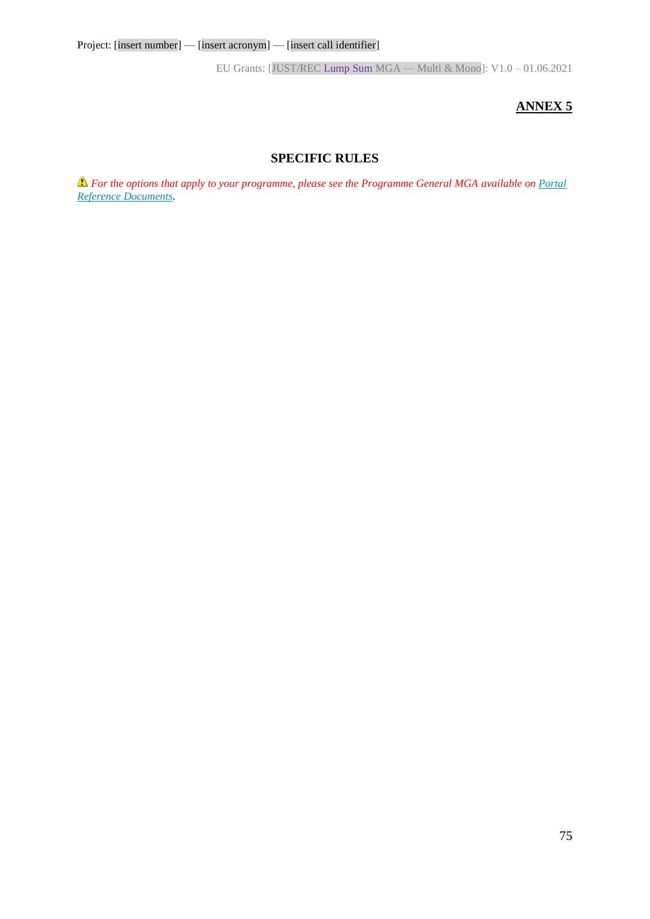**ANNEX 5**

## SPECIFIC RULES

⚠ *For the options that apply to your programme, please see the Programme General MGA available on [Portal Reference Documents](Portal Reference Documents).*